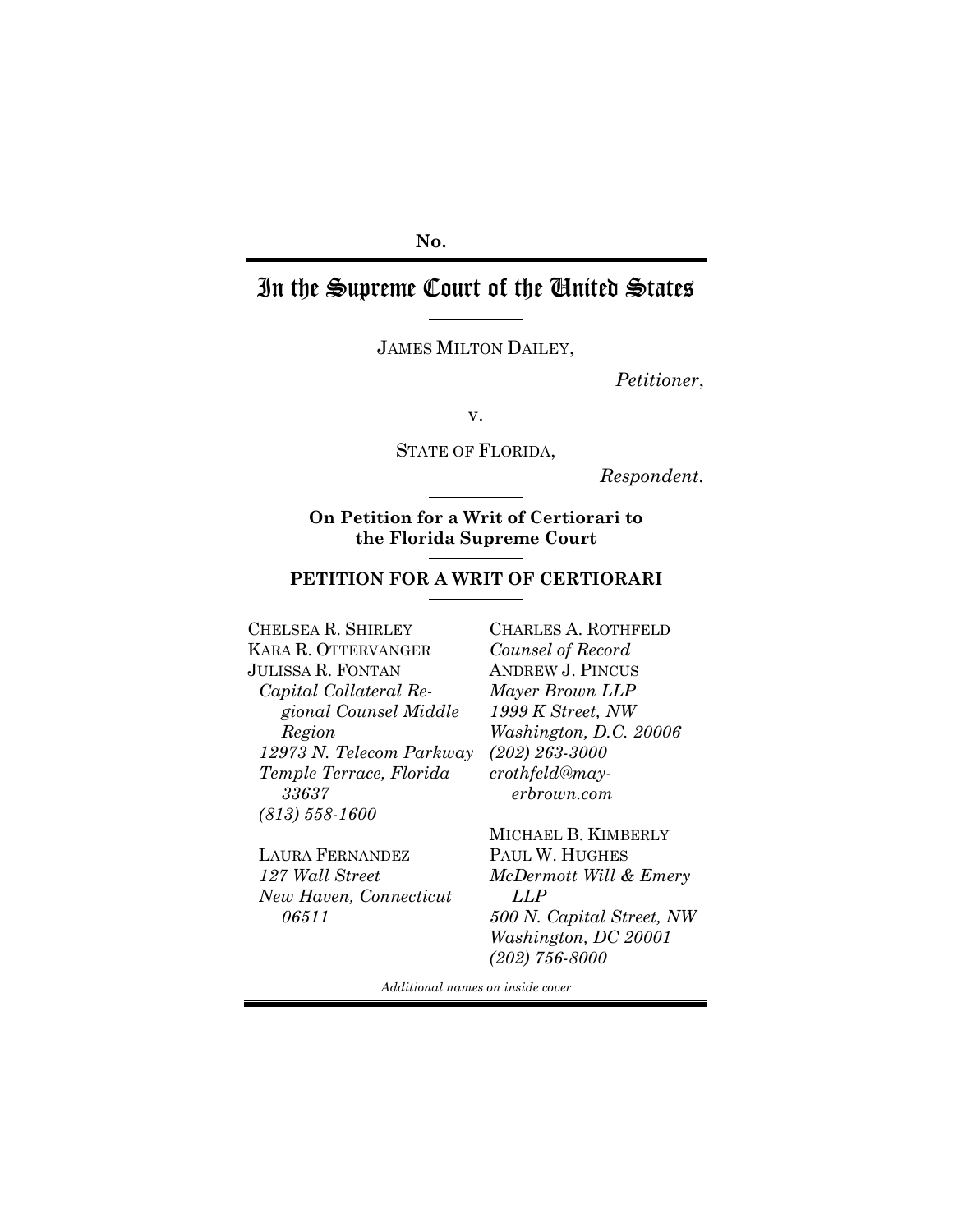No.

# In the Supreme Court of the United States

JAMES MILTON DAILEY,

*Petitioner*,

v.

STATE OF FLORIDA,

*Respondent*.

**On Petition for a Writ of Certiorari to the Florida Supreme Court**

## PETITION FOR A WRIT OF CERTIORARI

CHELSEA R. SHIRLEY
KARA R. OTTERVANGER
JULISSA R. FONTAN
*Capital Collateral Regional Counsel Middle Region*
*12973 N. Telecom Parkway*
*Temple Terrace, Florida 33637*
*(813) 558-1600*

LAURA FERNANDEZ
*127 Wall Street*
*New Haven, Connecticut 06511*

CHARLES A. ROTHFELD
*Counsel of Record*
ANDREW J. PINCUS
*Mayer Brown LLP*
*1999 K Street, NW*
*Washington, D.C. 20006*
*(202) 263-3000*
*crothfeld@mayerbrown.com*

MICHAEL B. KIMBERLY
PAUL W. HUGHES
*McDermott Will & Emery LLP*
*500 N. Capital Street, NW*
*Washington, DC 20001*
*(202) 756-8000*

*Additional names on inside cover*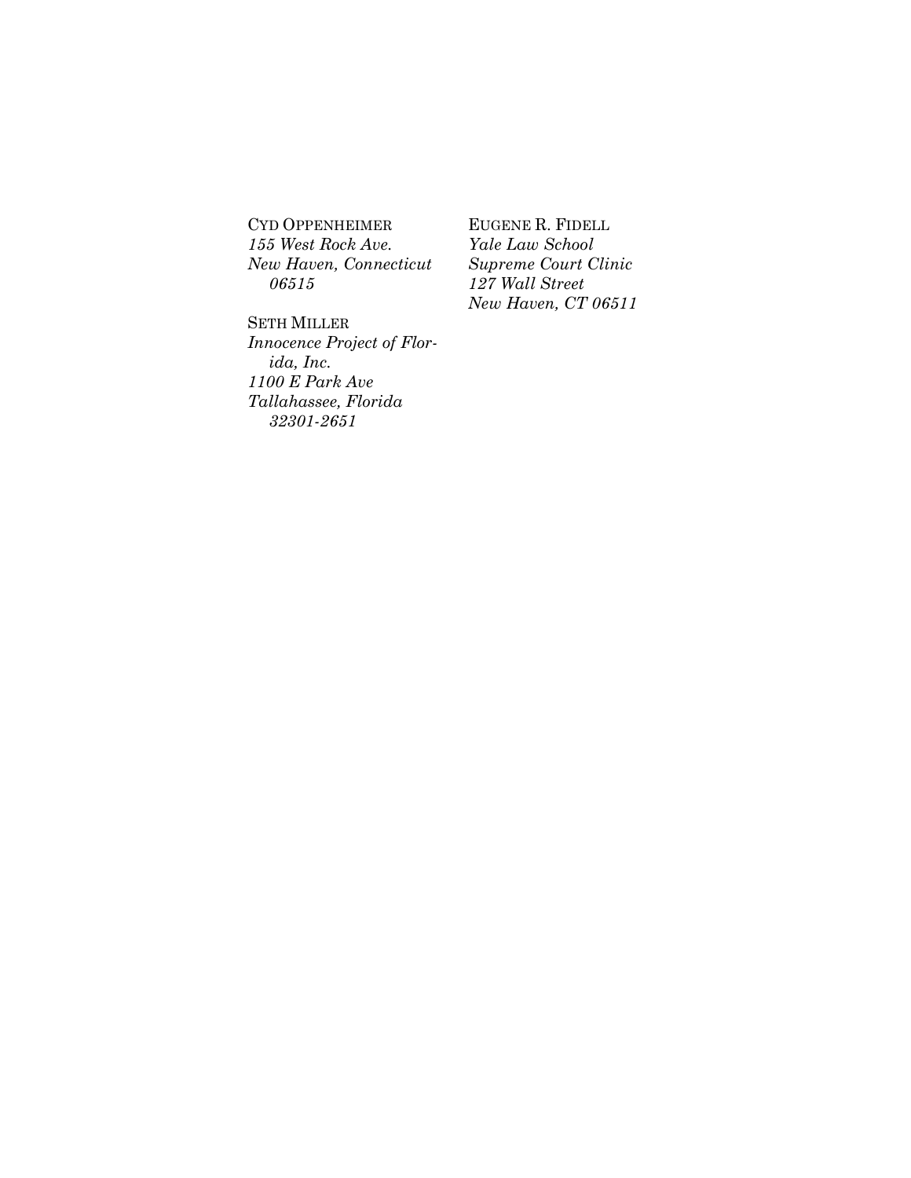CYD OPPENHEIMER
*155 West Rock Ave.*
*New Haven, Connecticut 06515*

SETH MILLER
*Innocence Project of Florida, Inc.*
*1100 E Park Ave*
*Tallahassee, Florida 32301-2651*

EUGENE R. FIDELL
*Yale Law School*
*Supreme Court Clinic*
*127 Wall Street*
*New Haven, CT 06511*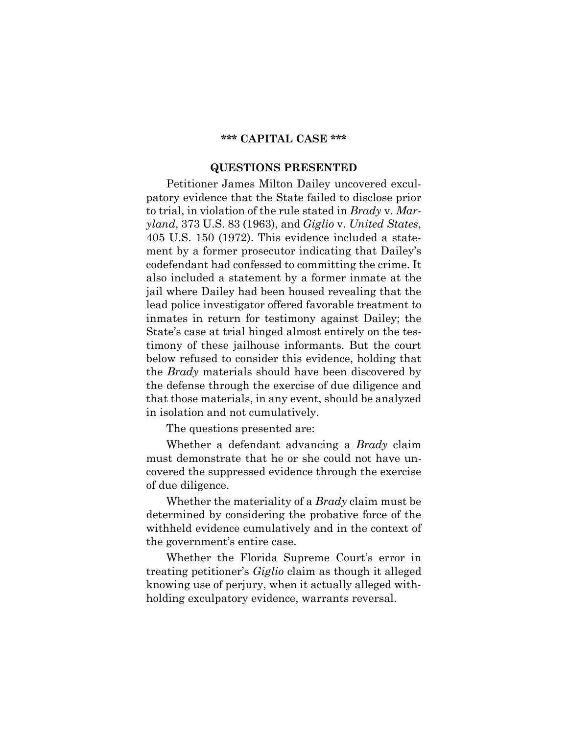**\*\*\* CAPITAL CASE \*\*\***

## QUESTIONS PRESENTED

Petitioner James Milton Dailey uncovered exculpatory evidence that the State failed to disclose prior to trial, in violation of the rule stated in *Brady* v. *Maryland*, 373 U.S. 83 (1963), and *Giglio* v. *United States*, 405 U.S. 150 (1972). This evidence included a statement by a former prosecutor indicating that Dailey's codefendant had confessed to committing the crime. It also included a statement by a former inmate at the jail where Dailey had been housed revealing that the lead police investigator offered favorable treatment to inmates in return for testimony against Dailey; the State's case at trial hinged almost entirely on the testimony of these jailhouse informants. But the court below refused to consider this evidence, holding that the *Brady* materials should have been discovered by the defense through the exercise of due diligence and that those materials, in any event, should be analyzed in isolation and not cumulatively.

The questions presented are:

Whether a defendant advancing a *Brady* claim must demonstrate that he or she could not have uncovered the suppressed evidence through the exercise of due diligence.

Whether the materiality of a *Brady* claim must be determined by considering the probative force of the withheld evidence cumulatively and in the context of the government's entire case.

Whether the Florida Supreme Court's error in treating petitioner's *Giglio* claim as though it alleged knowing use of perjury, when it actually alleged withholding exculpatory evidence, warrants reversal.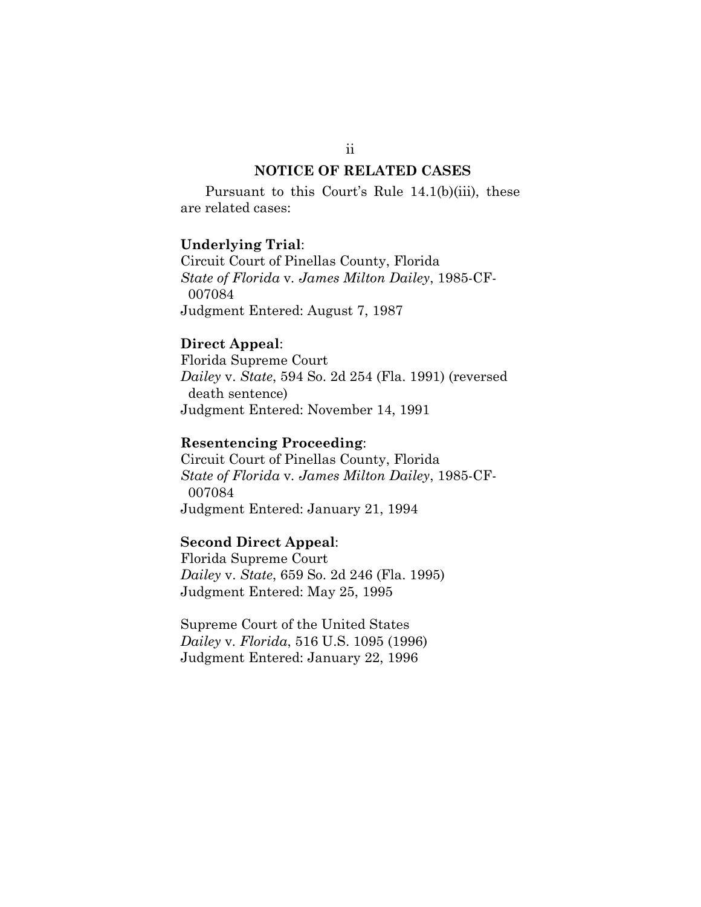## NOTICE OF RELATED CASES

Pursuant to this Court's Rule 14.1(b)(iii), these are related cases:

**Underlying Trial**:
Circuit Court of Pinellas County, Florida
*State of Florida* v. *James Milton Dailey*, 1985-CF-007084
Judgment Entered: August 7, 1987

**Direct Appeal**:
Florida Supreme Court
*Dailey* v. *State*, 594 So. 2d 254 (Fla. 1991) (reversed death sentence)
Judgment Entered: November 14, 1991

**Resentencing Proceeding**:
Circuit Court of Pinellas County, Florida
*State of Florida* v. *James Milton Dailey*, 1985-CF-007084
Judgment Entered: January 21, 1994

**Second Direct Appeal**:
Florida Supreme Court
*Dailey* v. *State*, 659 So. 2d 246 (Fla. 1995)
Judgment Entered: May 25, 1995

Supreme Court of the United States
*Dailey* v. *Florida*, 516 U.S. 1095 (1996)
Judgment Entered: January 22, 1996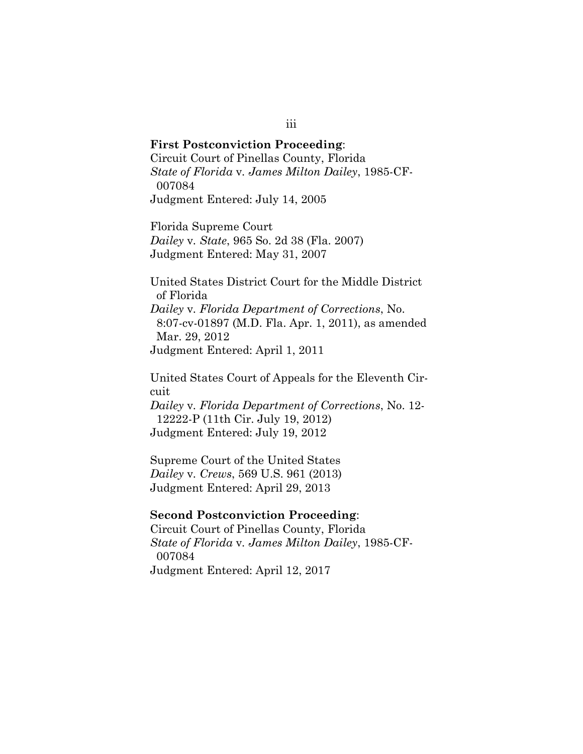**First Postconviction Proceeding**:

Circuit Court of Pinellas County, Florida
*State of Florida* v. *James Milton Dailey*, 1985-CF-007084
Judgment Entered: July 14, 2005

Florida Supreme Court
*Dailey* v. *State*, 965 So. 2d 38 (Fla. 2007)
Judgment Entered: May 31, 2007

United States District Court for the Middle District of Florida
*Dailey* v. *Florida Department of Corrections*, No. 8:07-cv-01897 (M.D. Fla. Apr. 1, 2011), as amended Mar. 29, 2012
Judgment Entered: April 1, 2011

United States Court of Appeals for the Eleventh Circuit
*Dailey* v. *Florida Department of Corrections*, No. 12-12222-P (11th Cir. July 19, 2012)
Judgment Entered: July 19, 2012

Supreme Court of the United States
*Dailey* v. *Crews*, 569 U.S. 961 (2013)
Judgment Entered: April 29, 2013

**Second Postconviction Proceeding**:

Circuit Court of Pinellas County, Florida
*State of Florida* v. *James Milton Dailey*, 1985-CF-007084
Judgment Entered: April 12, 2017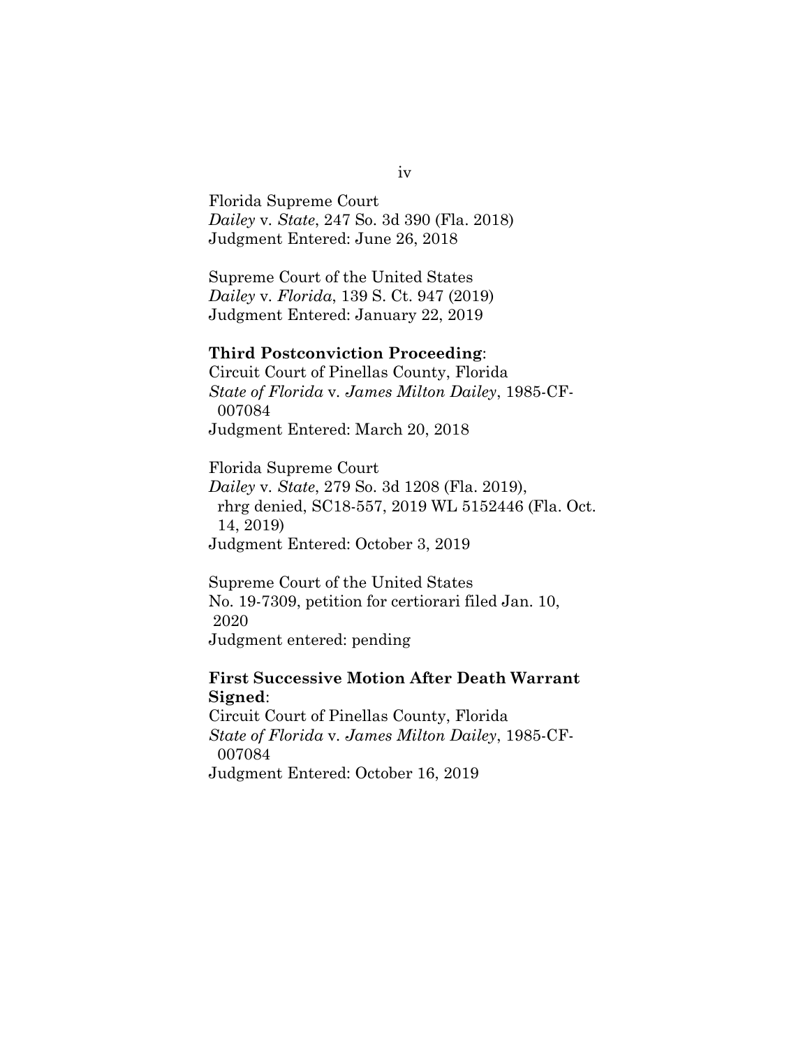Florida Supreme Court
*Dailey* v. *State*, 247 So. 3d 390 (Fla. 2018)
Judgment Entered: June 26, 2018

Supreme Court of the United States
*Dailey* v. *Florida*, 139 S. Ct. 947 (2019)
Judgment Entered: January 22, 2019

**Third Postconviction Proceeding**:
Circuit Court of Pinellas County, Florida
*State of Florida* v. *James Milton Dailey*, 1985-CF-007084
Judgment Entered: March 20, 2018

Florida Supreme Court
*Dailey* v. *State*, 279 So. 3d 1208 (Fla. 2019), rhrg denied, SC18-557, 2019 WL 5152446 (Fla. Oct. 14, 2019)
Judgment Entered: October 3, 2019

Supreme Court of the United States
No. 19-7309, petition for certiorari filed Jan. 10, 2020
Judgment entered: pending

**First Successive Motion After Death Warrant Signed**:
Circuit Court of Pinellas County, Florida
*State of Florida* v. *James Milton Dailey*, 1985-CF-007084
Judgment Entered: October 16, 2019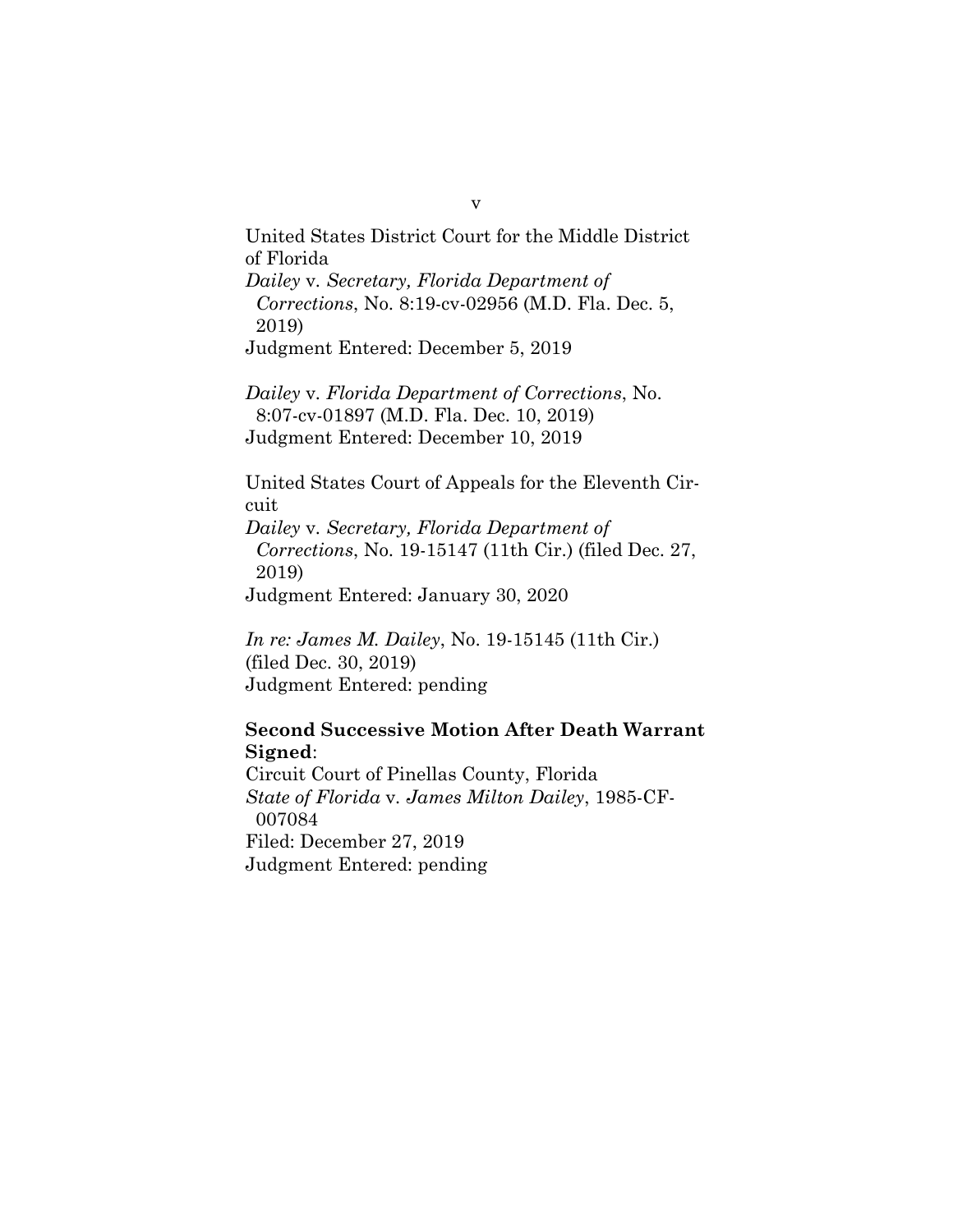United States District Court for the Middle District of Florida

*Dailey* v. *Secretary, Florida Department of Corrections*, No. 8:19-cv-02956 (M.D. Fla. Dec. 5, 2019)
Judgment Entered: December 5, 2019

*Dailey* v. *Florida Department of Corrections*, No. 8:07-cv-01897 (M.D. Fla. Dec. 10, 2019)
Judgment Entered: December 10, 2019

United States Court of Appeals for the Eleventh Circuit

*Dailey* v. *Secretary, Florida Department of Corrections*, No. 19-15147 (11th Cir.) (filed Dec. 27, 2019)
Judgment Entered: January 30, 2020

*In re: James M. Dailey*, No. 19-15145 (11th Cir.) (filed Dec. 30, 2019)
Judgment Entered: pending

**Second Successive Motion After Death Warrant Signed**:

Circuit Court of Pinellas County, Florida

*State of Florida* v. *James Milton Dailey*, 1985-CF-007084
Filed: December 27, 2019
Judgment Entered: pending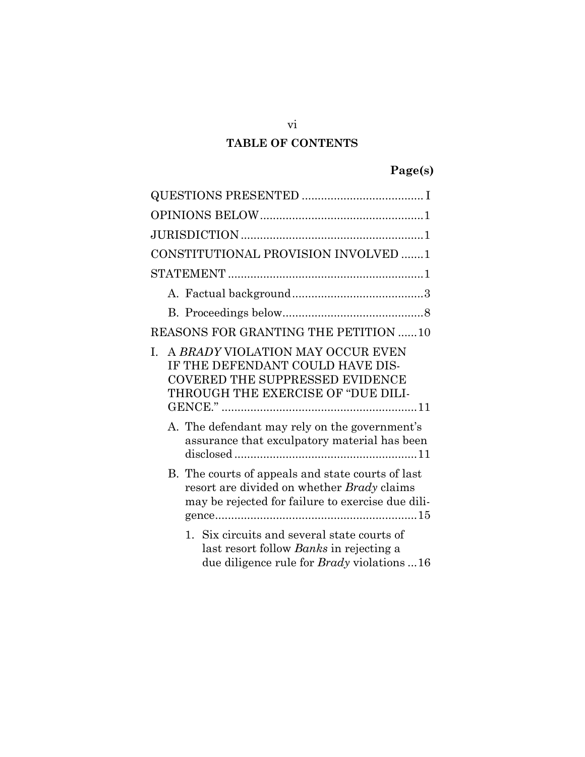## TABLE OF CONTENTS

| | Page(s) |
|---|---|
| QUESTIONS PRESENTED | I |
| OPINIONS BELOW | 1 |
| JURISDICTION | 1 |
| CONSTITUTIONAL PROVISION INVOLVED | 1 |
| STATEMENT | 1 |
| A. Factual background | 3 |
| B. Proceedings below | 8 |
| REASONS FOR GRANTING THE PETITION | 10 |
| I. A *BRADY* VIOLATION MAY OCCUR EVEN IF THE DEFENDANT COULD HAVE DISCOVERED THE SUPPRESSED EVIDENCE THROUGH THE EXERCISE OF "DUE DILIGENCE." | 11 |
| A. The defendant may rely on the government's assurance that exculpatory material has been disclosed | 11 |
| B. The courts of appeals and state courts of last resort are divided on whether *Brady* claims may be rejected for failure to exercise due diligence | 15 |
| 1. Six circuits and several state courts of last resort follow *Banks* in rejecting a due diligence rule for *Brady* violations | 16 |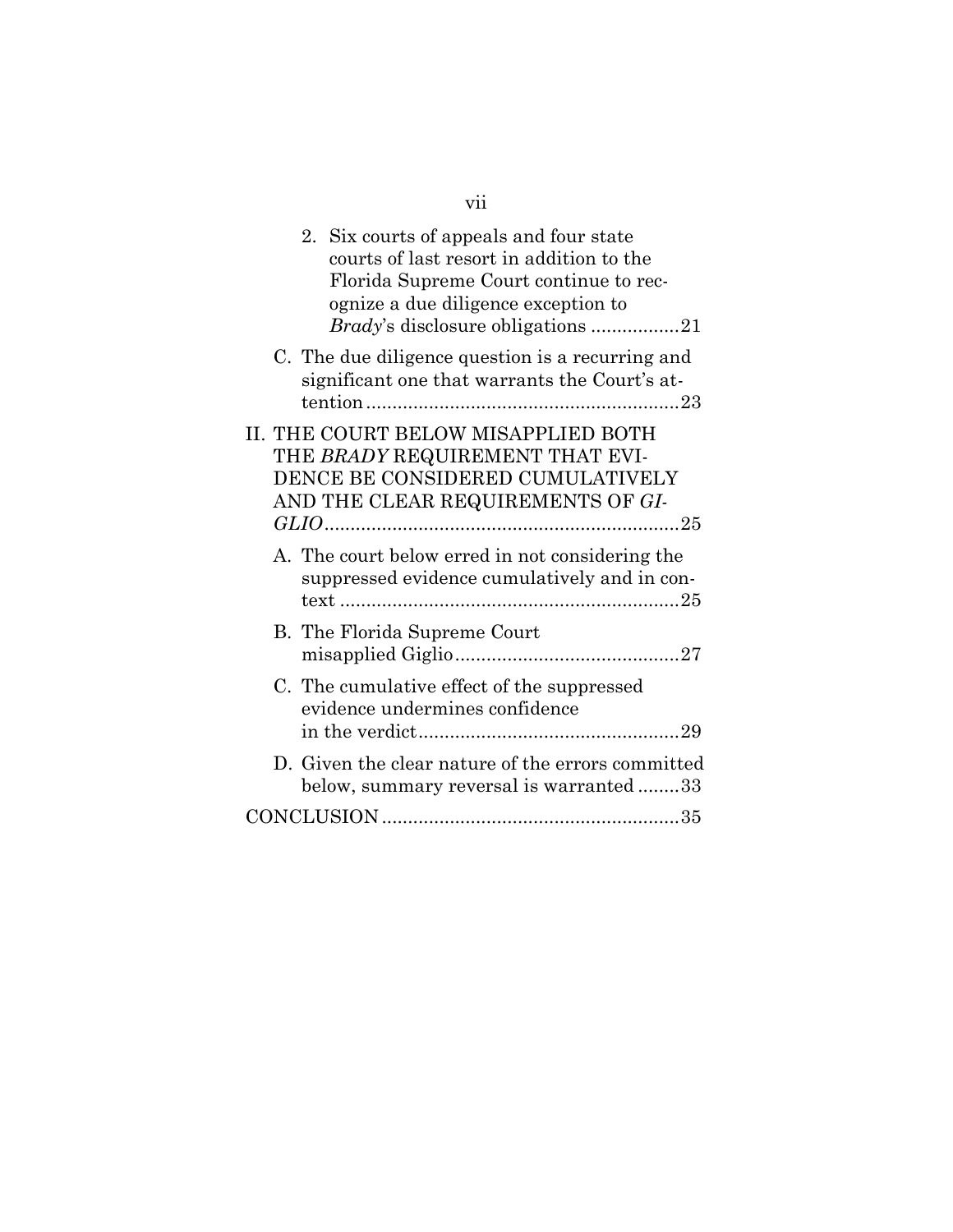2. Six courts of appeals and four state courts of last resort in addition to the Florida Supreme Court continue to recognize a due diligence exception to *Brady*'s disclosure obligations .................21

C. The due diligence question is a recurring and significant one that warrants the Court's attention ...........................................................23

II. THE COURT BELOW MISAPPLIED BOTH THE *BRADY* REQUIREMENT THAT EVIDENCE BE CONSIDERED CUMULATIVELY AND THE CLEAR REQUIREMENTS OF *GIGLIO*....................................................................25

A. The court below erred in not considering the suppressed evidence cumulatively and in context .................................................................25

B. The Florida Supreme Court misapplied Giglio...........................................27

C. The cumulative effect of the suppressed evidence undermines confidence in the verdict..................................................29

D. Given the clear nature of the errors committed below, summary reversal is warranted ........33

CONCLUSION........................................................35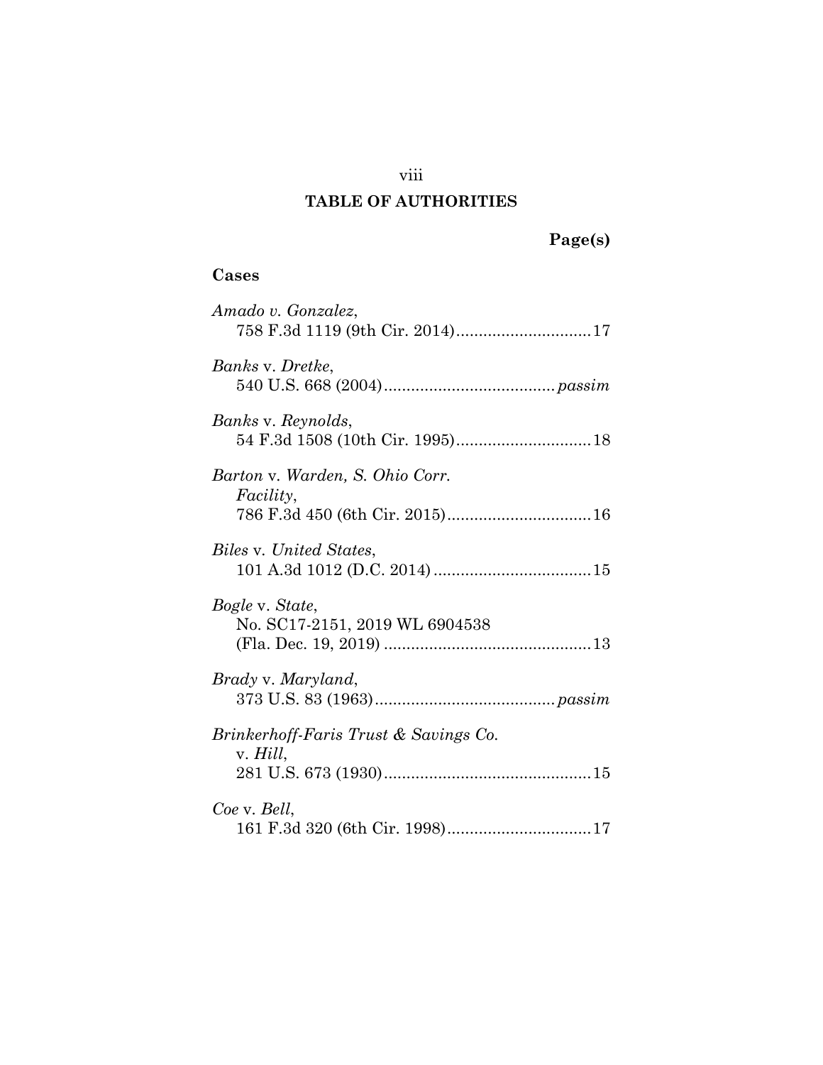## TABLE OF AUTHORITIES

**Page(s)**

### Cases

*Amado v. Gonzalez*,
758 F.3d 1119 (9th Cir. 2014) .............................. 17

*Banks* v. *Dretke*,
540 U.S. 668 (2004) ...................................... *passim*

*Banks* v. *Reynolds*,
54 F.3d 1508 (10th Cir. 1995) .............................. 18

*Barton* v. *Warden, S. Ohio Corr. Facility*,
786 F.3d 450 (6th Cir. 2015) ................................ 16

*Biles* v. *United States*,
101 A.3d 1012 (D.C. 2014) ................................... 15

*Bogle* v. *State*,
No. SC17-2151, 2019 WL 6904538
(Fla. Dec. 19, 2019) .............................................. 13

*Brady* v. *Maryland*,
373 U.S. 83 (1963) ........................................ *passim*

*Brinkerhoff-Faris Trust & Savings Co.* v. *Hill*,
281 U.S. 673 (1930) .............................................. 15

*Coe* v. *Bell*,
161 F.3d 320 (6th Cir. 1998) ................................ 17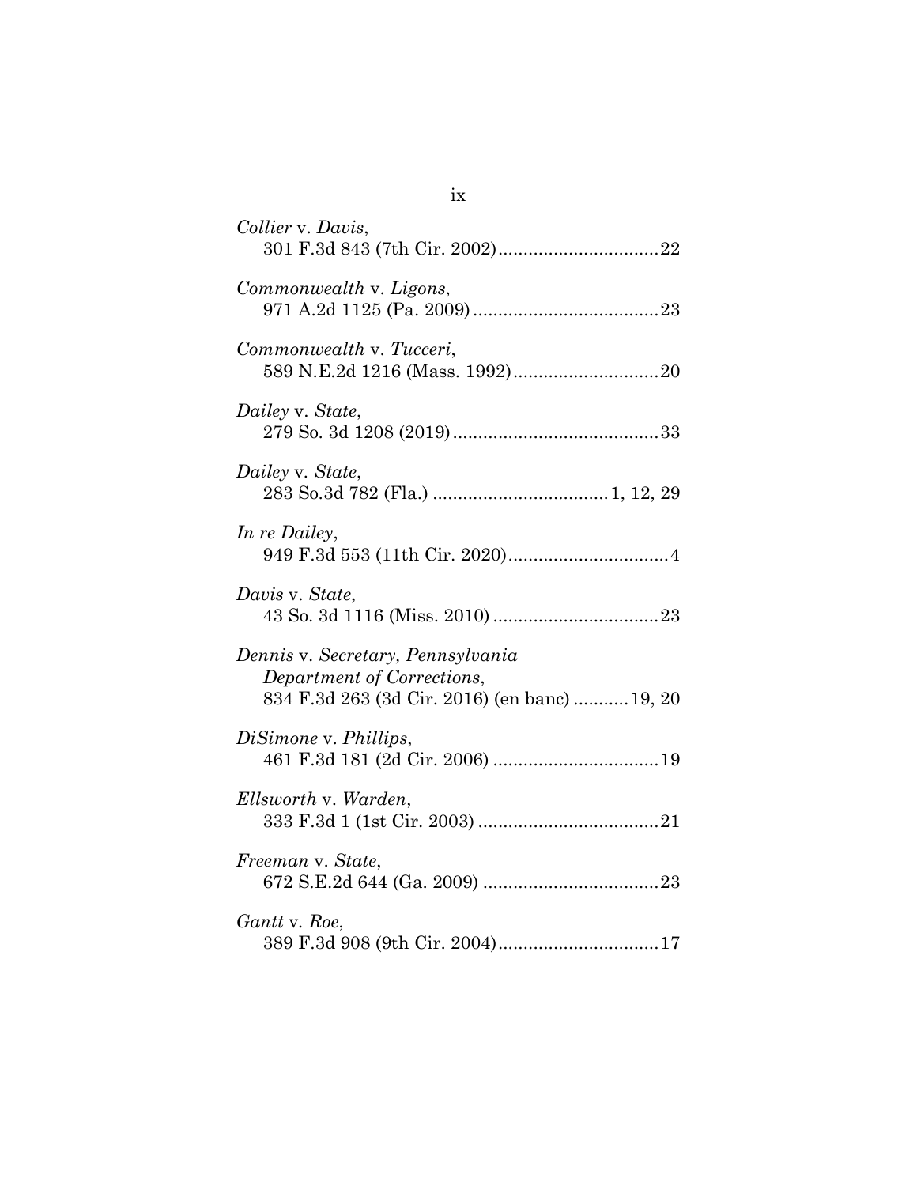*Collier* v. *Davis*,
301 F.3d 843 (7th Cir. 2002)................................22

*Commonwealth* v. *Ligons*,
971 A.2d 1125 (Pa. 2009).....................................23

*Commonwealth* v. *Tucceri*,
589 N.E.2d 1216 (Mass. 1992).............................20

*Dailey* v. *State*,
279 So. 3d 1208 (2019).........................................33

*Dailey* v. *State*,
283 So.3d 782 (Fla.) ...................................1, 12, 29

*In re Dailey*,
949 F.3d 553 (11th Cir. 2020)................................4

*Davis* v. *State*,
43 So. 3d 1116 (Miss. 2010) .................................23

*Dennis* v. *Secretary, Pennsylvania Department of Corrections*,
834 F.3d 263 (3d Cir. 2016) (en banc) ...........19, 20

*DiSimone* v. *Phillips*,
461 F.3d 181 (2d Cir. 2006) .................................19

*Ellsworth* v. *Warden*,
333 F.3d 1 (1st Cir. 2003) ....................................21

*Freeman* v. *State*,
672 S.E.2d 644 (Ga. 2009) ...................................23

*Gantt* v. *Roe*,
389 F.3d 908 (9th Cir. 2004)................................17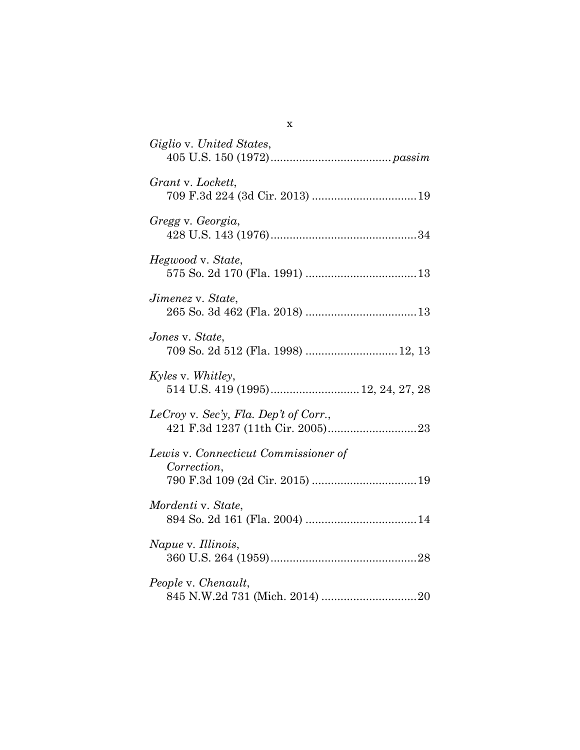*Giglio* v. *United States*,
405 U.S. 150 (1972)...................................... *passim*

*Grant* v. *Lockett*,
709 F.3d 224 (3d Cir. 2013) .................................19

*Gregg* v. *Georgia*,
428 U.S. 143 (1976)..............................................34

*Hegwood* v. *State*,
575 So. 2d 170 (Fla. 1991) ...................................13

*Jimenez* v. *State*,
265 So. 3d 462 (Fla. 2018) ...................................13

*Jones* v. *State*,
709 So. 2d 512 (Fla. 1998) .............................12, 13

*Kyles* v. *Whitley*,
514 U.S. 419 (1995)............................12, 24, 27, 28

*LeCroy* v. *Sec'y, Fla. Dep't of Corr.*,
421 F.3d 1237 (11th Cir. 2005)............................23

*Lewis* v. *Connecticut Commissioner of Correction*,
790 F.3d 109 (2d Cir. 2015) .................................19

*Mordenti* v. *State*,
894 So. 2d 161 (Fla. 2004) ...................................14

*Napue* v. *Illinois*,
360 U.S. 264 (1959)..............................................28

*People* v. *Chenault*,
845 N.W.2d 731 (Mich. 2014) ..............................20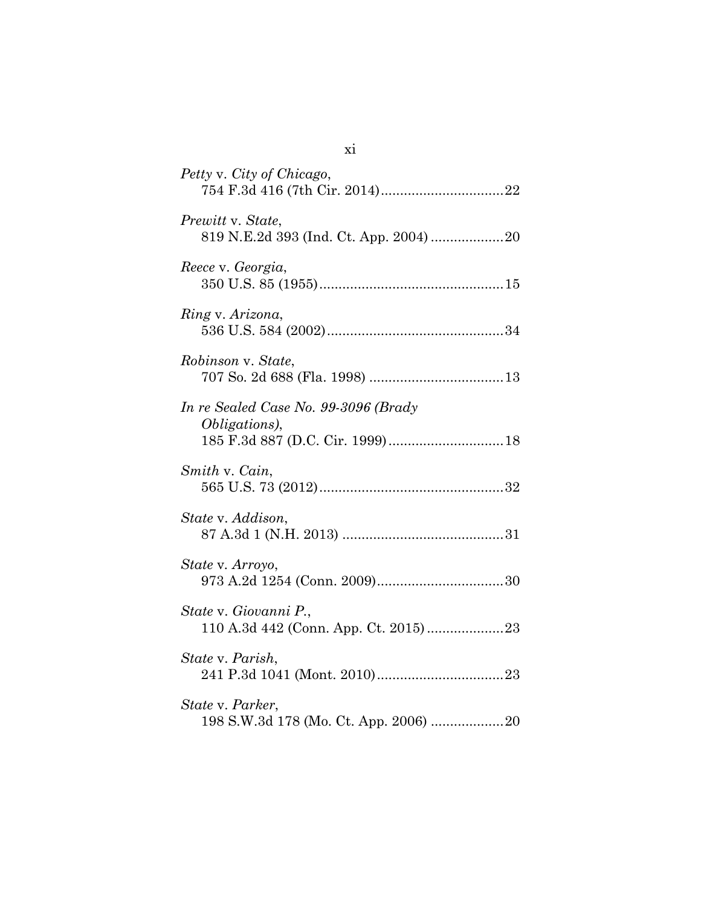*Petty* v. *City of Chicago*,
754 F.3d 416 (7th Cir. 2014)................................22

*Prewitt* v. *State*,
819 N.E.2d 393 (Ind. Ct. App. 2004)...................20

*Reece* v. *Georgia*,
350 U.S. 85 (1955)................................................15

*Ring* v. *Arizona*,
536 U.S. 584 (2002)..............................................34

*Robinson* v. *State*,
707 So. 2d 688 (Fla. 1998)....................................13

*In re Sealed Case No. 99-3096 (Brady Obligations)*,
185 F.3d 887 (D.C. Cir. 1999)..............................18

*Smith* v. *Cain*,
565 U.S. 73 (2012)................................................32

*State* v. *Addison*,
87 A.3d 1 (N.H. 2013)..........................................31

*State* v. *Arroyo*,
973 A.2d 1254 (Conn. 2009).................................30

*State* v. *Giovanni P.*,
110 A.3d 442 (Conn. App. Ct. 2015)....................23

*State* v. *Parish*,
241 P.3d 1041 (Mont. 2010).................................23

*State* v. *Parker*,
198 S.W.3d 178 (Mo. Ct. App. 2006)...................20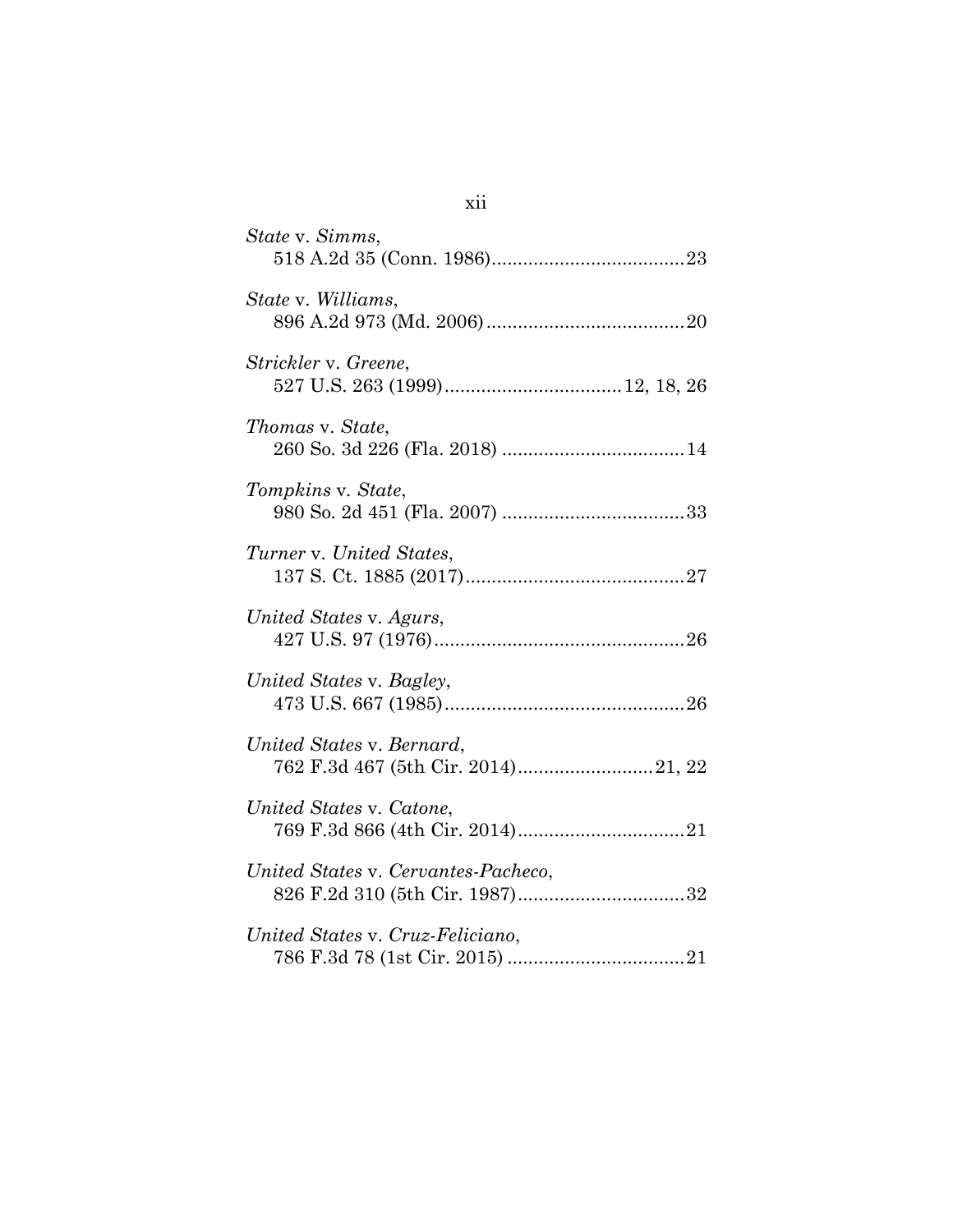*State* v. *Simms*,
518 A.2d 35 (Conn. 1986).....................................23

*State* v. *Williams*,
896 A.2d 973 (Md. 2006)......................................20

*Strickler* v. *Greene*,
527 U.S. 263 (1999)..................................12, 18, 26

*Thomas* v. *State*,
260 So. 3d 226 (Fla. 2018) ...................................14

*Tompkins* v. *State*,
980 So. 2d 451 (Fla. 2007) ...................................33

*Turner* v. *United States*,
137 S. Ct. 1885 (2017)..........................................27

*United States* v. *Agurs*,
427 U.S. 97 (1976)................................................26

*United States* v. *Bagley*,
473 U.S. 667 (1985)..............................................26

*United States* v. *Bernard*,
762 F.3d 467 (5th Cir. 2014)..........................21, 22

*United States* v. *Catone*,
769 F.3d 866 (4th Cir. 2014)................................21

*United States* v. *Cervantes-Pacheco*,
826 F.2d 310 (5th Cir. 1987)................................32

*United States* v. *Cruz-Feliciano*,
786 F.3d 78 (1st Cir. 2015) ..................................21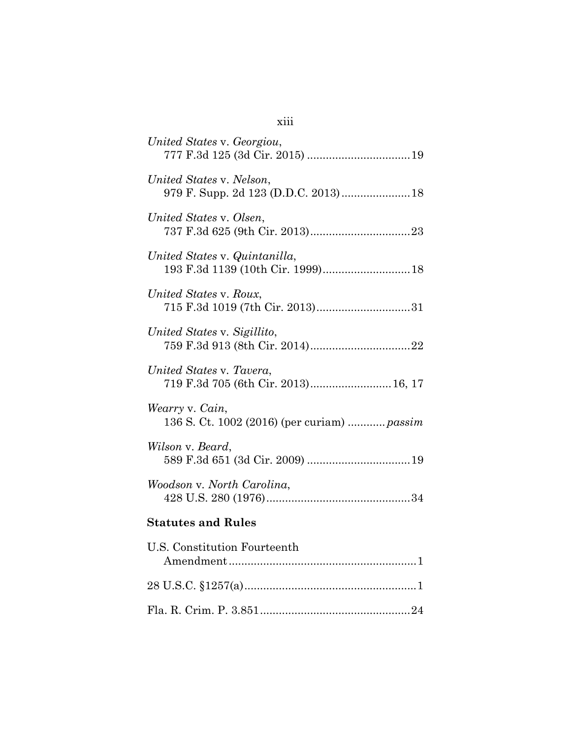*United States* v. *Georgiou*,
777 F.3d 125 (3d Cir. 2015) ..................................19

*United States* v. *Nelson*,
979 F. Supp. 2d 123 (D.D.C. 2013)......................18

*United States* v. *Olsen*,
737 F.3d 625 (9th Cir. 2013)................................23

*United States* v. *Quintanilla*,
193 F.3d 1139 (10th Cir. 1999)............................18

*United States* v. *Roux*,
715 F.3d 1019 (7th Cir. 2013)..............................31

*United States* v. *Sigillito*,
759 F.3d 913 (8th Cir. 2014)................................22

*United States* v. *Tavera*,
719 F.3d 705 (6th Cir. 2013)..........................16, 17

*Wearry* v. *Cain*,
136 S. Ct. 1002 (2016) (per curiam) ............*passim*

*Wilson* v. *Beard*,
589 F.3d 651 (3d Cir. 2009) ..................................19

*Woodson* v. *North Carolina*,
428 U.S. 280 (1976)..............................................34

**Statutes and Rules**

U.S. Constitution Fourteenth
Amendment..........................................................1

28 U.S.C. §1257(a).......................................................1

Fla. R. Crim. P. 3.851................................................24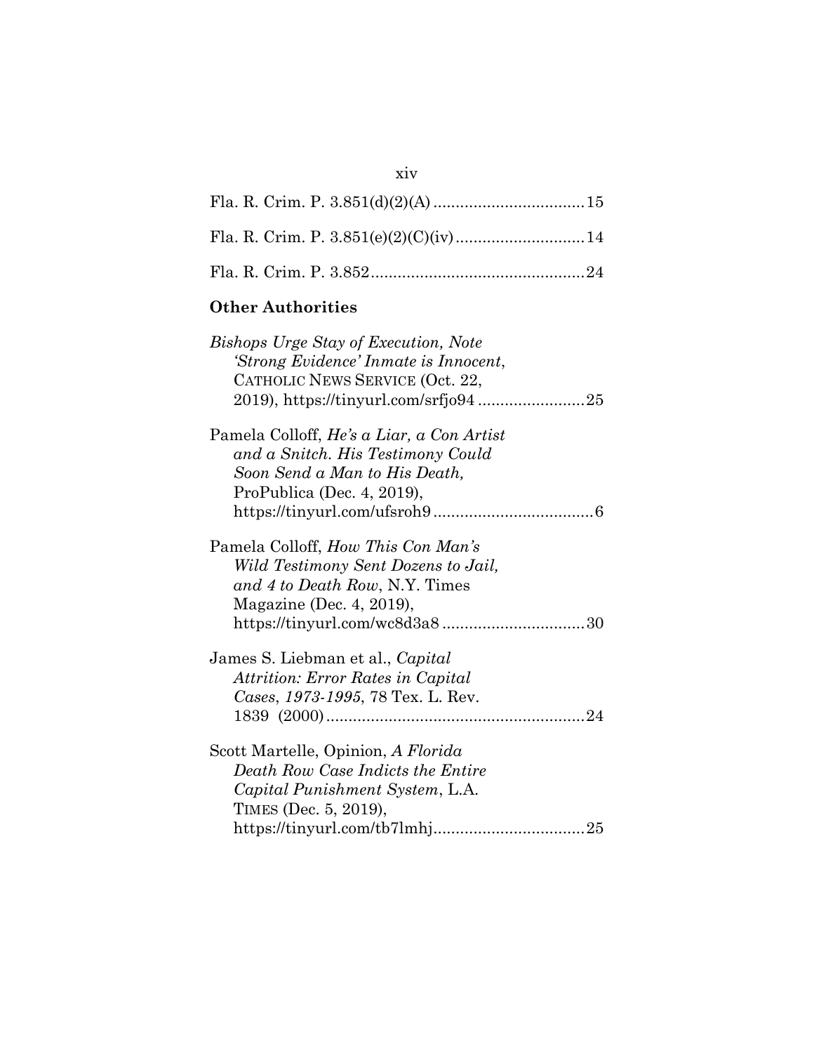Fla. R. Crim. P. 3.851(d)(2)(A) .................................15

Fla. R. Crim. P. 3.851(e)(2)(C)(iv)............................14

Fla. R. Crim. P. 3.852...............................................24

**Other Authorities**

*Bishops Urge Stay of Execution, Note 'Strong Evidence' Inmate is Innocent*, CATHOLIC NEWS SERVICE (Oct. 22, 2019), https://tinyurl.com/srfjo94 ........................25

Pamela Colloff, *He's a Liar, a Con Artist and a Snitch. His Testimony Could Soon Send a Man to His Death,* ProPublica (Dec. 4, 2019), https://tinyurl.com/ufsroh9 ...................................6

Pamela Colloff, *How This Con Man's Wild Testimony Sent Dozens to Jail, and 4 to Death Row*, N.Y. Times Magazine (Dec. 4, 2019), https://tinyurl.com/wc8d3a8 ...............................30

James S. Liebman et al., *Capital Attrition: Error Rates in Capital Cases, 1973-1995*, 78 Tex. L. Rev. 1839 (2000).........................................................24

Scott Martelle, Opinion, *A Florida Death Row Case Indicts the Entire Capital Punishment System*, L.A. TIMES (Dec. 5, 2019), https://tinyurl.com/tb7lmhj.................................25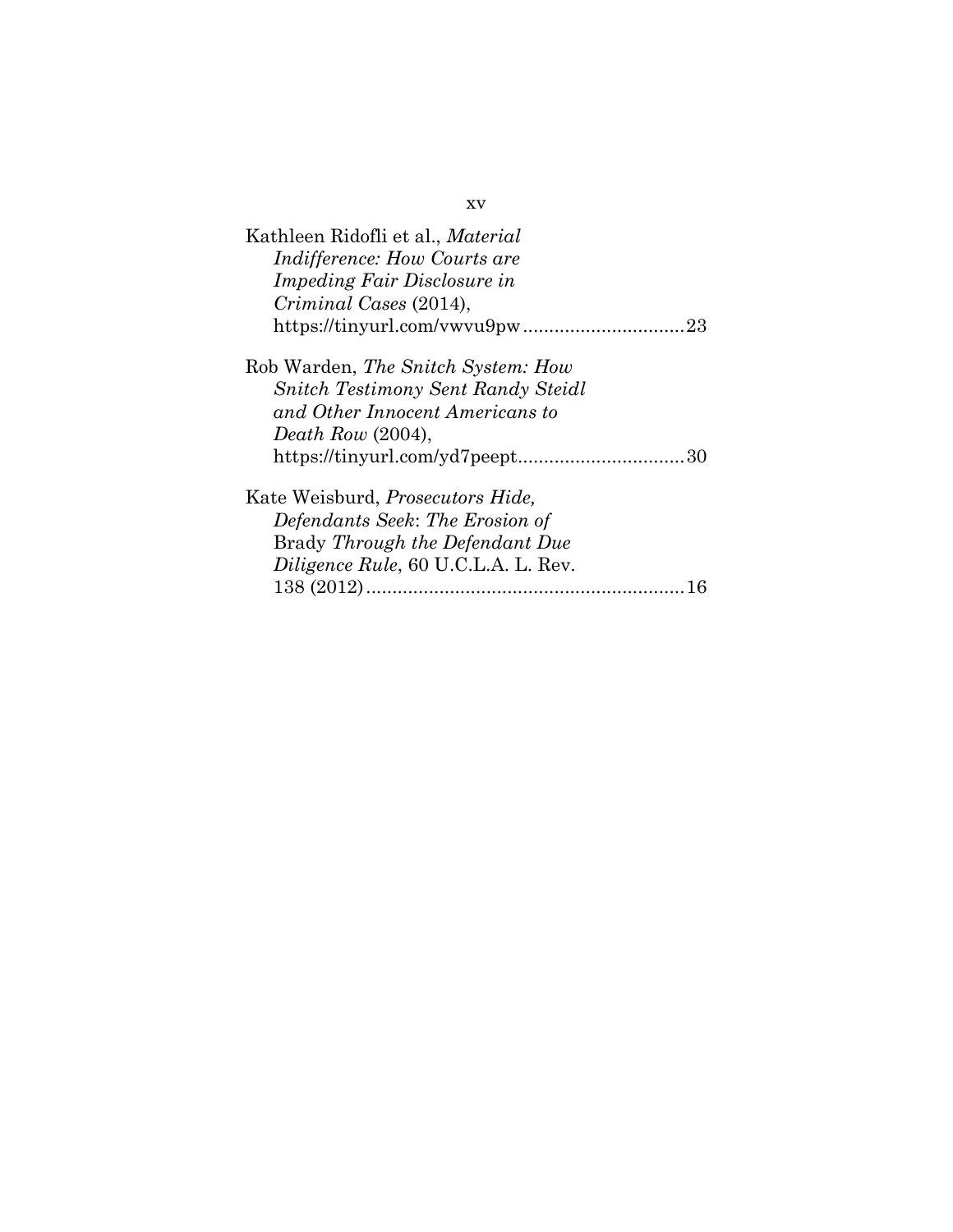Kathleen Ridofli et al., *Material Indifference: How Courts are Impeding Fair Disclosure in Criminal Cases* (2014), https://tinyurl.com/vwvu9pw ............................23

Rob Warden, *The Snitch System: How Snitch Testimony Sent Randy Steidl and Other Innocent Americans to Death Row* (2004), https://tinyurl.com/yd7peept ............................30

Kate Weisburd, *Prosecutors Hide, Defendants Seek*: *The Erosion of* Brady *Through the Defendant Due Diligence Rule*, 60 U.C.L.A. L. Rev. 138 (2012) ............................16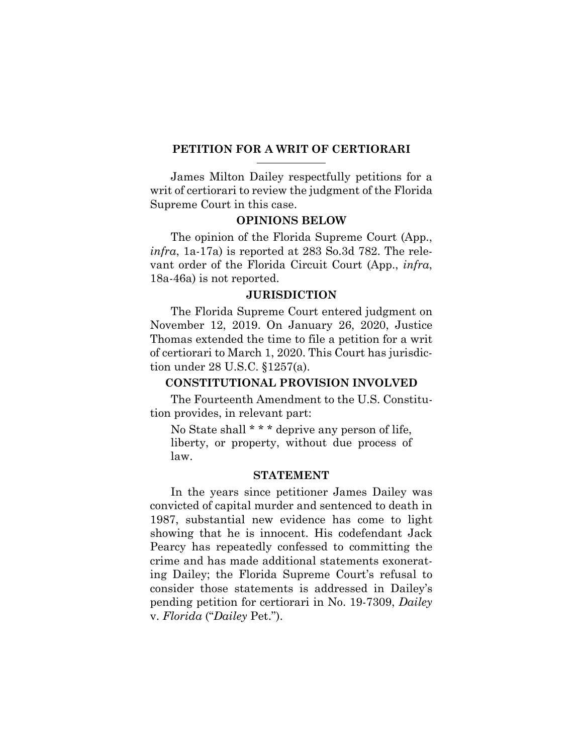## PETITION FOR A WRIT OF CERTIORARI

James Milton Dailey respectfully petitions for a writ of certiorari to review the judgment of the Florida Supreme Court in this case.

### OPINIONS BELOW

The opinion of the Florida Supreme Court (App., *infra*, 1a-17a) is reported at 283 So.3d 782. The relevant order of the Florida Circuit Court (App., *infra*, 18a-46a) is not reported.

### JURISDICTION

The Florida Supreme Court entered judgment on November 12, 2019. On January 26, 2020, Justice Thomas extended the time to file a petition for a writ of certiorari to March 1, 2020. This Court has jurisdiction under 28 U.S.C. §1257(a).

### CONSTITUTIONAL PROVISION INVOLVED

The Fourteenth Amendment to the U.S. Constitution provides, in relevant part:

> No State shall * * * deprive any person of life, liberty, or property, without due process of law.

### STATEMENT

In the years since petitioner James Dailey was convicted of capital murder and sentenced to death in 1987, substantial new evidence has come to light showing that he is innocent. His codefendant Jack Pearcy has repeatedly confessed to committing the crime and has made additional statements exonerating Dailey; the Florida Supreme Court's refusal to consider those statements is addressed in Dailey's pending petition for certiorari in No. 19-7309, *Dailey* v. *Florida* ("*Dailey* Pet.").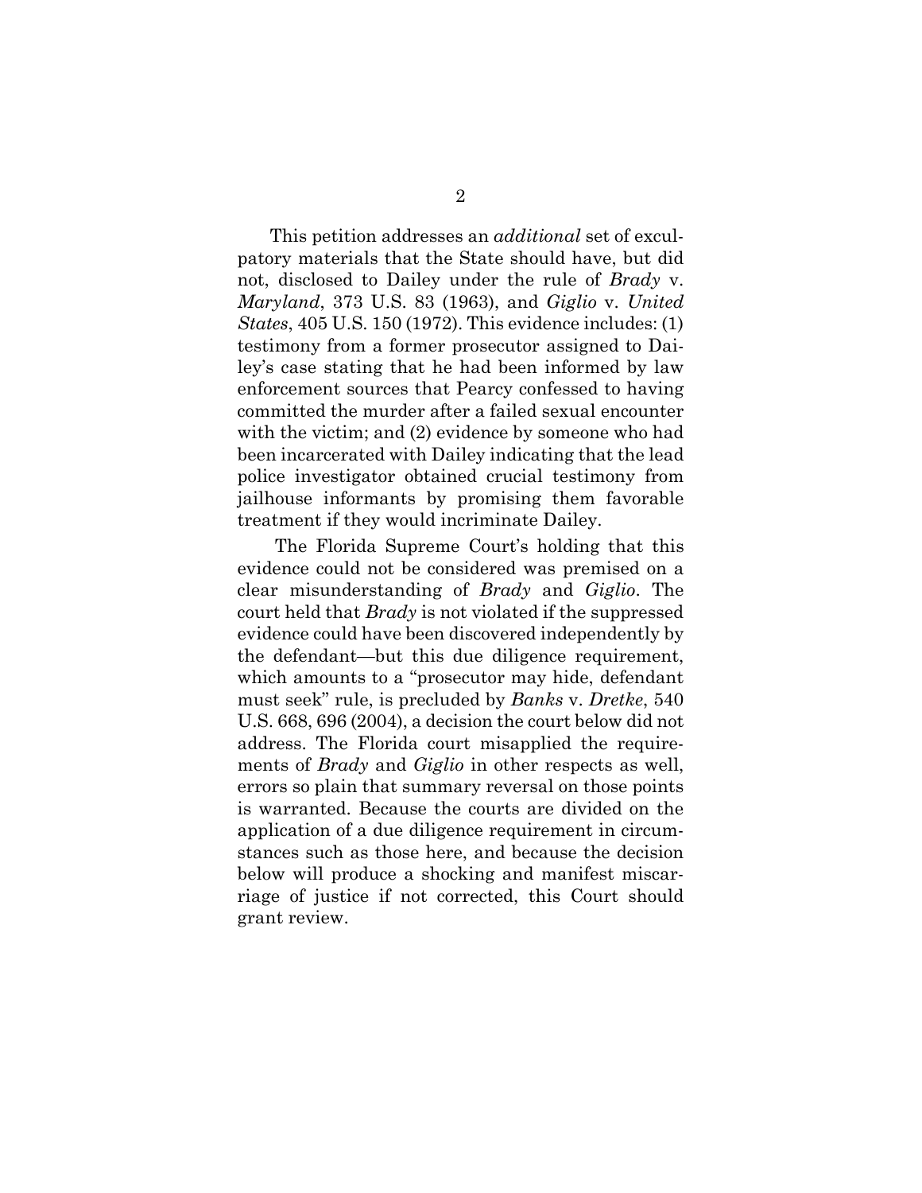This petition addresses an *additional* set of exculpatory materials that the State should have, but did not, disclosed to Dailey under the rule of *Brady* v. *Maryland*, 373 U.S. 83 (1963), and *Giglio* v. *United States*, 405 U.S. 150 (1972). This evidence includes: (1) testimony from a former prosecutor assigned to Dailey's case stating that he had been informed by law enforcement sources that Pearcy confessed to having committed the murder after a failed sexual encounter with the victim; and (2) evidence by someone who had been incarcerated with Dailey indicating that the lead police investigator obtained crucial testimony from jailhouse informants by promising them favorable treatment if they would incriminate Dailey.

The Florida Supreme Court's holding that this evidence could not be considered was premised on a clear misunderstanding of *Brady* and *Giglio*. The court held that *Brady* is not violated if the suppressed evidence could have been discovered independently by the defendant—but this due diligence requirement, which amounts to a "prosecutor may hide, defendant must seek" rule, is precluded by *Banks* v. *Dretke*, 540 U.S. 668, 696 (2004), a decision the court below did not address. The Florida court misapplied the requirements of *Brady* and *Giglio* in other respects as well, errors so plain that summary reversal on those points is warranted. Because the courts are divided on the application of a due diligence requirement in circumstances such as those here, and because the decision below will produce a shocking and manifest miscarriage of justice if not corrected, this Court should grant review.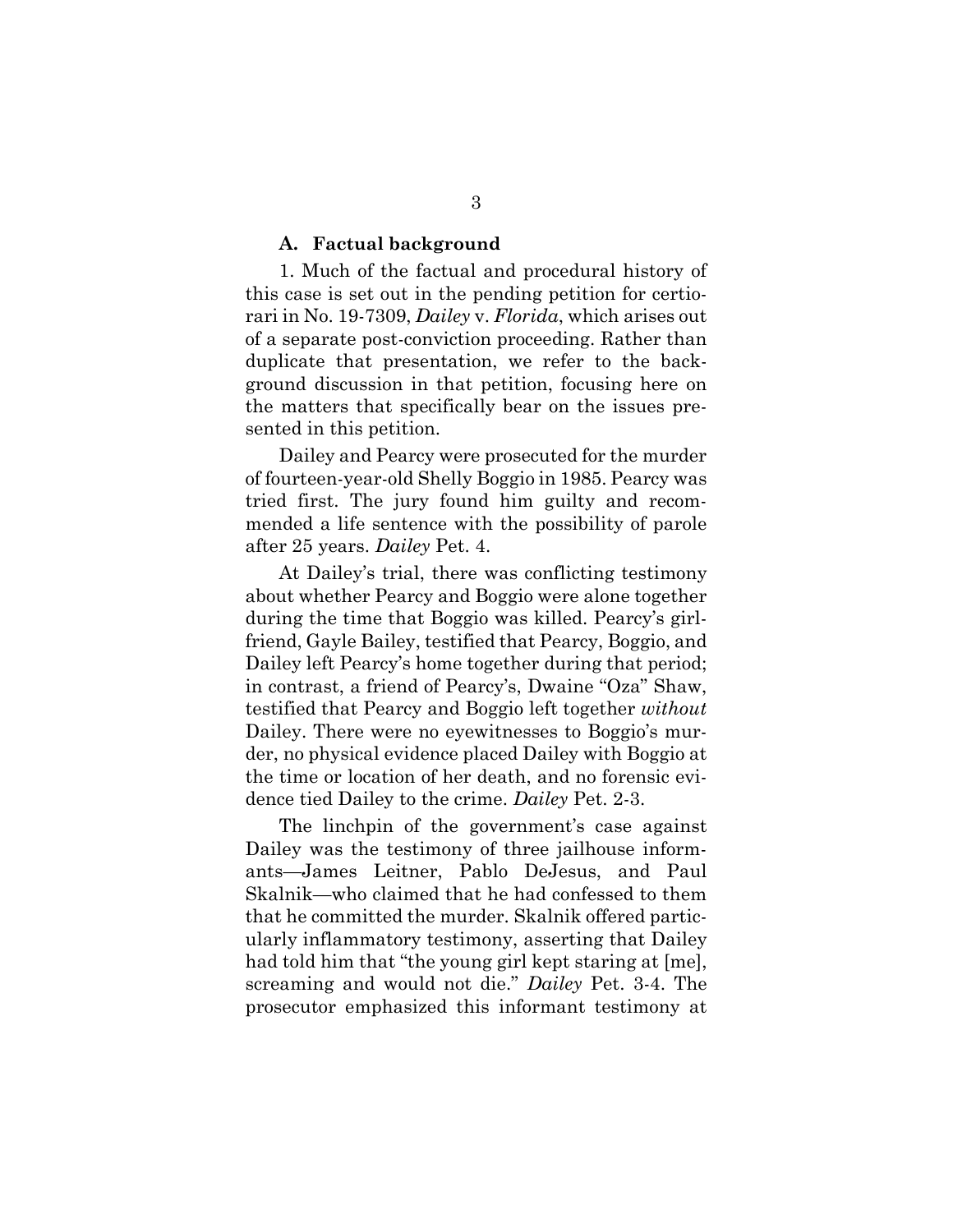### A. Factual background

1. Much of the factual and procedural history of this case is set out in the pending petition for certiorari in No. 19-7309, *Dailey* v. *Florida*, which arises out of a separate post-conviction proceeding. Rather than duplicate that presentation, we refer to the background discussion in that petition, focusing here on the matters that specifically bear on the issues presented in this petition.

Dailey and Pearcy were prosecuted for the murder of fourteen-year-old Shelly Boggio in 1985. Pearcy was tried first. The jury found him guilty and recommended a life sentence with the possibility of parole after 25 years. *Dailey* Pet. 4.

At Dailey's trial, there was conflicting testimony about whether Pearcy and Boggio were alone together during the time that Boggio was killed. Pearcy's girlfriend, Gayle Bailey, testified that Pearcy, Boggio, and Dailey left Pearcy's home together during that period; in contrast, a friend of Pearcy's, Dwaine "Oza" Shaw, testified that Pearcy and Boggio left together *without* Dailey. There were no eyewitnesses to Boggio's murder, no physical evidence placed Dailey with Boggio at the time or location of her death, and no forensic evidence tied Dailey to the crime. *Dailey* Pet. 2-3.

The linchpin of the government's case against Dailey was the testimony of three jailhouse informants—James Leitner, Pablo DeJesus, and Paul Skalnik—who claimed that he had confessed to them that he committed the murder. Skalnik offered particularly inflammatory testimony, asserting that Dailey had told him that "the young girl kept staring at [me], screaming and would not die." *Dailey* Pet. 3-4. The prosecutor emphasized this informant testimony at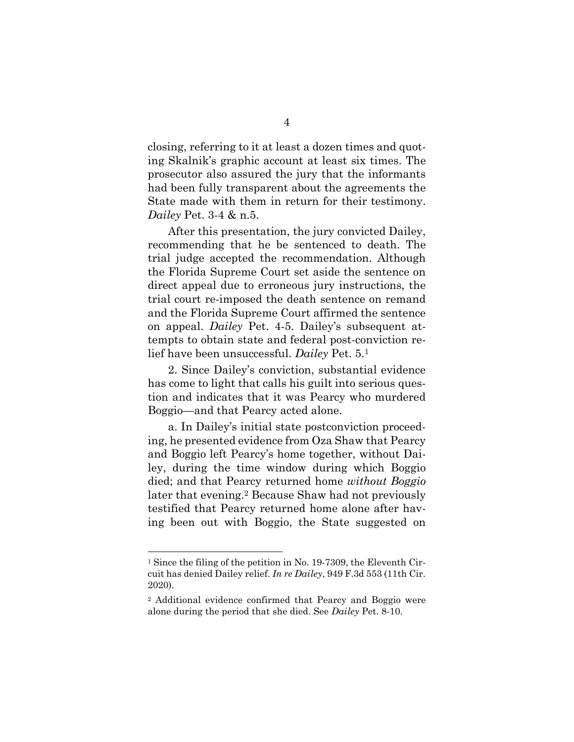closing, referring to it at least a dozen times and quoting Skalnik's graphic account at least six times. The prosecutor also assured the jury that the informants had been fully transparent about the agreements the State made with them in return for their testimony. *Dailey* Pet. 3-4 & n.5.

After this presentation, the jury convicted Dailey, recommending that he be sentenced to death. The trial judge accepted the recommendation. Although the Florida Supreme Court set aside the sentence on direct appeal due to erroneous jury instructions, the trial court re-imposed the death sentence on remand and the Florida Supreme Court affirmed the sentence on appeal. *Dailey* Pet. 4-5. Dailey's subsequent attempts to obtain state and federal post-conviction relief have been unsuccessful. *Dailey* Pet. 5.[1]

2. Since Dailey's conviction, substantial evidence has come to light that calls his guilt into serious question and indicates that it was Pearcy who murdered Boggio—and that Pearcy acted alone.

a. In Dailey's initial state postconviction proceeding, he presented evidence from Oza Shaw that Pearcy and Boggio left Pearcy's home together, without Dailey, during the time window during which Boggio died; and that Pearcy returned home *without Boggio* later that evening.[2] Because Shaw had not previously testified that Pearcy returned home alone after having been out with Boggio, the State suggested on

---

[1] Since the filing of the petition in No. 19-7309, the Eleventh Circuit has denied Dailey relief. *In re Dailey*, 949 F.3d 553 (11th Cir. 2020).

[2] Additional evidence confirmed that Pearcy and Boggio were alone during the period that she died. See *Dailey* Pet. 8-10.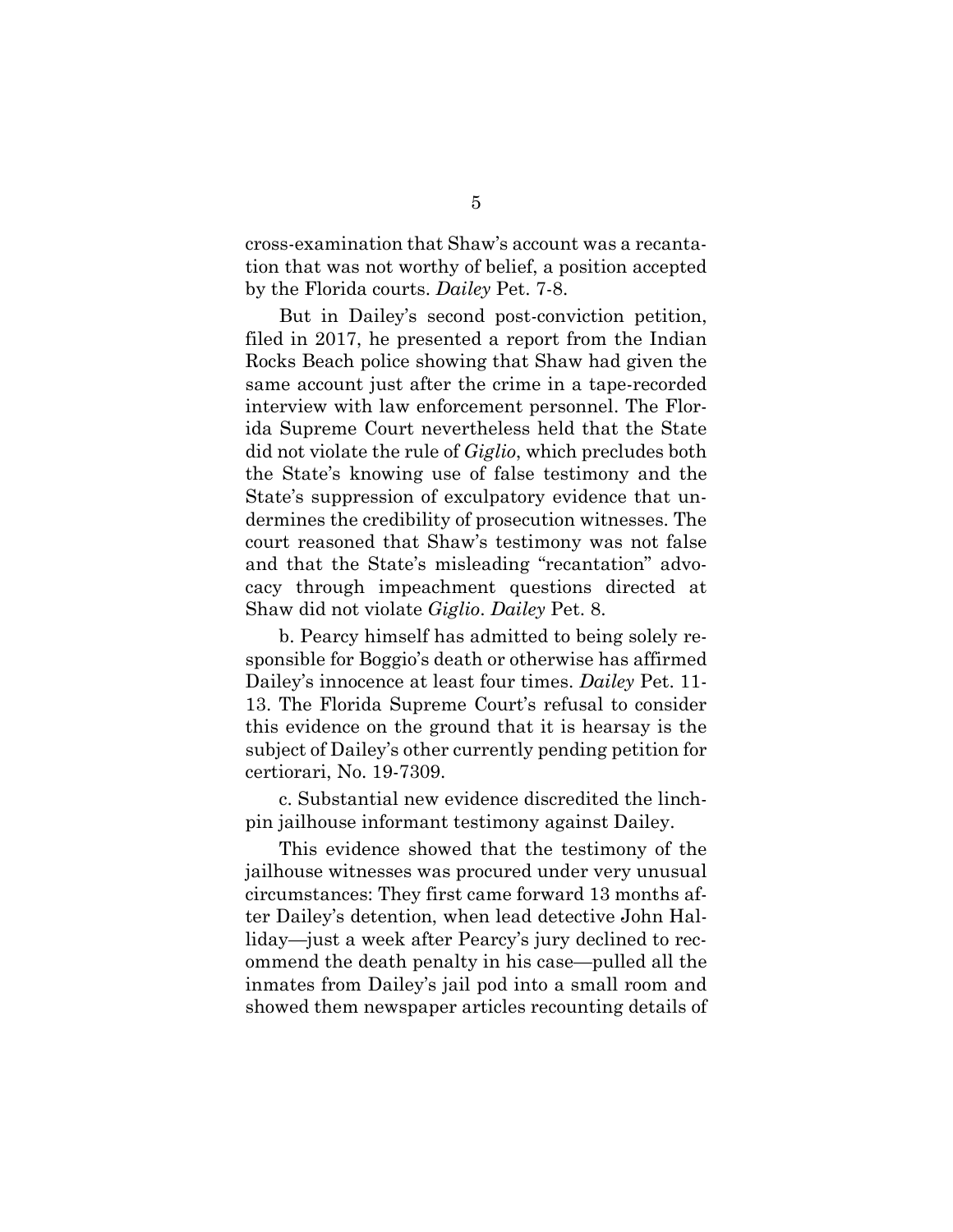cross-examination that Shaw's account was a recantation that was not worthy of belief, a position accepted by the Florida courts. *Dailey* Pet. 7-8.

But in Dailey's second post-conviction petition, filed in 2017, he presented a report from the Indian Rocks Beach police showing that Shaw had given the same account just after the crime in a tape-recorded interview with law enforcement personnel. The Florida Supreme Court nevertheless held that the State did not violate the rule of *Giglio*, which precludes both the State's knowing use of false testimony and the State's suppression of exculpatory evidence that undermines the credibility of prosecution witnesses. The court reasoned that Shaw's testimony was not false and that the State's misleading "recantation" advocacy through impeachment questions directed at Shaw did not violate *Giglio*. *Dailey* Pet. 8.

b. Pearcy himself has admitted to being solely responsible for Boggio's death or otherwise has affirmed Dailey's innocence at least four times. *Dailey* Pet. 11-13. The Florida Supreme Court's refusal to consider this evidence on the ground that it is hearsay is the subject of Dailey's other currently pending petition for certiorari, No. 19-7309.

c. Substantial new evidence discredited the linchpin jailhouse informant testimony against Dailey.

This evidence showed that the testimony of the jailhouse witnesses was procured under very unusual circumstances: They first came forward 13 months after Dailey's detention, when lead detective John Halliday—just a week after Pearcy's jury declined to recommend the death penalty in his case—pulled all the inmates from Dailey's jail pod into a small room and showed them newspaper articles recounting details of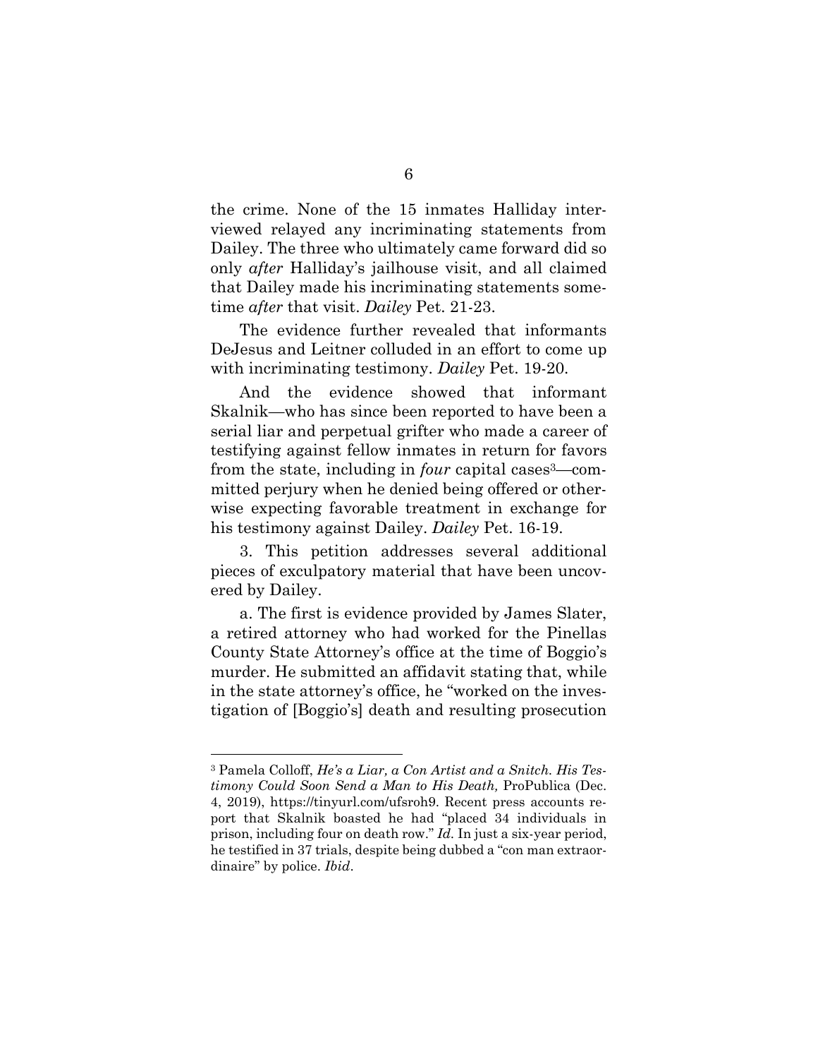the crime. None of the 15 inmates Halliday interviewed relayed any incriminating statements from Dailey. The three who ultimately came forward did so only *after* Halliday's jailhouse visit, and all claimed that Dailey made his incriminating statements sometime *after* that visit. *Dailey* Pet. 21-23.

The evidence further revealed that informants DeJesus and Leitner colluded in an effort to come up with incriminating testimony. *Dailey* Pet. 19-20.

And the evidence showed that informant Skalnik—who has since been reported to have been a serial liar and perpetual grifter who made a career of testifying against fellow inmates in return for favors from the state, including in *four* capital cases[3]—committed perjury when he denied being offered or otherwise expecting favorable treatment in exchange for his testimony against Dailey. *Dailey* Pet. 16-19.

3. This petition addresses several additional pieces of exculpatory material that have been uncovered by Dailey.

a. The first is evidence provided by James Slater, a retired attorney who had worked for the Pinellas County State Attorney's office at the time of Boggio's murder. He submitted an affidavit stating that, while in the state attorney's office, he "worked on the investigation of [Boggio's] death and resulting prosecution

---

[3] Pamela Colloff, *He's a Liar, a Con Artist and a Snitch. His Testimony Could Soon Send a Man to His Death,* ProPublica (Dec. 4, 2019), https://tinyurl.com/ufsroh9. Recent press accounts report that Skalnik boasted he had "placed 34 individuals in prison, including four on death row." *Id*. In just a six-year period, he testified in 37 trials, despite being dubbed a "con man extraordinaire" by police. *Ibid*.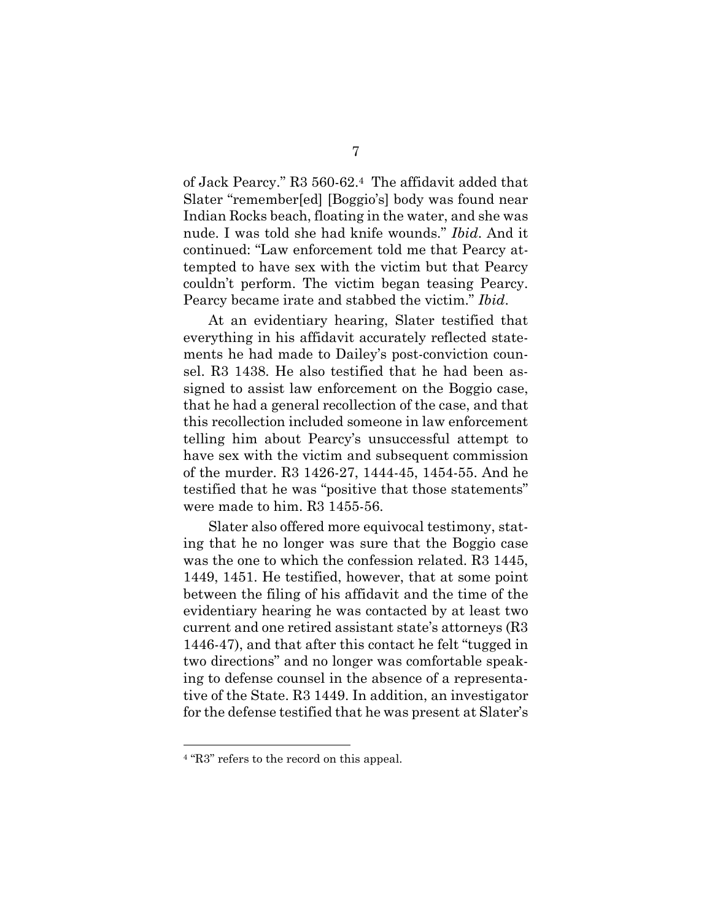of Jack Pearcy." R3 560-62.[4] The affidavit added that Slater "remember[ed] [Boggio's] body was found near Indian Rocks beach, floating in the water, and she was nude. I was told she had knife wounds." *Ibid*. And it continued: "Law enforcement told me that Pearcy attempted to have sex with the victim but that Pearcy couldn't perform. The victim began teasing Pearcy. Pearcy became irate and stabbed the victim." *Ibid*.

At an evidentiary hearing, Slater testified that everything in his affidavit accurately reflected statements he had made to Dailey's post-conviction counsel. R3 1438. He also testified that he had been assigned to assist law enforcement on the Boggio case, that he had a general recollection of the case, and that this recollection included someone in law enforcement telling him about Pearcy's unsuccessful attempt to have sex with the victim and subsequent commission of the murder. R3 1426-27, 1444-45, 1454-55. And he testified that he was "positive that those statements" were made to him. R3 1455-56.

Slater also offered more equivocal testimony, stating that he no longer was sure that the Boggio case was the one to which the confession related. R3 1445, 1449, 1451. He testified, however, that at some point between the filing of his affidavit and the time of the evidentiary hearing he was contacted by at least two current and one retired assistant state's attorneys (R3 1446-47), and that after this contact he felt "tugged in two directions" and no longer was comfortable speaking to defense counsel in the absence of a representative of the State. R3 1449. In addition, an investigator for the defense testified that he was present at Slater's

---

[4] "R3" refers to the record on this appeal.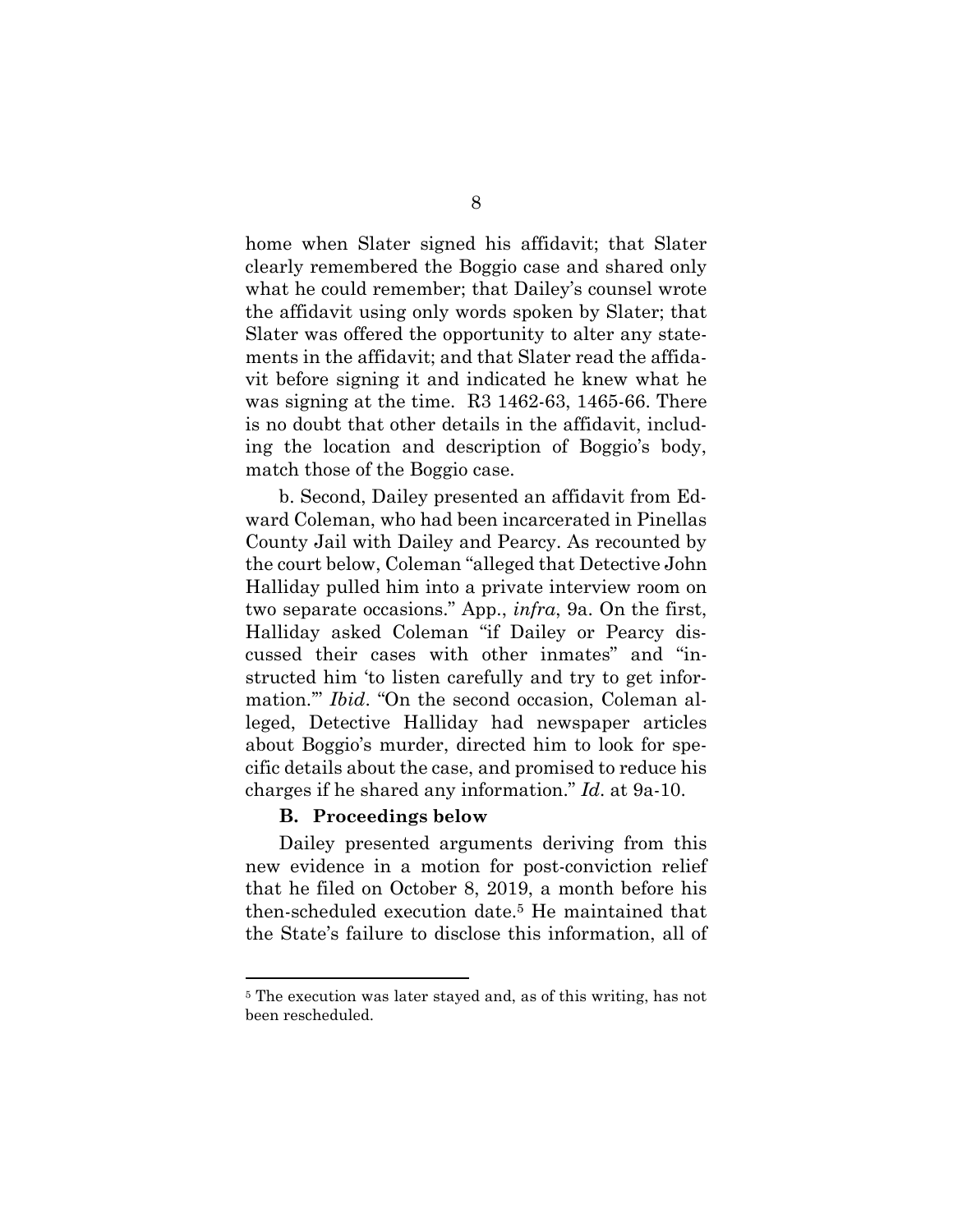home when Slater signed his affidavit; that Slater clearly remembered the Boggio case and shared only what he could remember; that Dailey's counsel wrote the affidavit using only words spoken by Slater; that Slater was offered the opportunity to alter any statements in the affidavit; and that Slater read the affidavit before signing it and indicated he knew what he was signing at the time. R3 1462-63, 1465-66. There is no doubt that other details in the affidavit, including the location and description of Boggio's body, match those of the Boggio case.

b. Second, Dailey presented an affidavit from Edward Coleman, who had been incarcerated in Pinellas County Jail with Dailey and Pearcy. As recounted by the court below, Coleman "alleged that Detective John Halliday pulled him into a private interview room on two separate occasions." App., *infra*, 9a. On the first, Halliday asked Coleman "if Dailey or Pearcy discussed their cases with other inmates" and "instructed him 'to listen carefully and try to get information.'" *Ibid*. "On the second occasion, Coleman alleged, Detective Halliday had newspaper articles about Boggio's murder, directed him to look for specific details about the case, and promised to reduce his charges if he shared any information." *Id*. at 9a-10.

### B. Proceedings below

Dailey presented arguments deriving from this new evidence in a motion for post-conviction relief that he filed on October 8, 2019, a month before his then-scheduled execution date.[5] He maintained that the State's failure to disclose this information, all of

[5] The execution was later stayed and, as of this writing, has not been rescheduled.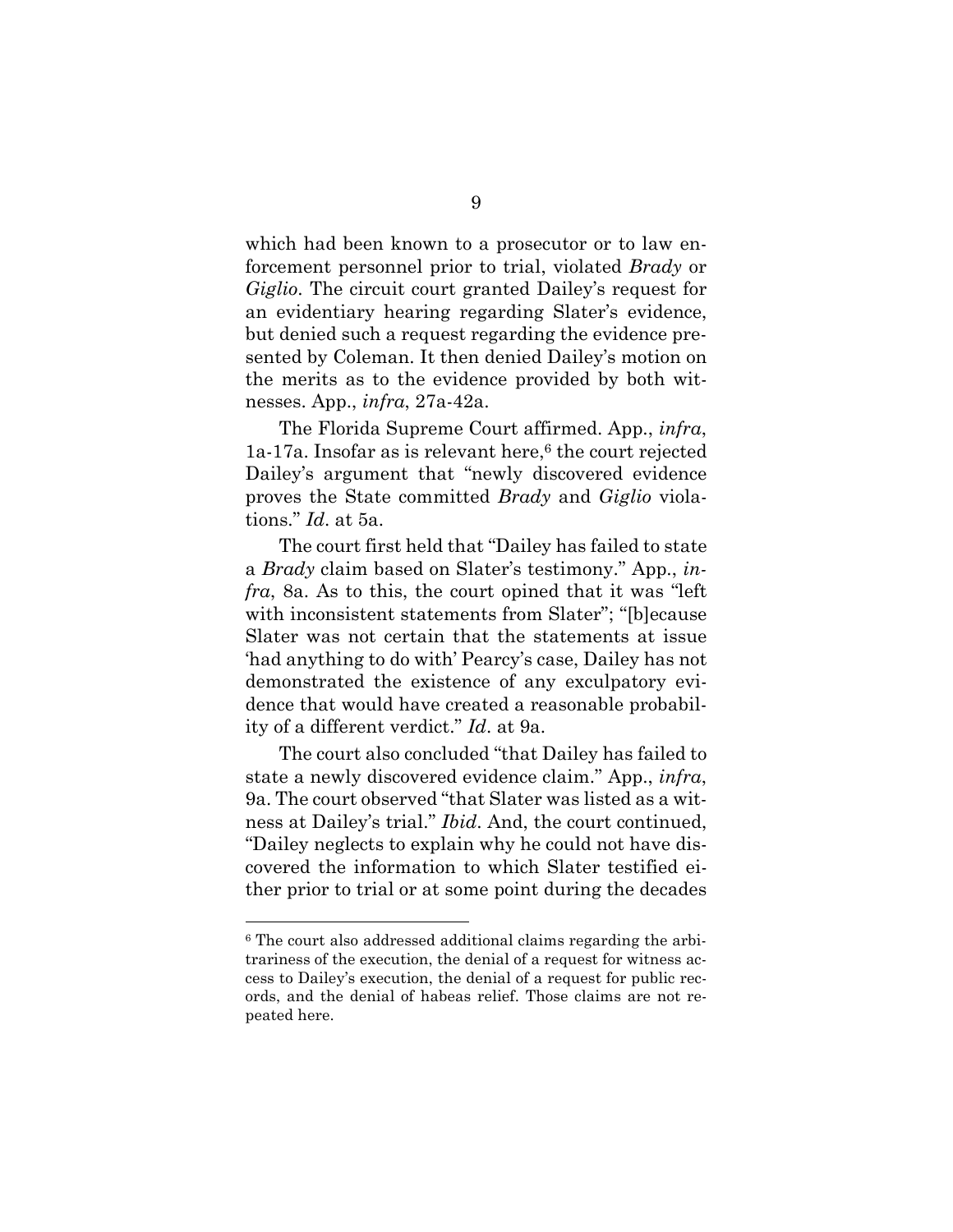which had been known to a prosecutor or to law enforcement personnel prior to trial, violated *Brady* or *Giglio*. The circuit court granted Dailey's request for an evidentiary hearing regarding Slater's evidence, but denied such a request regarding the evidence presented by Coleman. It then denied Dailey's motion on the merits as to the evidence provided by both witnesses. App., *infra*, 27a-42a.

The Florida Supreme Court affirmed. App., *infra*, 1a-17a. Insofar as is relevant here,[6] the court rejected Dailey's argument that "newly discovered evidence proves the State committed *Brady* and *Giglio* violations." *Id*. at 5a.

The court first held that "Dailey has failed to state a *Brady* claim based on Slater's testimony." App., *infra*, 8a. As to this, the court opined that it was "left with inconsistent statements from Slater"; "[b]ecause Slater was not certain that the statements at issue 'had anything to do with' Pearcy's case, Dailey has not demonstrated the existence of any exculpatory evidence that would have created a reasonable probability of a different verdict." *Id*. at 9a.

The court also concluded "that Dailey has failed to state a newly discovered evidence claim." App., *infra*, 9a. The court observed "that Slater was listed as a witness at Dailey's trial." *Ibid*. And, the court continued, "Dailey neglects to explain why he could not have discovered the information to which Slater testified either prior to trial or at some point during the decades

[6] The court also addressed additional claims regarding the arbitrariness of the execution, the denial of a request for witness access to Dailey's execution, the denial of a request for public records, and the denial of habeas relief. Those claims are not repeated here.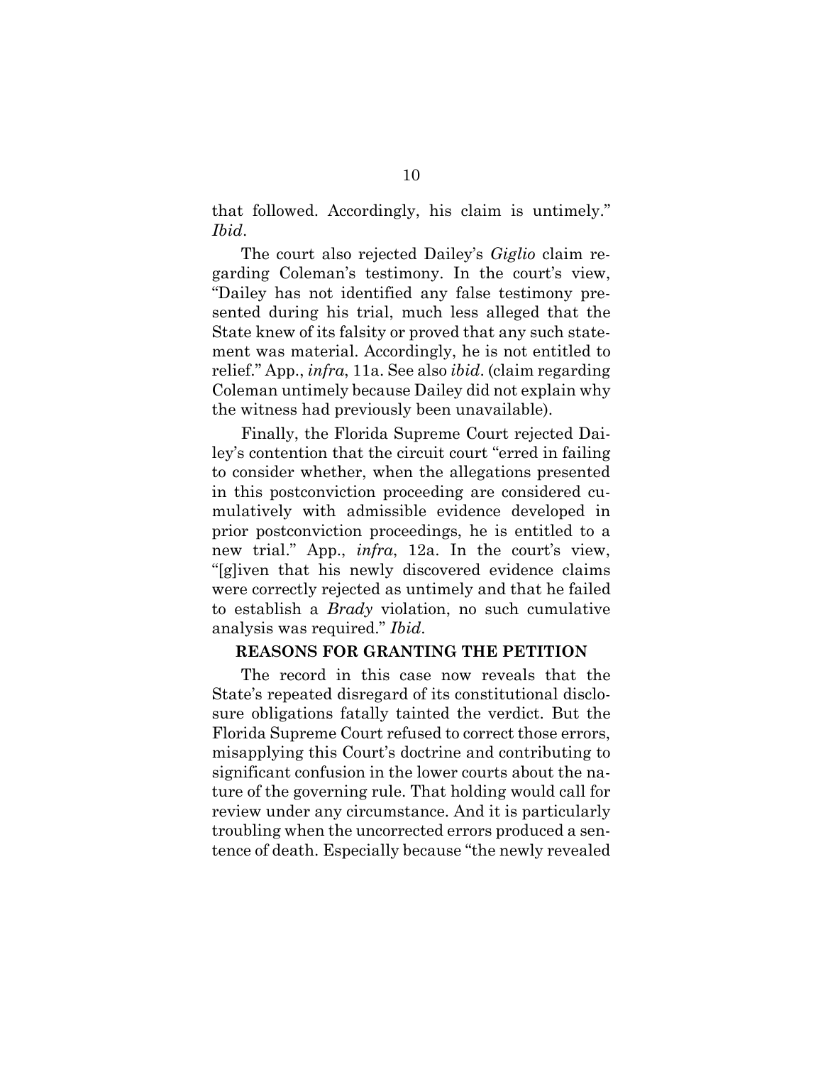that followed. Accordingly, his claim is untimely." *Ibid*.

The court also rejected Dailey's *Giglio* claim regarding Coleman's testimony. In the court's view, "Dailey has not identified any false testimony presented during his trial, much less alleged that the State knew of its falsity or proved that any such statement was material. Accordingly, he is not entitled to relief." App., *infra*, 11a. See also *ibid*. (claim regarding Coleman untimely because Dailey did not explain why the witness had previously been unavailable).

Finally, the Florida Supreme Court rejected Dailey's contention that the circuit court "erred in failing to consider whether, when the allegations presented in this postconviction proceeding are considered cumulatively with admissible evidence developed in prior postconviction proceedings, he is entitled to a new trial." App., *infra*, 12a. In the court's view, "[g]iven that his newly discovered evidence claims were correctly rejected as untimely and that he failed to establish a *Brady* violation, no such cumulative analysis was required." *Ibid*.

## REASONS FOR GRANTING THE PETITION

The record in this case now reveals that the State's repeated disregard of its constitutional disclosure obligations fatally tainted the verdict. But the Florida Supreme Court refused to correct those errors, misapplying this Court's doctrine and contributing to significant confusion in the lower courts about the nature of the governing rule. That holding would call for review under any circumstance. And it is particularly troubling when the uncorrected errors produced a sentence of death. Especially because "the newly revealed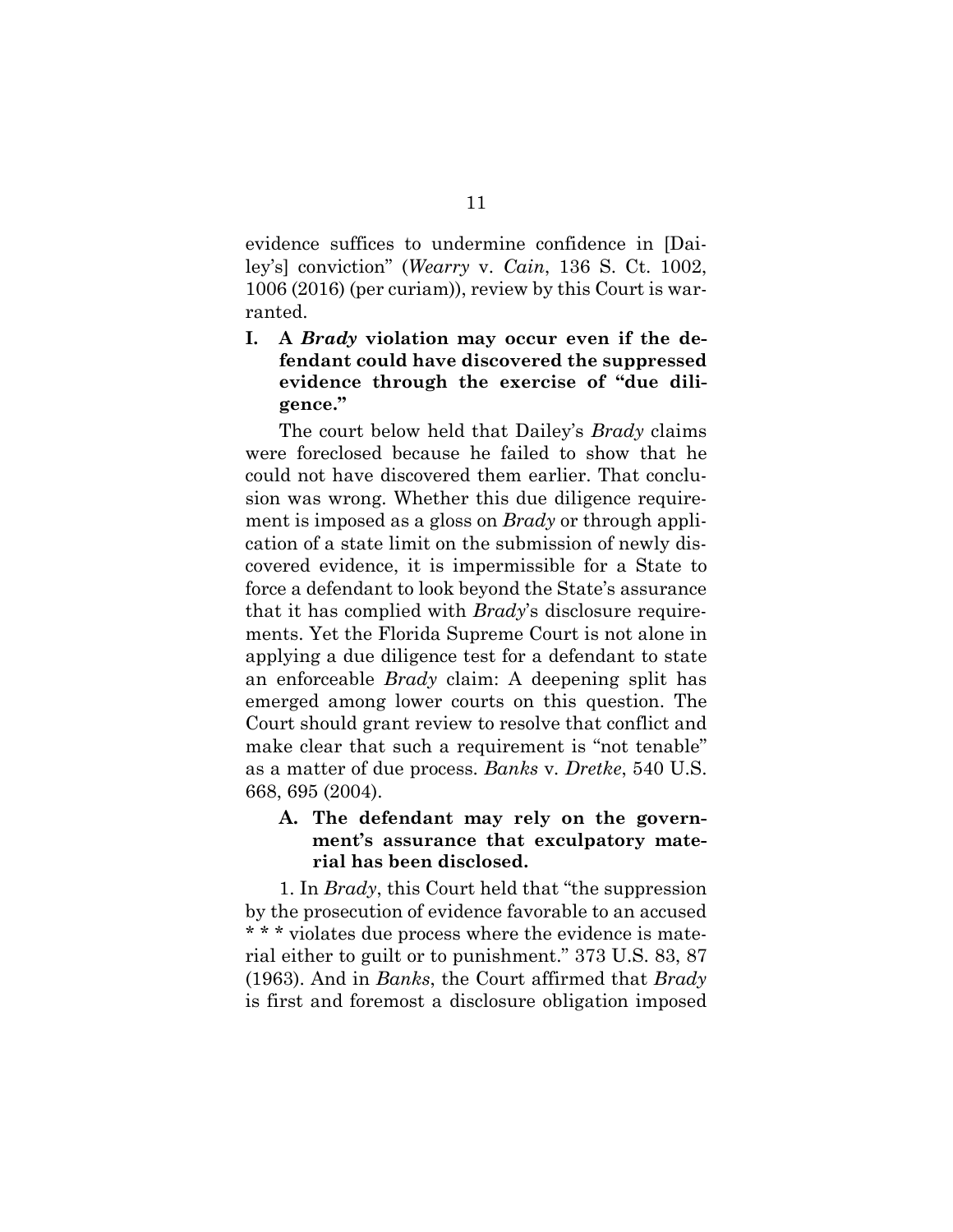evidence suffices to undermine confidence in [Dailey's] conviction" (*Wearry* v. *Cain*, 136 S. Ct. 1002, 1006 (2016) (per curiam)), review by this Court is warranted.

## I. A *Brady* violation may occur even if the defendant could have discovered the suppressed evidence through the exercise of "due diligence."

The court below held that Dailey's *Brady* claims were foreclosed because he failed to show that he could not have discovered them earlier. That conclusion was wrong. Whether this due diligence requirement is imposed as a gloss on *Brady* or through application of a state limit on the submission of newly discovered evidence, it is impermissible for a State to force a defendant to look beyond the State's assurance that it has complied with *Brady*'s disclosure requirements. Yet the Florida Supreme Court is not alone in applying a due diligence test for a defendant to state an enforceable *Brady* claim: A deepening split has emerged among lower courts on this question. The Court should grant review to resolve that conflict and make clear that such a requirement is "not tenable" as a matter of due process. *Banks* v. *Dretke*, 540 U.S. 668, 695 (2004).

### A. The defendant may rely on the government's assurance that exculpatory material has been disclosed.

1. In *Brady*, this Court held that "the suppression by the prosecution of evidence favorable to an accused * * * violates due process where the evidence is material either to guilt or to punishment." 373 U.S. 83, 87 (1963). And in *Banks*, the Court affirmed that *Brady* is first and foremost a disclosure obligation imposed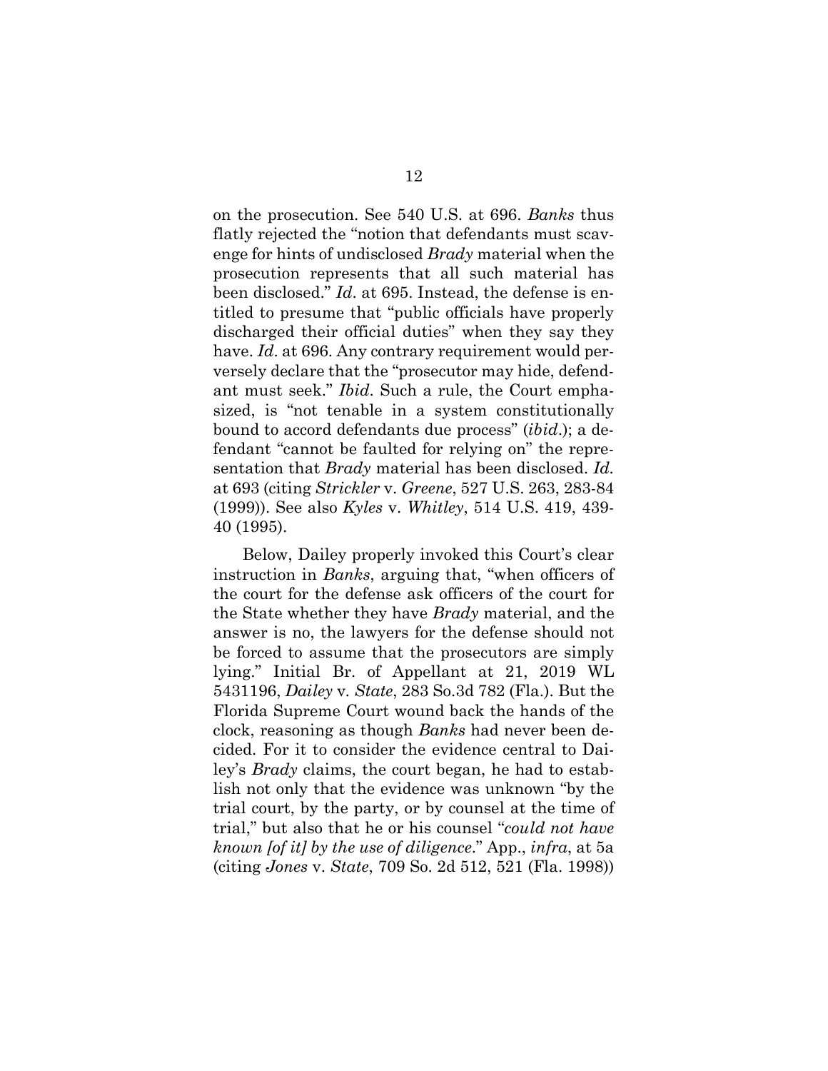on the prosecution. See 540 U.S. at 696. *Banks* thus flatly rejected the "notion that defendants must scavenge for hints of undisclosed *Brady* material when the prosecution represents that all such material has been disclosed." *Id*. at 695. Instead, the defense is entitled to presume that "public officials have properly discharged their official duties" when they say they have. *Id*. at 696. Any contrary requirement would perversely declare that the "prosecutor may hide, defendant must seek." *Ibid*. Such a rule, the Court emphasized, is "not tenable in a system constitutionally bound to accord defendants due process" (*ibid*.); a defendant "cannot be faulted for relying on" the representation that *Brady* material has been disclosed. *Id*. at 693 (citing *Strickler* v. *Greene*, 527 U.S. 263, 283-84 (1999)). See also *Kyles* v. *Whitley*, 514 U.S. 419, 439-40 (1995).

Below, Dailey properly invoked this Court's clear instruction in *Banks*, arguing that, "when officers of the court for the defense ask officers of the court for the State whether they have *Brady* material, and the answer is no, the lawyers for the defense should not be forced to assume that the prosecutors are simply lying." Initial Br. of Appellant at 21, 2019 WL 5431196, *Dailey* v. *State*, 283 So.3d 782 (Fla.). But the Florida Supreme Court wound back the hands of the clock, reasoning as though *Banks* had never been decided. For it to consider the evidence central to Dailey's *Brady* claims, the court began, he had to establish not only that the evidence was unknown "by the trial court, by the party, or by counsel at the time of trial," but also that he or his counsel "*could not have known [of it] by the use of diligence*." App., *infra*, at 5a (citing *Jones* v. *State*, 709 So. 2d 512, 521 (Fla. 1998))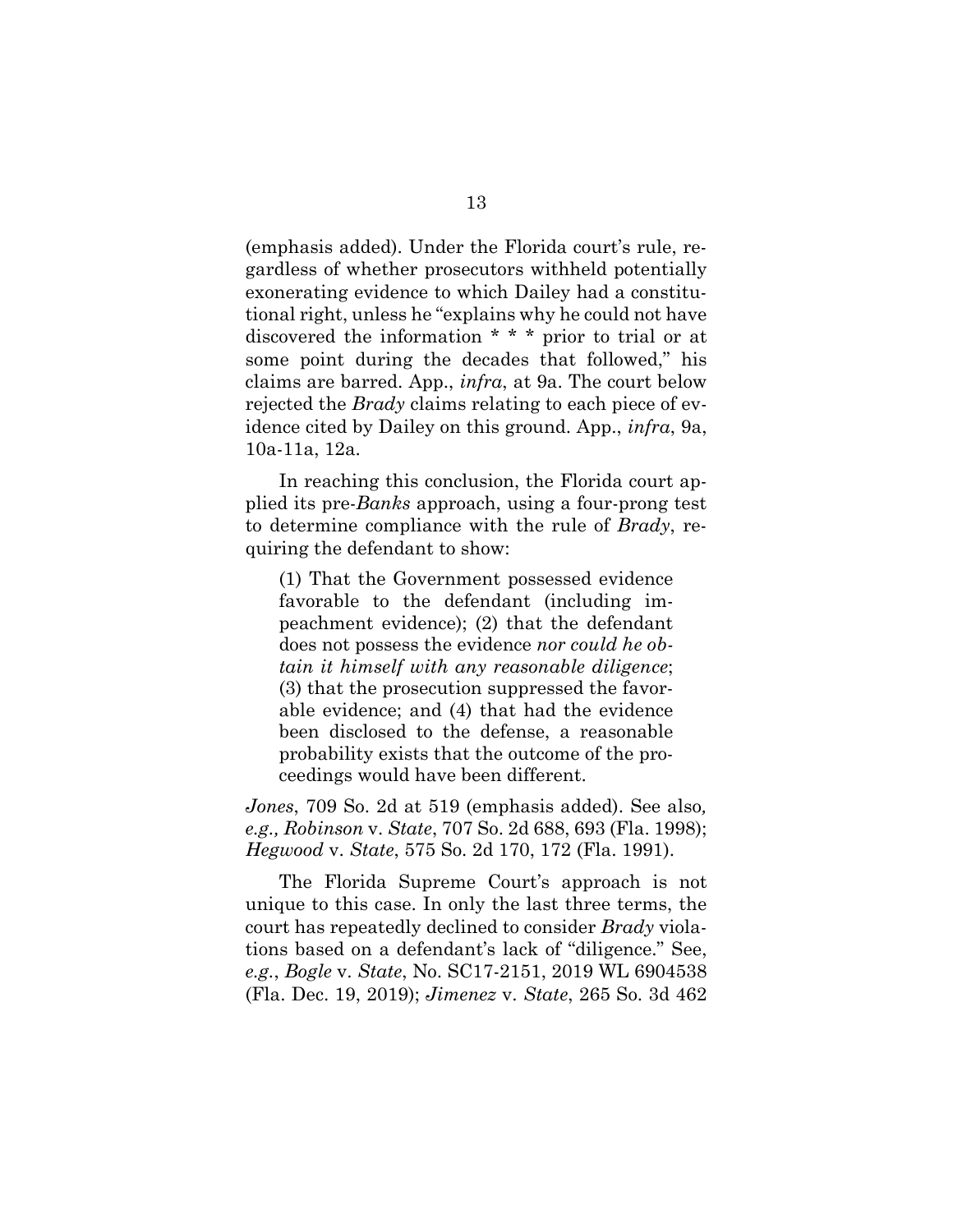(emphasis added). Under the Florida court's rule, regardless of whether prosecutors withheld potentially exonerating evidence to which Dailey had a constitutional right, unless he "explains why he could not have discovered the information * * * prior to trial or at some point during the decades that followed," his claims are barred. App., *infra*, at 9a. The court below rejected the *Brady* claims relating to each piece of evidence cited by Dailey on this ground. App., *infra*, 9a, 10a-11a, 12a.

In reaching this conclusion, the Florida court applied its pre-*Banks* approach, using a four-prong test to determine compliance with the rule of *Brady*, requiring the defendant to show:

> (1) That the Government possessed evidence favorable to the defendant (including impeachment evidence); (2) that the defendant does not possess the evidence *nor could he obtain it himself with any reasonable diligence*; (3) that the prosecution suppressed the favorable evidence; and (4) that had the evidence been disclosed to the defense, a reasonable probability exists that the outcome of the proceedings would have been different.

*Jones*, 709 So. 2d at 519 (emphasis added). See also*, e.g., Robinson* v. *State*, 707 So. 2d 688, 693 (Fla. 1998); *Hegwood* v. *State*, 575 So. 2d 170, 172 (Fla. 1991).

The Florida Supreme Court's approach is not unique to this case. In only the last three terms, the court has repeatedly declined to consider *Brady* violations based on a defendant's lack of "diligence." See, *e.g.*, *Bogle* v. *State*, No. SC17-2151, 2019 WL 6904538 (Fla. Dec. 19, 2019); *Jimenez* v. *State*, 265 So. 3d 462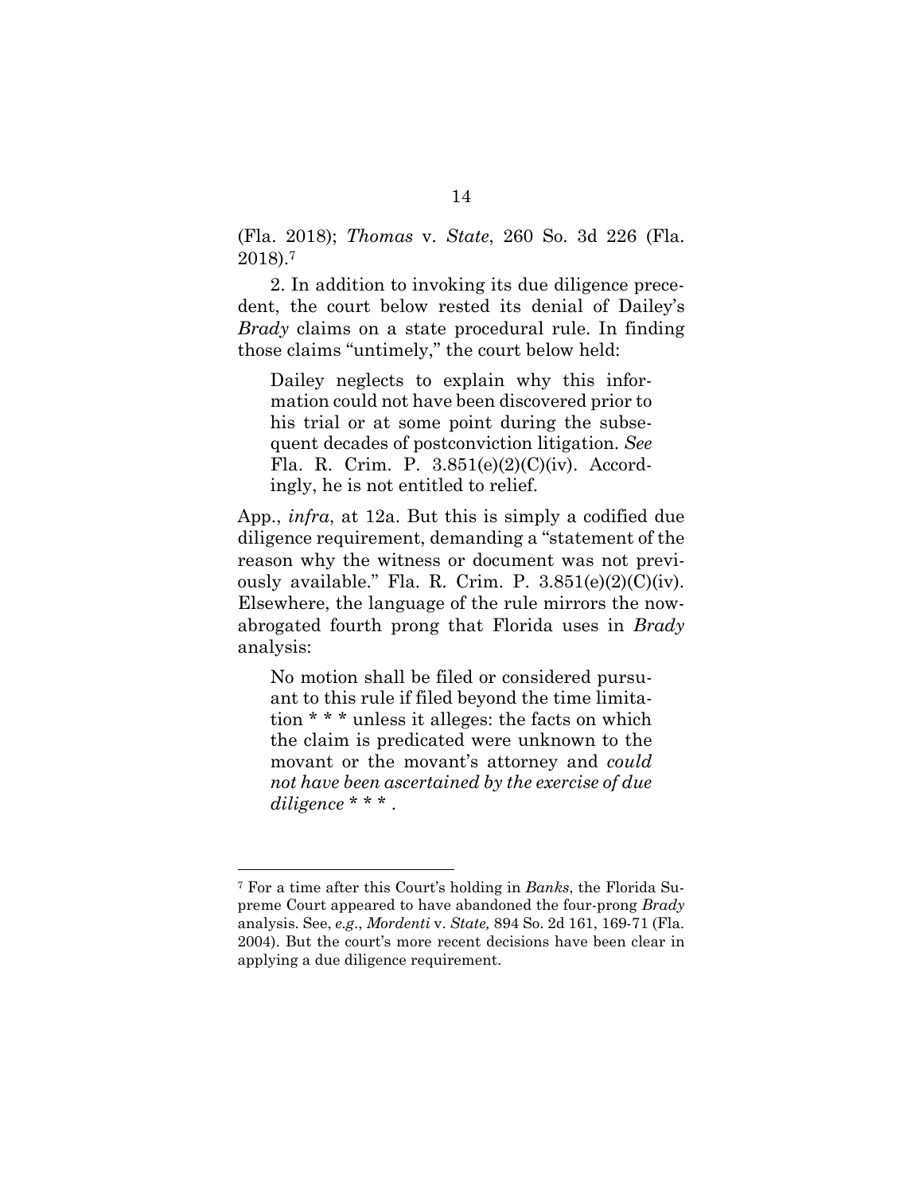(Fla. 2018); *Thomas* v. *State*, 260 So. 3d 226 (Fla. 2018).[7]

2. In addition to invoking its due diligence precedent, the court below rested its denial of Dailey's *Brady* claims on a state procedural rule. In finding those claims "untimely," the court below held:

> Dailey neglects to explain why this information could not have been discovered prior to his trial or at some point during the subsequent decades of postconviction litigation. *See* Fla. R. Crim. P. 3.851(e)(2)(C)(iv). Accordingly, he is not entitled to relief.

App., *infra*, at 12a. But this is simply a codified due diligence requirement, demanding a "statement of the reason why the witness or document was not previously available." Fla. R. Crim. P. 3.851(e)(2)(C)(iv). Elsewhere, the language of the rule mirrors the now-abrogated fourth prong that Florida uses in *Brady* analysis:

> No motion shall be filed or considered pursuant to this rule if filed beyond the time limitation * * * unless it alleges: the facts on which the claim is predicated were unknown to the movant or the movant's attorney and *could not have been ascertained by the exercise of due diligence* * * * .

---

[7] For a time after this Court's holding in *Banks*, the Florida Supreme Court appeared to have abandoned the four-prong *Brady* analysis. See, *e.g.*, *Mordenti* v. *State,* 894 So. 2d 161, 169-71 (Fla. 2004). But the court's more recent decisions have been clear in applying a due diligence requirement.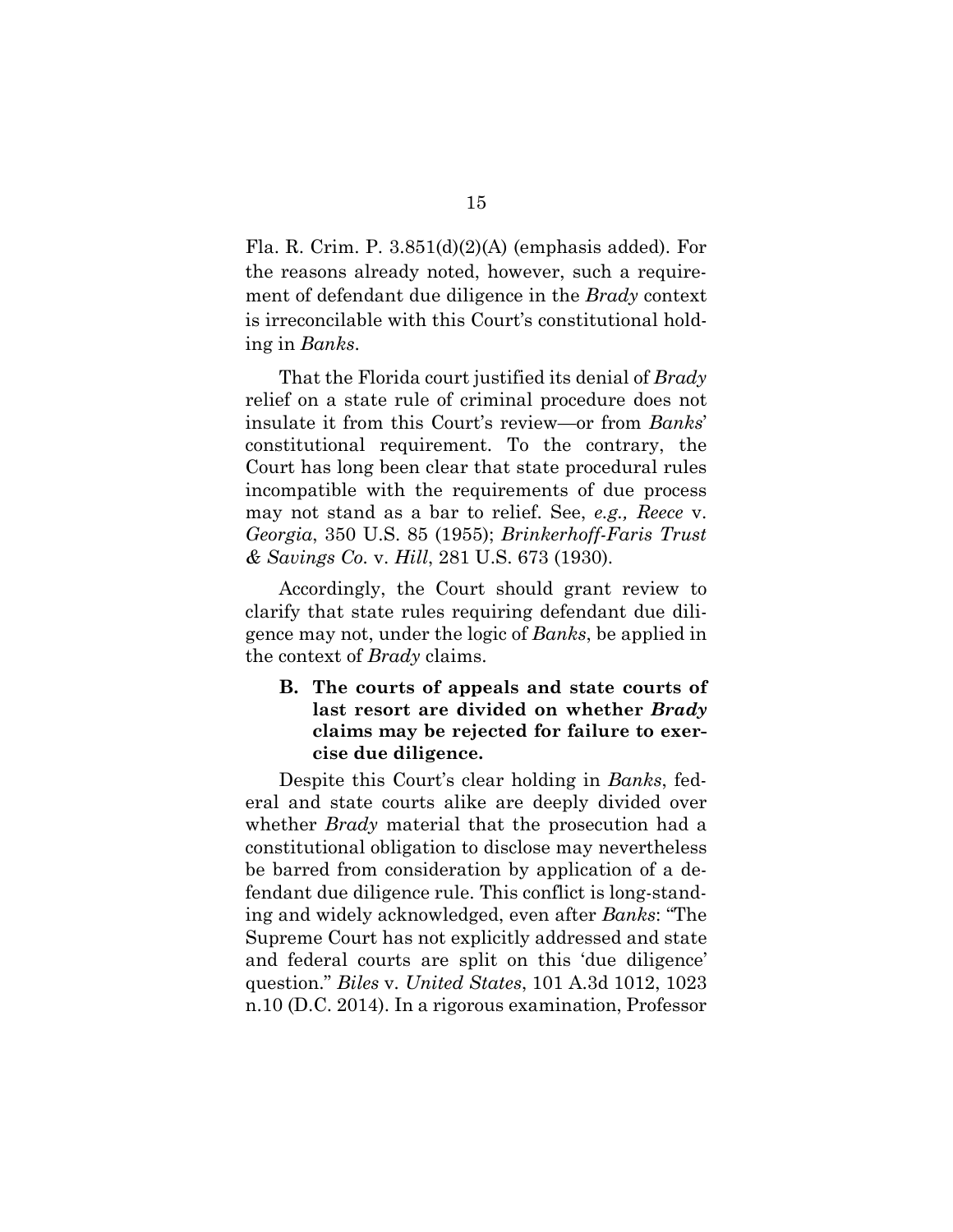Fla. R. Crim. P. 3.851(d)(2)(A) (emphasis added). For the reasons already noted, however, such a requirement of defendant due diligence in the *Brady* context is irreconcilable with this Court's constitutional holding in *Banks*.

That the Florida court justified its denial of *Brady* relief on a state rule of criminal procedure does not insulate it from this Court's review—or from *Banks*' constitutional requirement. To the contrary, the Court has long been clear that state procedural rules incompatible with the requirements of due process may not stand as a bar to relief. See, *e.g., Reece* v. *Georgia*, 350 U.S. 85 (1955); *Brinkerhoff-Faris Trust & Savings Co.* v. *Hill*, 281 U.S. 673 (1930).

Accordingly, the Court should grant review to clarify that state rules requiring defendant due diligence may not, under the logic of *Banks*, be applied in the context of *Brady* claims.

### B. The courts of appeals and state courts of last resort are divided on whether *Brady* claims may be rejected for failure to exercise due diligence.

Despite this Court's clear holding in *Banks*, federal and state courts alike are deeply divided over whether *Brady* material that the prosecution had a constitutional obligation to disclose may nevertheless be barred from consideration by application of a defendant due diligence rule. This conflict is long-standing and widely acknowledged, even after *Banks*: "The Supreme Court has not explicitly addressed and state and federal courts are split on this 'due diligence' question." *Biles* v. *United States*, 101 A.3d 1012, 1023 n.10 (D.C. 2014). In a rigorous examination, Professor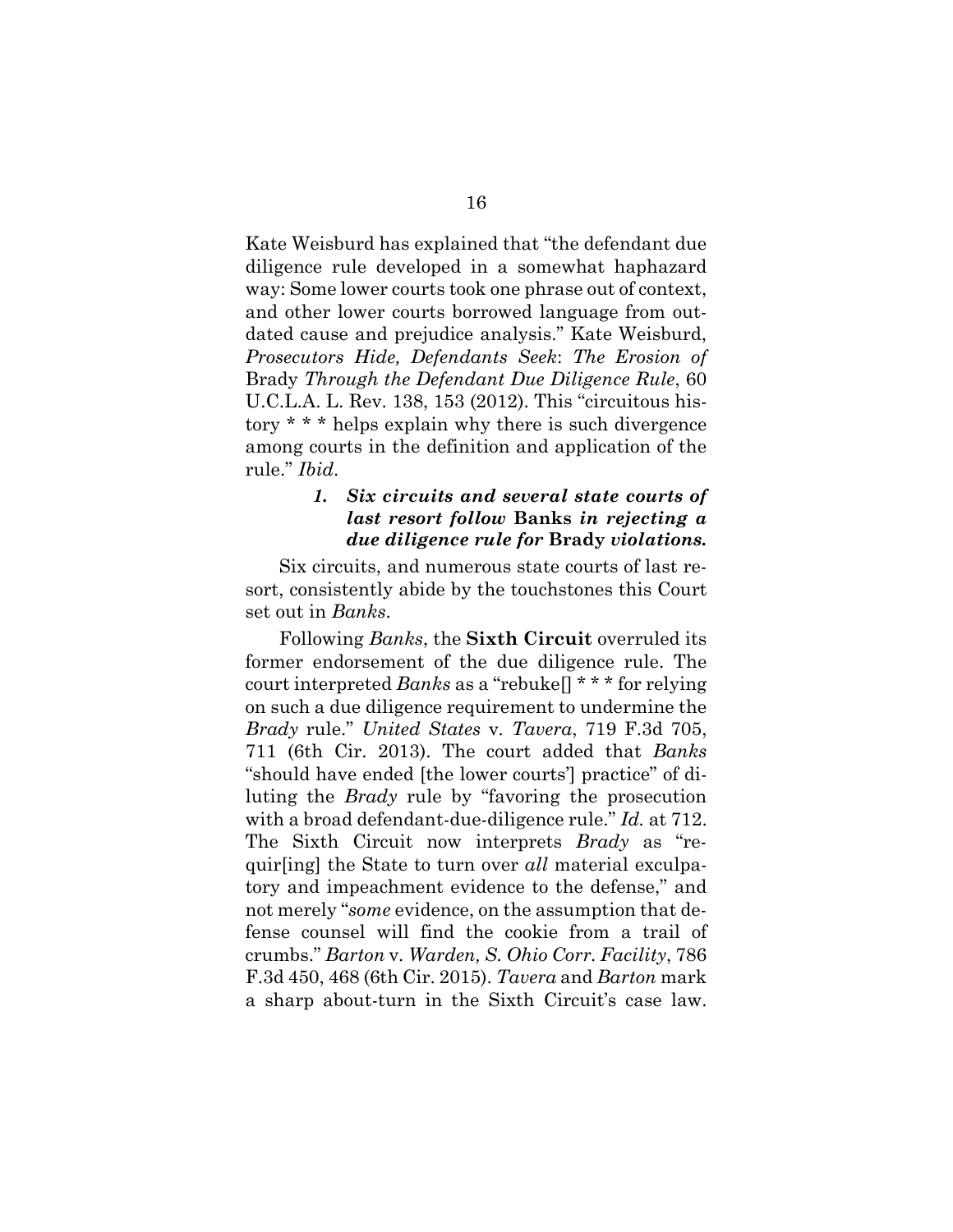Kate Weisburd has explained that "the defendant due diligence rule developed in a somewhat haphazard way: Some lower courts took one phrase out of context, and other lower courts borrowed language from outdated cause and prejudice analysis." Kate Weisburd, *Prosecutors Hide, Defendants Seek*: *The Erosion of* Brady *Through the Defendant Due Diligence Rule*, 60 U.C.L.A. L. Rev. 138, 153 (2012). This "circuitous history * * * helps explain why there is such divergence among courts in the definition and application of the rule." *Ibid*.

#### *1. Six circuits and several state courts of last resort follow* **Banks** *in rejecting a due diligence rule for* **Brady** *violations.*

Six circuits, and numerous state courts of last resort, consistently abide by the touchstones this Court set out in *Banks*.

Following *Banks*, the **Sixth Circuit** overruled its former endorsement of the due diligence rule. The court interpreted *Banks* as a "rebuke[] * * * for relying on such a due diligence requirement to undermine the *Brady* rule." *United States* v. *Tavera*, 719 F.3d 705, 711 (6th Cir. 2013). The court added that *Banks* "should have ended [the lower courts'] practice" of diluting the *Brady* rule by "favoring the prosecution with a broad defendant-due-diligence rule." *Id.* at 712. The Sixth Circuit now interprets *Brady* as "requir[ing] the State to turn over *all* material exculpatory and impeachment evidence to the defense," and not merely "*some* evidence, on the assumption that defense counsel will find the cookie from a trail of crumbs." *Barton* v. *Warden, S. Ohio Corr. Facility*, 786 F.3d 450, 468 (6th Cir. 2015). *Tavera* and *Barton* mark a sharp about-turn in the Sixth Circuit's case law.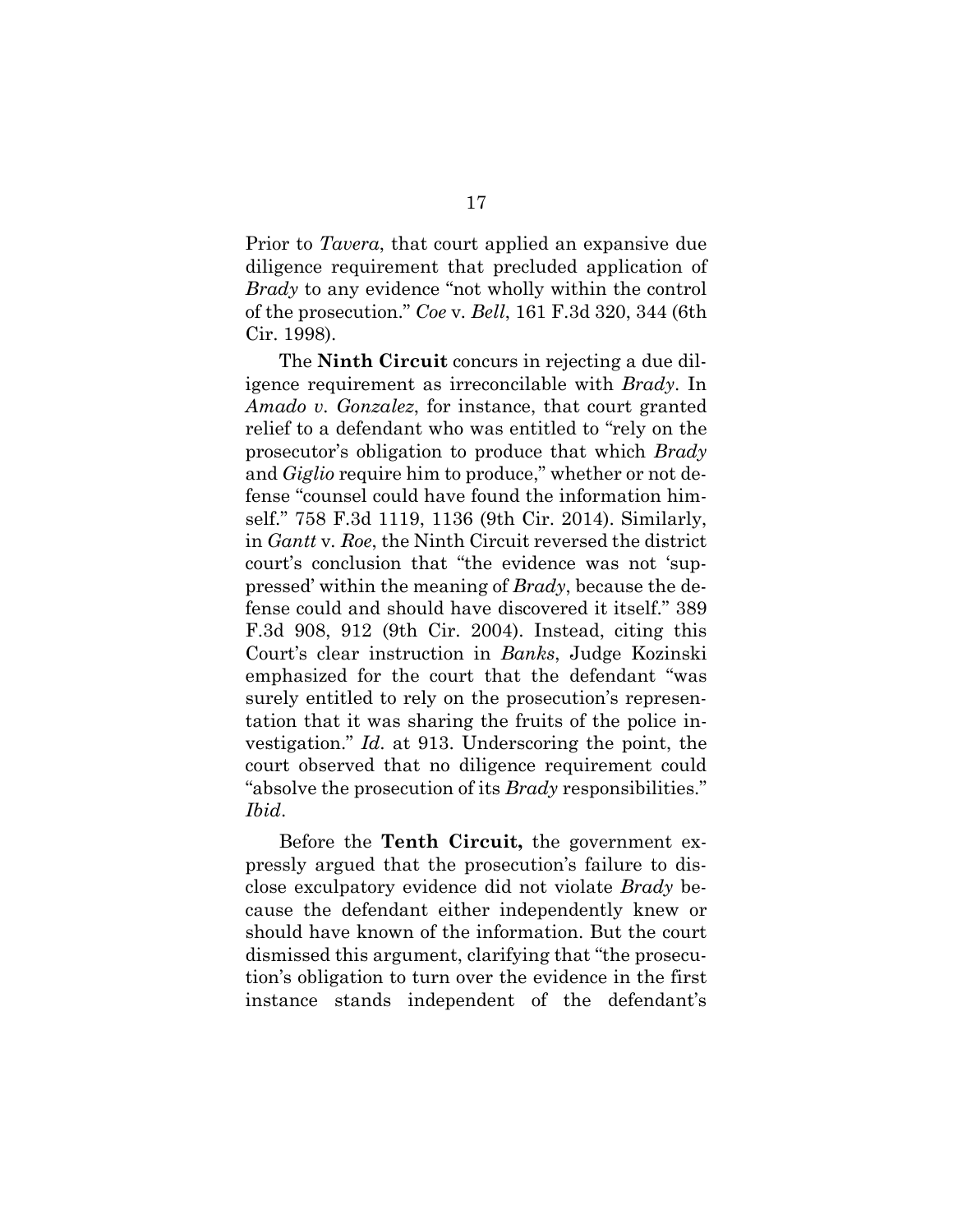Prior to *Tavera*, that court applied an expansive due diligence requirement that precluded application of *Brady* to any evidence "not wholly within the control of the prosecution." *Coe* v. *Bell*, 161 F.3d 320, 344 (6th Cir. 1998).

The **Ninth Circuit** concurs in rejecting a due diligence requirement as irreconcilable with *Brady*. In *Amado v. Gonzalez*, for instance, that court granted relief to a defendant who was entitled to "rely on the prosecutor's obligation to produce that which *Brady* and *Giglio* require him to produce," whether or not defense "counsel could have found the information himself." 758 F.3d 1119, 1136 (9th Cir. 2014). Similarly, in *Gantt* v. *Roe*, the Ninth Circuit reversed the district court's conclusion that "the evidence was not 'suppressed' within the meaning of *Brady*, because the defense could and should have discovered it itself." 389 F.3d 908, 912 (9th Cir. 2004). Instead, citing this Court's clear instruction in *Banks*, Judge Kozinski emphasized for the court that the defendant "was surely entitled to rely on the prosecution's representation that it was sharing the fruits of the police investigation." *Id*. at 913. Underscoring the point, the court observed that no diligence requirement could "absolve the prosecution of its *Brady* responsibilities." *Ibid*.

Before the **Tenth Circuit,** the government expressly argued that the prosecution's failure to disclose exculpatory evidence did not violate *Brady* because the defendant either independently knew or should have known of the information. But the court dismissed this argument, clarifying that "the prosecution's obligation to turn over the evidence in the first instance stands independent of the defendant's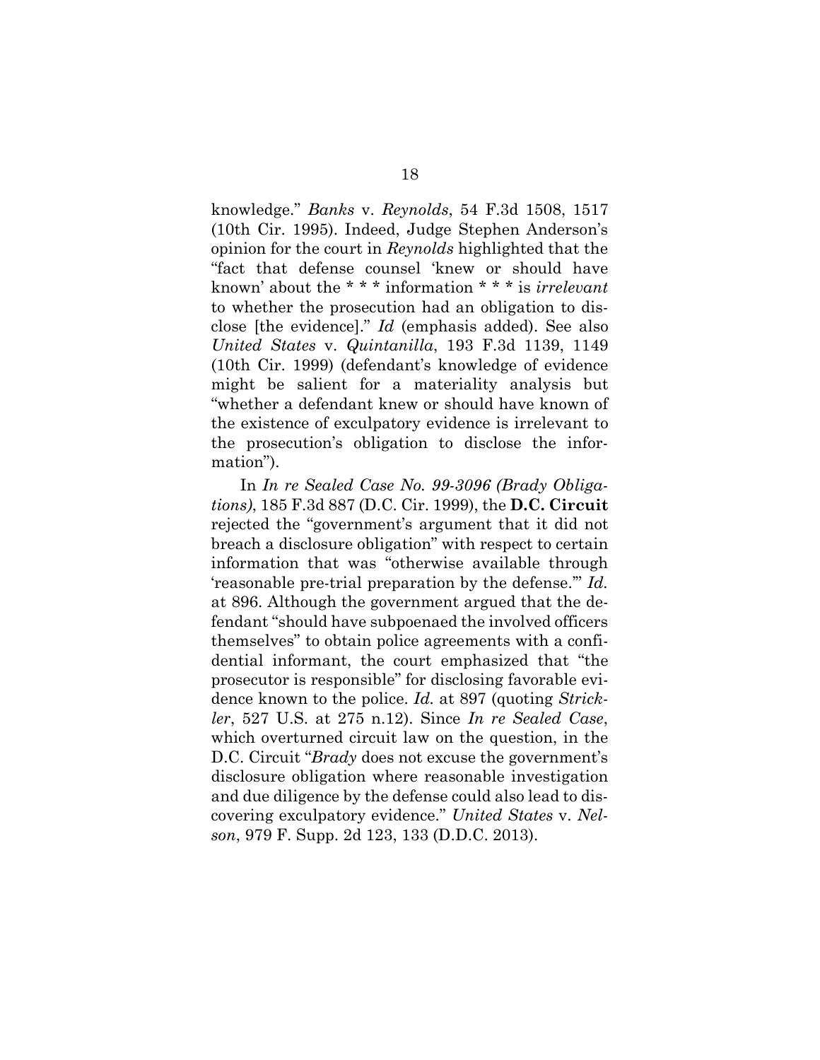knowledge." *Banks* v. *Reynolds*, 54 F.3d 1508, 1517 (10th Cir. 1995). Indeed, Judge Stephen Anderson's opinion for the court in *Reynolds* highlighted that the "fact that defense counsel 'knew or should have known' about the * * * information * * * is *irrelevant* to whether the prosecution had an obligation to disclose [the evidence]." *Id* (emphasis added). See also *United States* v. *Quintanilla*, 193 F.3d 1139, 1149 (10th Cir. 1999) (defendant's knowledge of evidence might be salient for a materiality analysis but "whether a defendant knew or should have known of the existence of exculpatory evidence is irrelevant to the prosecution's obligation to disclose the information").

In *In re Sealed Case No. 99-3096 (Brady Obligations)*, 185 F.3d 887 (D.C. Cir. 1999), the **D.C. Circuit** rejected the "government's argument that it did not breach a disclosure obligation" with respect to certain information that was "otherwise available through 'reasonable pre-trial preparation by the defense.'" *Id.* at 896. Although the government argued that the defendant "should have subpoenaed the involved officers themselves" to obtain police agreements with a confidential informant, the court emphasized that "the prosecutor is responsible" for disclosing favorable evidence known to the police. *Id.* at 897 (quoting *Strickler*, 527 U.S. at 275 n.12). Since *In re Sealed Case*, which overturned circuit law on the question, in the D.C. Circuit "*Brady* does not excuse the government's disclosure obligation where reasonable investigation and due diligence by the defense could also lead to discovering exculpatory evidence." *United States* v. *Nelson*, 979 F. Supp. 2d 123, 133 (D.D.C. 2013).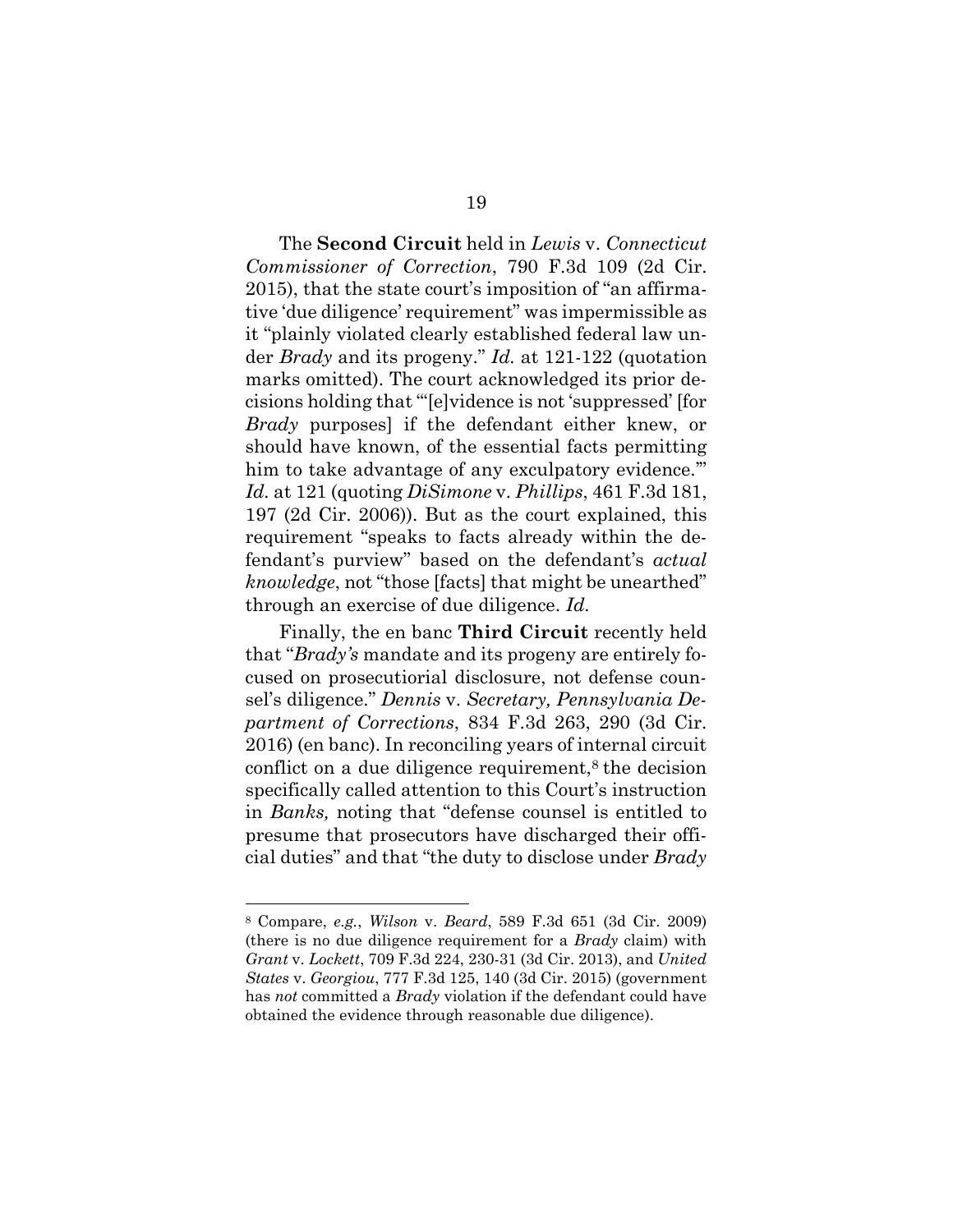The **Second Circuit** held in *Lewis* v. *Connecticut Commissioner of Correction*, 790 F.3d 109 (2d Cir. 2015), that the state court's imposition of "an affirmative 'due diligence' requirement" was impermissible as it "plainly violated clearly established federal law under *Brady* and its progeny." *Id.* at 121-122 (quotation marks omitted). The court acknowledged its prior decisions holding that "'[e]vidence is not 'suppressed' [for *Brady* purposes] if the defendant either knew, or should have known, of the essential facts permitting him to take advantage of any exculpatory evidence.'" *Id.* at 121 (quoting *DiSimone* v. *Phillips*, 461 F.3d 181, 197 (2d Cir. 2006)). But as the court explained, this requirement "speaks to facts already within the defendant's purview" based on the defendant's *actual knowledge*, not "those [facts] that might be unearthed" through an exercise of due diligence. *Id.*

Finally, the en banc **Third Circuit** recently held that "*Brady's* mandate and its progeny are entirely focused on prosecutiorial disclosure, not defense counsel's diligence." *Dennis* v. *Secretary, Pennsylvania Department of Corrections*, 834 F.3d 263, 290 (3d Cir. 2016) (en banc). In reconciling years of internal circuit conflict on a due diligence requirement,[8] the decision specifically called attention to this Court's instruction in *Banks,* noting that "defense counsel is entitled to presume that prosecutors have discharged their official duties" and that "the duty to disclose under *Brady*

---

[8] Compare, *e.g.*, *Wilson* v. *Beard*, 589 F.3d 651 (3d Cir. 2009) (there is no due diligence requirement for a *Brady* claim) with *Grant* v. *Lockett*, 709 F.3d 224, 230-31 (3d Cir. 2013), and *United States* v. *Georgiou*, 777 F.3d 125, 140 (3d Cir. 2015) (government has *not* committed a *Brady* violation if the defendant could have obtained the evidence through reasonable due diligence).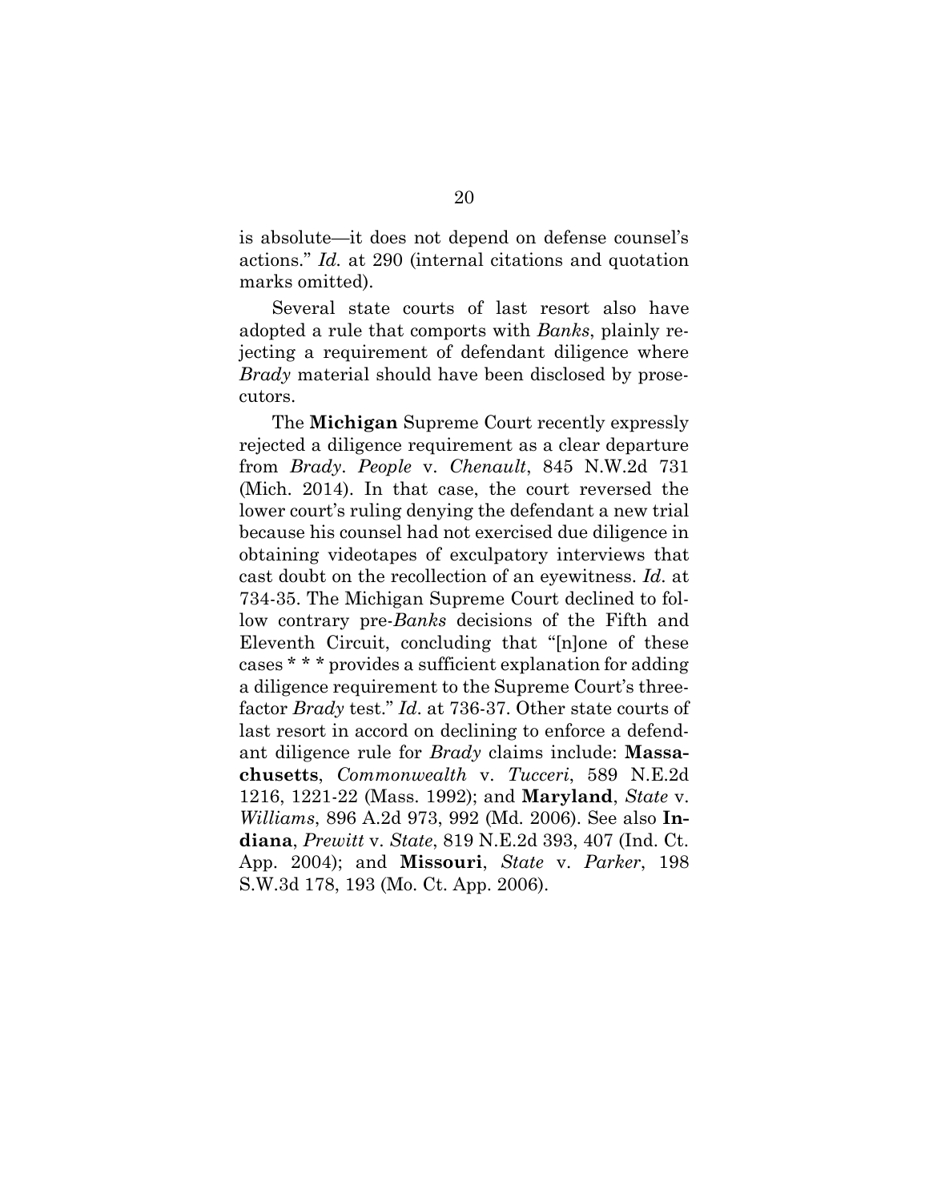is absolute—it does not depend on defense counsel's actions." *Id.* at 290 (internal citations and quotation marks omitted).

Several state courts of last resort also have adopted a rule that comports with *Banks*, plainly rejecting a requirement of defendant diligence where *Brady* material should have been disclosed by prosecutors.

The **Michigan** Supreme Court recently expressly rejected a diligence requirement as a clear departure from *Brady*. *People* v. *Chenault*, 845 N.W.2d 731 (Mich. 2014). In that case, the court reversed the lower court's ruling denying the defendant a new trial because his counsel had not exercised due diligence in obtaining videotapes of exculpatory interviews that cast doubt on the recollection of an eyewitness. *Id*. at 734-35. The Michigan Supreme Court declined to follow contrary pre-*Banks* decisions of the Fifth and Eleventh Circuit, concluding that "[n]one of these cases * * * provides a sufficient explanation for adding a diligence requirement to the Supreme Court's three-factor *Brady* test." *Id*. at 736-37. Other state courts of last resort in accord on declining to enforce a defendant diligence rule for *Brady* claims include: **Massachusetts**, *Commonwealth* v. *Tucceri*, 589 N.E.2d 1216, 1221-22 (Mass. 1992); and **Maryland**, *State* v. *Williams*, 896 A.2d 973, 992 (Md. 2006). See also **Indiana**, *Prewitt* v. *State*, 819 N.E.2d 393, 407 (Ind. Ct. App. 2004); and **Missouri**, *State* v. *Parker*, 198 S.W.3d 178, 193 (Mo. Ct. App. 2006).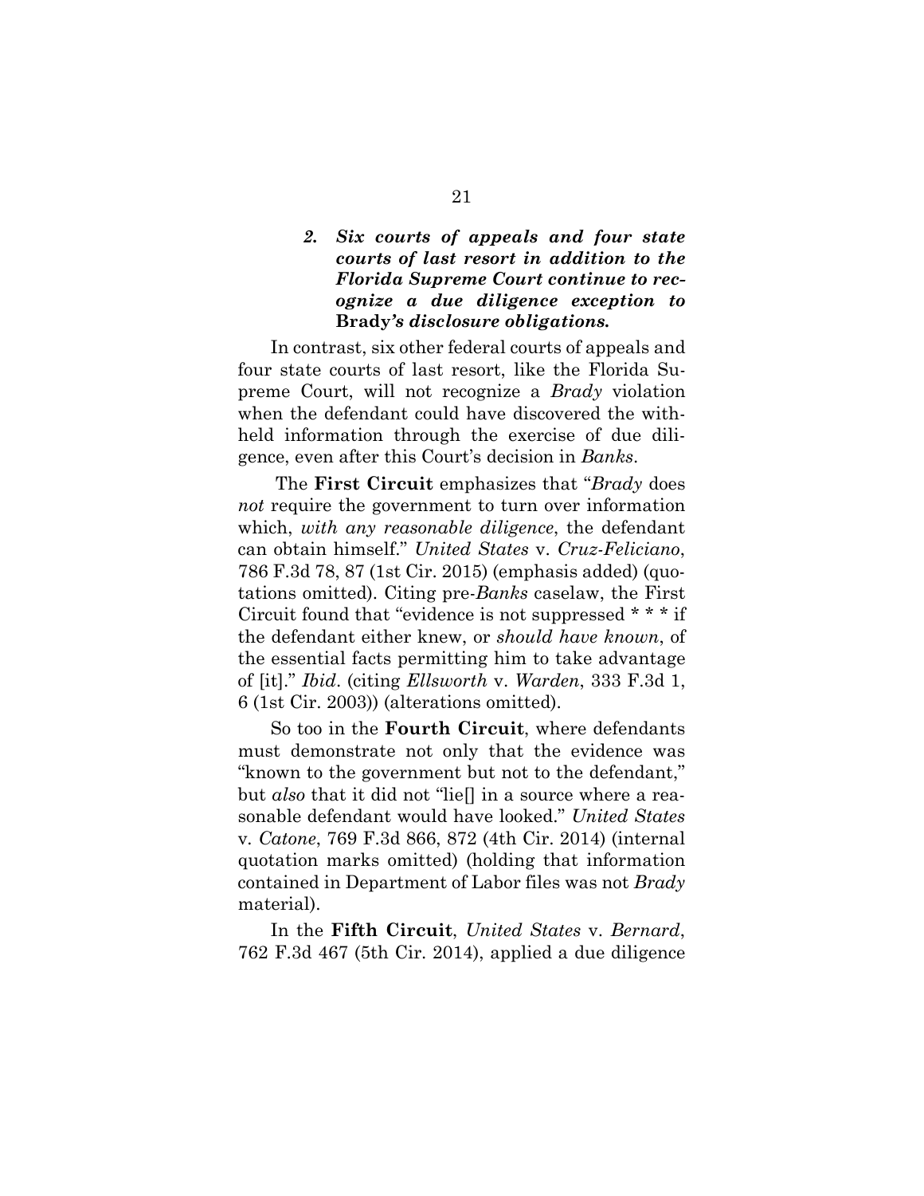### *2. Six courts of appeals and four state courts of last resort in addition to the Florida Supreme Court continue to recognize a due diligence exception to* Brady*'s disclosure obligations.*

In contrast, six other federal courts of appeals and four state courts of last resort, like the Florida Supreme Court, will not recognize a *Brady* violation when the defendant could have discovered the withheld information through the exercise of due diligence, even after this Court's decision in *Banks*.

The **First Circuit** emphasizes that "*Brady* does *not* require the government to turn over information which, *with any reasonable diligence*, the defendant can obtain himself." *United States* v. *Cruz-Feliciano*, 786 F.3d 78, 87 (1st Cir. 2015) (emphasis added) (quotations omitted). Citing pre-*Banks* caselaw, the First Circuit found that "evidence is not suppressed * * * if the defendant either knew, or *should have known*, of the essential facts permitting him to take advantage of [it]." *Ibid*. (citing *Ellsworth* v. *Warden*, 333 F.3d 1, 6 (1st Cir. 2003)) (alterations omitted).

So too in the **Fourth Circuit**, where defendants must demonstrate not only that the evidence was "known to the government but not to the defendant," but *also* that it did not "lie[] in a source where a reasonable defendant would have looked." *United States* v. *Catone*, 769 F.3d 866, 872 (4th Cir. 2014) (internal quotation marks omitted) (holding that information contained in Department of Labor files was not *Brady* material).

In the **Fifth Circuit**, *United States* v. *Bernard*, 762 F.3d 467 (5th Cir. 2014), applied a due diligence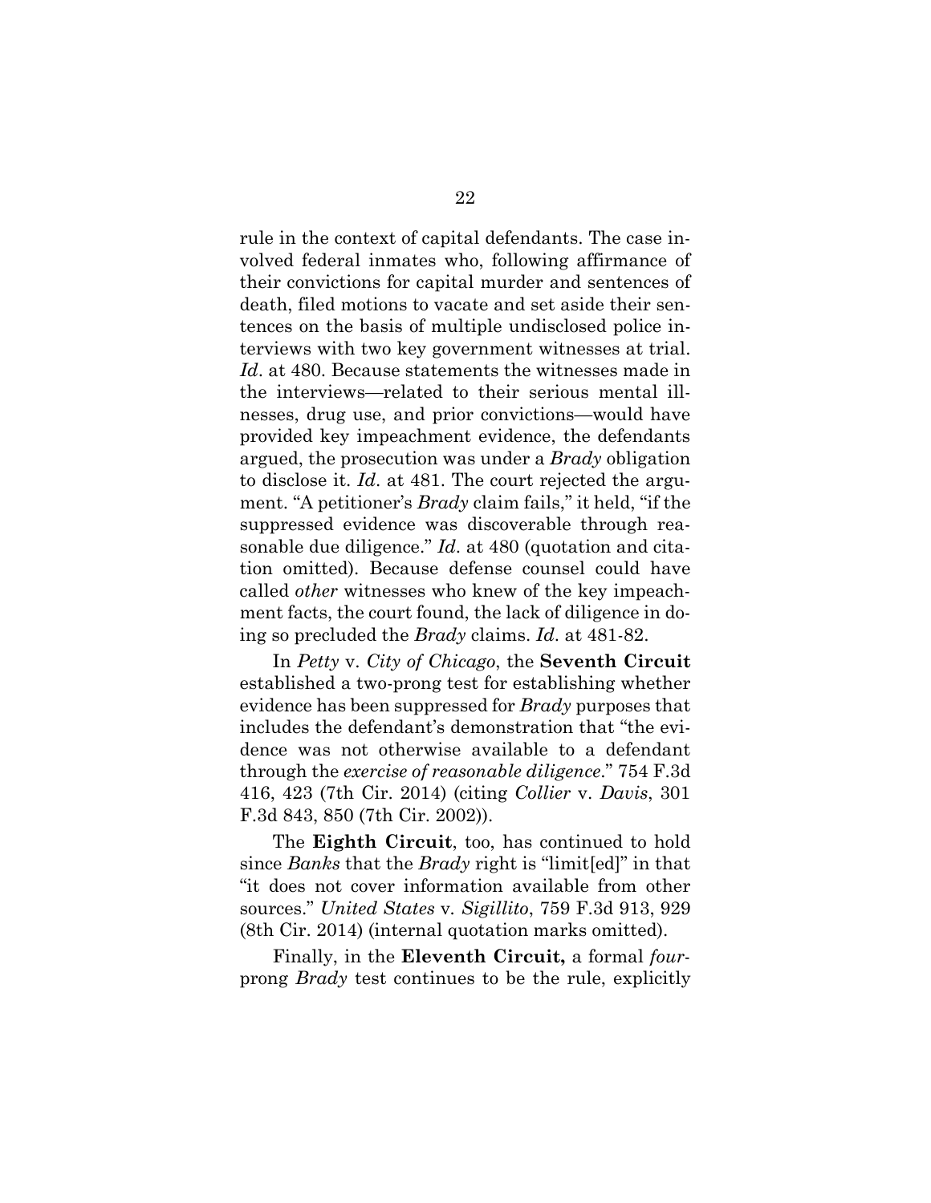rule in the context of capital defendants. The case involved federal inmates who, following affirmance of their convictions for capital murder and sentences of death, filed motions to vacate and set aside their sentences on the basis of multiple undisclosed police interviews with two key government witnesses at trial. *Id*. at 480. Because statements the witnesses made in the interviews—related to their serious mental illnesses, drug use, and prior convictions—would have provided key impeachment evidence, the defendants argued, the prosecution was under a *Brady* obligation to disclose it. *Id*. at 481. The court rejected the argument. "A petitioner's *Brady* claim fails," it held, "if the suppressed evidence was discoverable through reasonable due diligence." *Id*. at 480 (quotation and citation omitted). Because defense counsel could have called *other* witnesses who knew of the key impeachment facts, the court found, the lack of diligence in doing so precluded the *Brady* claims. *Id*. at 481-82.

In *Petty* v. *City of Chicago*, the **Seventh Circuit** established a two-prong test for establishing whether evidence has been suppressed for *Brady* purposes that includes the defendant's demonstration that "the evidence was not otherwise available to a defendant through the *exercise of reasonable diligence*." 754 F.3d 416, 423 (7th Cir. 2014) (citing *Collier* v. *Davis*, 301 F.3d 843, 850 (7th Cir. 2002)).

The **Eighth Circuit**, too, has continued to hold since *Banks* that the *Brady* right is "limit[ed]" in that "it does not cover information available from other sources." *United States* v. *Sigillito*, 759 F.3d 913, 929 (8th Cir. 2014) (internal quotation marks omitted).

Finally, in the **Eleventh Circuit,** a formal *four*-prong *Brady* test continues to be the rule, explicitly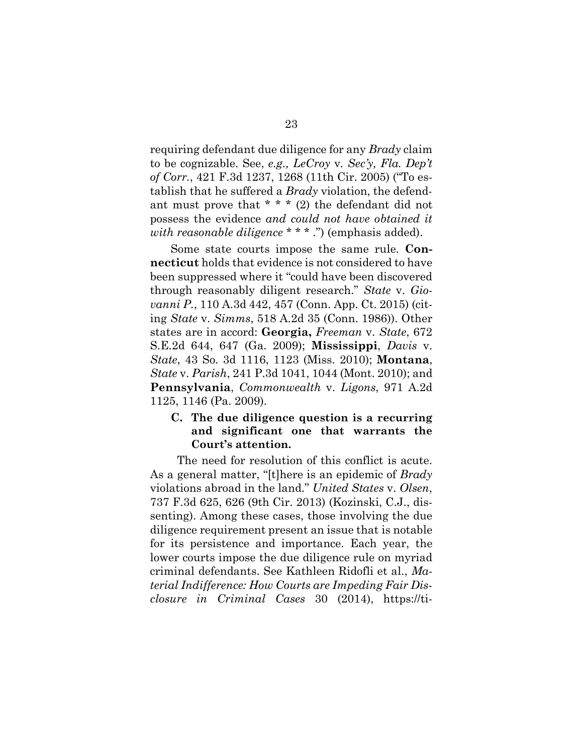requiring defendant due diligence for any *Brady* claim to be cognizable. See, *e.g., LeCroy* v. *Sec'y, Fla. Dep't of Corr.*, 421 F.3d 1237, 1268 (11th Cir. 2005) ("To establish that he suffered a *Brady* violation, the defendant must prove that * * * (2) the defendant did not possess the evidence *and could not have obtained it with reasonable diligence* * * * .") (emphasis added).

Some state courts impose the same rule. **Connecticut** holds that evidence is not considered to have been suppressed where it "could have been discovered through reasonably diligent research." *State* v. *Giovanni P.*, 110 A.3d 442, 457 (Conn. App. Ct. 2015) (citing *State* v. *Simms*, 518 A.2d 35 (Conn. 1986)). Other states are in accord: **Georgia,** *Freeman* v. *State*, 672 S.E.2d 644, 647 (Ga. 2009); **Mississippi**, *Davis* v. *State*, 43 So. 3d 1116, 1123 (Miss. 2010); **Montana**, *State* v. *Parish*, 241 P.3d 1041, 1044 (Mont. 2010); and **Pennsylvania**, *Commonwealth* v. *Ligons*, 971 A.2d 1125, 1146 (Pa. 2009).

### C. The due diligence question is a recurring and significant one that warrants the Court's attention.

The need for resolution of this conflict is acute. As a general matter, "[t]here is an epidemic of *Brady* violations abroad in the land." *United States* v. *Olsen*, 737 F.3d 625, 626 (9th Cir. 2013) (Kozinski, C.J., dissenting). Among these cases, those involving the due diligence requirement present an issue that is notable for its persistence and importance. Each year, the lower courts impose the due diligence rule on myriad criminal defendants. See Kathleen Ridofli et al., *Material Indifference: How Courts are Impeding Fair Disclosure in Criminal Cases* 30 (2014), https://ti-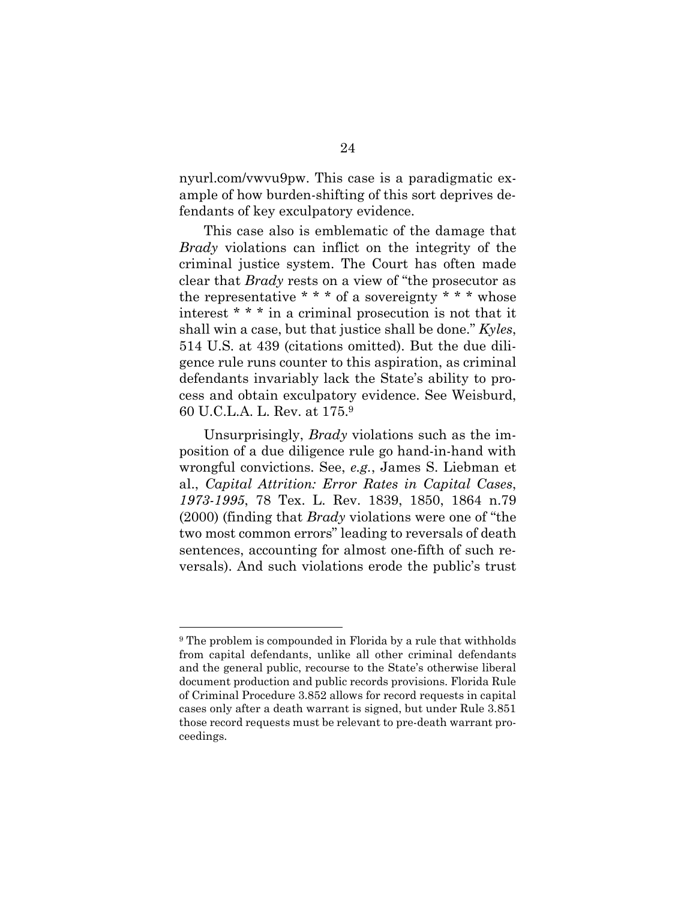nyurl.com/vwvu9pw. This case is a paradigmatic example of how burden-shifting of this sort deprives defendants of key exculpatory evidence.

This case also is emblematic of the damage that *Brady* violations can inflict on the integrity of the criminal justice system. The Court has often made clear that *Brady* rests on a view of "the prosecutor as the representative * * * of a sovereignty * * * whose interest * * * in a criminal prosecution is not that it shall win a case, but that justice shall be done." *Kyles*, 514 U.S. at 439 (citations omitted). But the due diligence rule runs counter to this aspiration, as criminal defendants invariably lack the State's ability to process and obtain exculpatory evidence. See Weisburd, 60 U.C.L.A. L. Rev. at 175.[9]

Unsurprisingly, *Brady* violations such as the imposition of a due diligence rule go hand-in-hand with wrongful convictions. See, *e.g.*, James S. Liebman et al., *Capital Attrition: Error Rates in Capital Cases, 1973-1995*, 78 Tex. L. Rev. 1839, 1850, 1864 n.79 (2000) (finding that *Brady* violations were one of "the two most common errors" leading to reversals of death sentences, accounting for almost one-fifth of such reversals). And such violations erode the public's trust

---

[9] The problem is compounded in Florida by a rule that withholds from capital defendants, unlike all other criminal defendants and the general public, recourse to the State's otherwise liberal document production and public records provisions. Florida Rule of Criminal Procedure 3.852 allows for record requests in capital cases only after a death warrant is signed, but under Rule 3.851 those record requests must be relevant to pre-death warrant proceedings.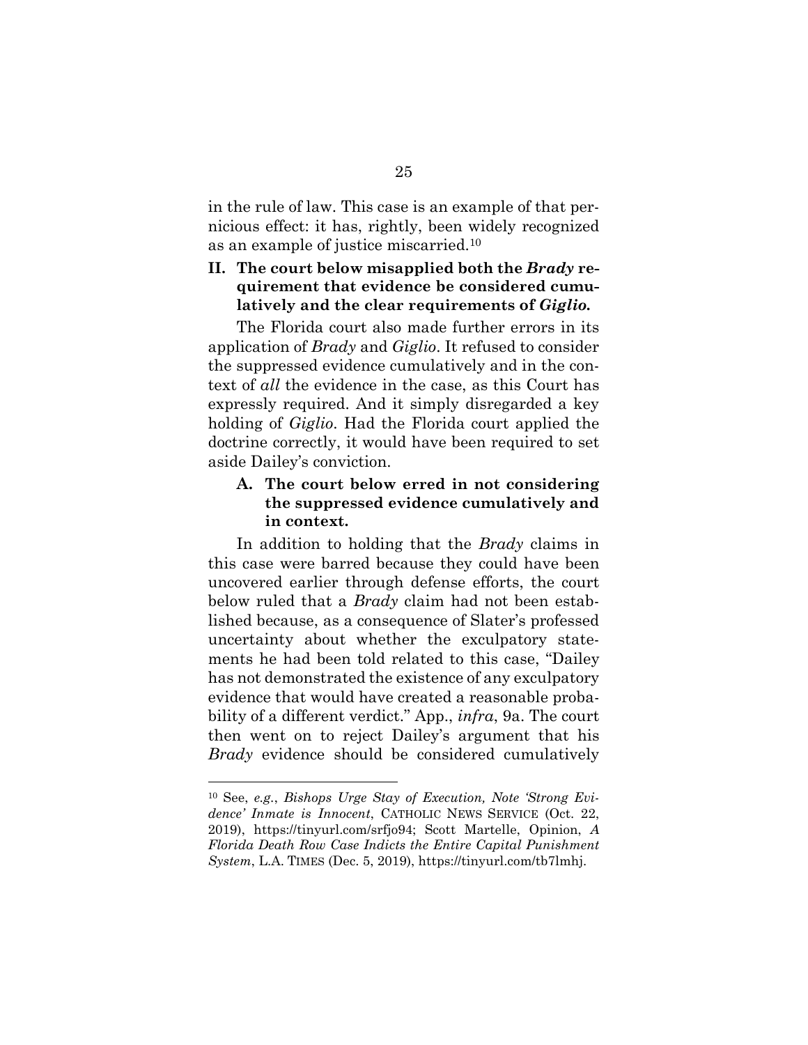in the rule of law. This case is an example of that pernicious effect: it has, rightly, been widely recognized as an example of justice miscarried.[10]

## II. The court below misapplied both the *Brady* requirement that evidence be considered cumulatively and the clear requirements of *Giglio.*

The Florida court also made further errors in its application of *Brady* and *Giglio*. It refused to consider the suppressed evidence cumulatively and in the context of *all* the evidence in the case, as this Court has expressly required. And it simply disregarded a key holding of *Giglio*. Had the Florida court applied the doctrine correctly, it would have been required to set aside Dailey's conviction.

### A. The court below erred in not considering the suppressed evidence cumulatively and in context.

In addition to holding that the *Brady* claims in this case were barred because they could have been uncovered earlier through defense efforts, the court below ruled that a *Brady* claim had not been established because, as a consequence of Slater's professed uncertainty about whether the exculpatory statements he had been told related to this case, "Dailey has not demonstrated the existence of any exculpatory evidence that would have created a reasonable probability of a different verdict." App., *infra*, 9a. The court then went on to reject Dailey's argument that his *Brady* evidence should be considered cumulatively

---

[10] See, *e.g.*, *Bishops Urge Stay of Execution, Note 'Strong Evidence' Inmate is Innocent*, CATHOLIC NEWS SERVICE (Oct. 22, 2019), https://tinyurl.com/srfjo94; Scott Martelle, Opinion, *A Florida Death Row Case Indicts the Entire Capital Punishment System*, L.A. TIMES (Dec. 5, 2019), https://tinyurl.com/tb7lmhj.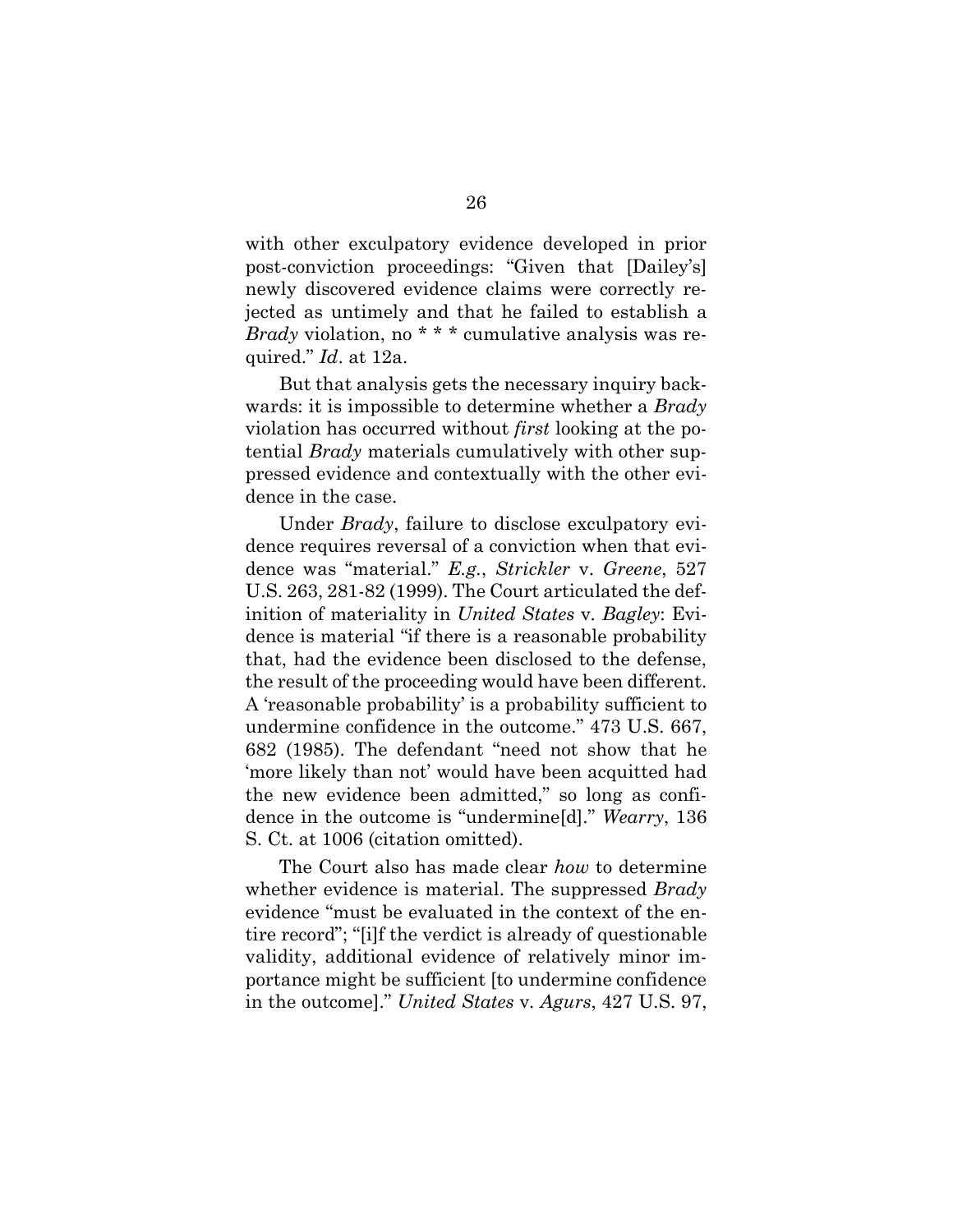with other exculpatory evidence developed in prior post-conviction proceedings: "Given that [Dailey's] newly discovered evidence claims were correctly rejected as untimely and that he failed to establish a *Brady* violation, no * * * cumulative analysis was required." *Id*. at 12a.

But that analysis gets the necessary inquiry backwards: it is impossible to determine whether a *Brady* violation has occurred without *first* looking at the potential *Brady* materials cumulatively with other suppressed evidence and contextually with the other evidence in the case.

Under *Brady*, failure to disclose exculpatory evidence requires reversal of a conviction when that evidence was "material." *E.g.*, *Strickler* v. *Greene*, 527 U.S. 263, 281-82 (1999). The Court articulated the definition of materiality in *United States* v. *Bagley*: Evidence is material "if there is a reasonable probability that, had the evidence been disclosed to the defense, the result of the proceeding would have been different. A 'reasonable probability' is a probability sufficient to undermine confidence in the outcome." 473 U.S. 667, 682 (1985). The defendant "need not show that he 'more likely than not' would have been acquitted had the new evidence been admitted," so long as confidence in the outcome is "undermine[d]." *Wearry*, 136 S. Ct. at 1006 (citation omitted).

The Court also has made clear *how* to determine whether evidence is material. The suppressed *Brady* evidence "must be evaluated in the context of the entire record"; "[i]f the verdict is already of questionable validity, additional evidence of relatively minor importance might be sufficient [to undermine confidence in the outcome]." *United States* v. *Agurs*, 427 U.S. 97,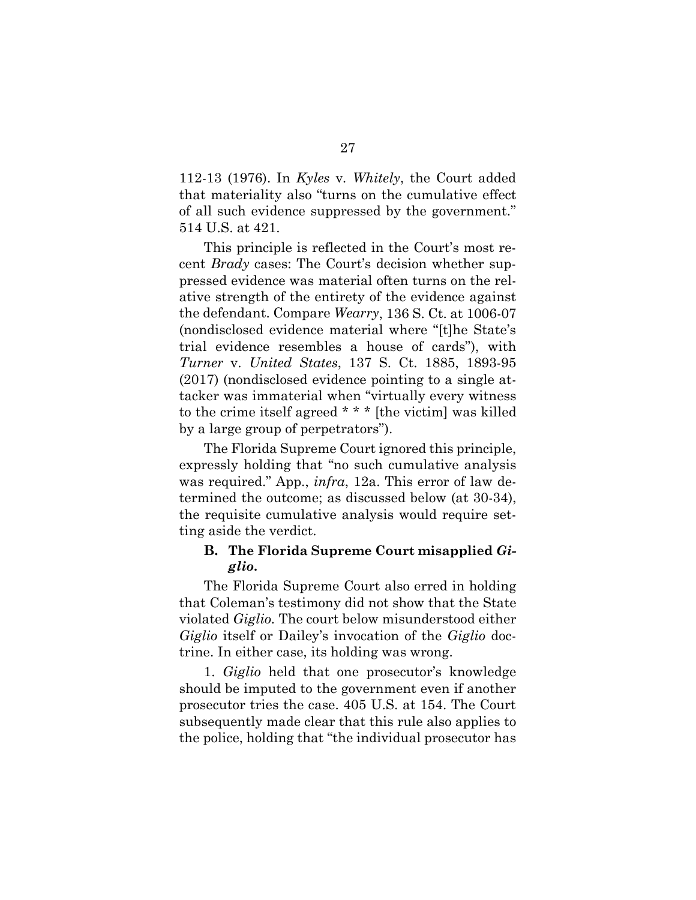112-13 (1976). In *Kyles* v. *Whitely*, the Court added that materiality also "turns on the cumulative effect of all such evidence suppressed by the government." 514 U.S. at 421.

This principle is reflected in the Court's most recent *Brady* cases: The Court's decision whether suppressed evidence was material often turns on the relative strength of the entirety of the evidence against the defendant. Compare *Wearry*, 136 S. Ct. at 1006-07 (nondisclosed evidence material where "[t]he State's trial evidence resembles a house of cards"), with *Turner* v. *United States*, 137 S. Ct. 1885, 1893-95 (2017) (nondisclosed evidence pointing to a single attacker was immaterial when "virtually every witness to the crime itself agreed * * * [the victim] was killed by a large group of perpetrators").

The Florida Supreme Court ignored this principle, expressly holding that "no such cumulative analysis was required." App., *infra*, 12a. This error of law determined the outcome; as discussed below (at 30-34), the requisite cumulative analysis would require setting aside the verdict.

### B. The Florida Supreme Court misapplied *Giglio*.

The Florida Supreme Court also erred in holding that Coleman's testimony did not show that the State violated *Giglio*. The court below misunderstood either *Giglio* itself or Dailey's invocation of the *Giglio* doctrine. In either case, its holding was wrong.

1. *Giglio* held that one prosecutor's knowledge should be imputed to the government even if another prosecutor tries the case. 405 U.S. at 154. The Court subsequently made clear that this rule also applies to the police, holding that "the individual prosecutor has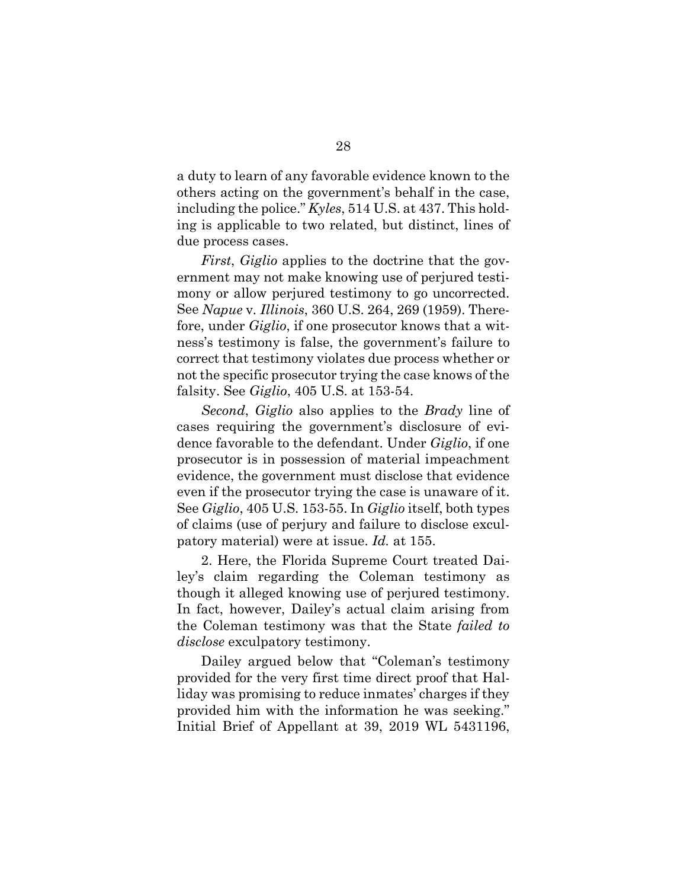a duty to learn of any favorable evidence known to the others acting on the government's behalf in the case, including the police." *Kyles*, 514 U.S. at 437. This holding is applicable to two related, but distinct, lines of due process cases.

*First*, *Giglio* applies to the doctrine that the government may not make knowing use of perjured testimony or allow perjured testimony to go uncorrected. See *Napue* v. *Illinois*, 360 U.S. 264, 269 (1959). Therefore, under *Giglio*, if one prosecutor knows that a witness's testimony is false, the government's failure to correct that testimony violates due process whether or not the specific prosecutor trying the case knows of the falsity. See *Giglio*, 405 U.S. at 153-54.

*Second*, *Giglio* also applies to the *Brady* line of cases requiring the government's disclosure of evidence favorable to the defendant. Under *Giglio*, if one prosecutor is in possession of material impeachment evidence, the government must disclose that evidence even if the prosecutor trying the case is unaware of it. See *Giglio*, 405 U.S. 153-55. In *Giglio* itself, both types of claims (use of perjury and failure to disclose exculpatory material) were at issue. *Id.* at 155.

2. Here, the Florida Supreme Court treated Dailey's claim regarding the Coleman testimony as though it alleged knowing use of perjured testimony. In fact, however, Dailey's actual claim arising from the Coleman testimony was that the State *failed to disclose* exculpatory testimony.

Dailey argued below that "Coleman's testimony provided for the very first time direct proof that Halliday was promising to reduce inmates' charges if they provided him with the information he was seeking." Initial Brief of Appellant at 39, 2019 WL 5431196,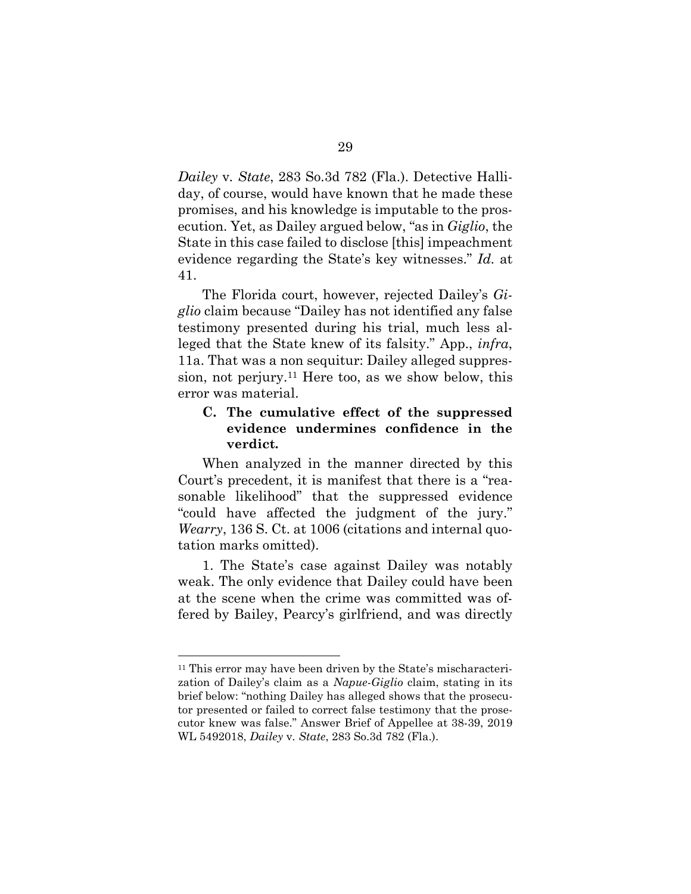*Dailey* v. *State*, 283 So.3d 782 (Fla.). Detective Halliday, of course, would have known that he made these promises, and his knowledge is imputable to the prosecution. Yet, as Dailey argued below, "as in *Giglio*, the State in this case failed to disclose [this] impeachment evidence regarding the State's key witnesses." *Id.* at 41.

The Florida court, however, rejected Dailey's *Giglio* claim because "Dailey has not identified any false testimony presented during his trial, much less alleged that the State knew of its falsity." App., *infra*, 11a. That was a non sequitur: Dailey alleged suppression, not perjury.[11] Here too, as we show below, this error was material.

### C. The cumulative effect of the suppressed evidence undermines confidence in the verdict.

When analyzed in the manner directed by this Court's precedent, it is manifest that there is a "reasonable likelihood" that the suppressed evidence "could have affected the judgment of the jury." *Wearry*, 136 S. Ct. at 1006 (citations and internal quotation marks omitted).

1. The State's case against Dailey was notably weak. The only evidence that Dailey could have been at the scene when the crime was committed was offered by Bailey, Pearcy's girlfriend, and was directly

---

[11] This error may have been driven by the State's mischaracterization of Dailey's claim as a *Napue-Giglio* claim, stating in its brief below: "nothing Dailey has alleged shows that the prosecutor presented or failed to correct false testimony that the prosecutor knew was false." Answer Brief of Appellee at 38-39, 2019 WL 5492018, *Dailey* v. *State*, 283 So.3d 782 (Fla.).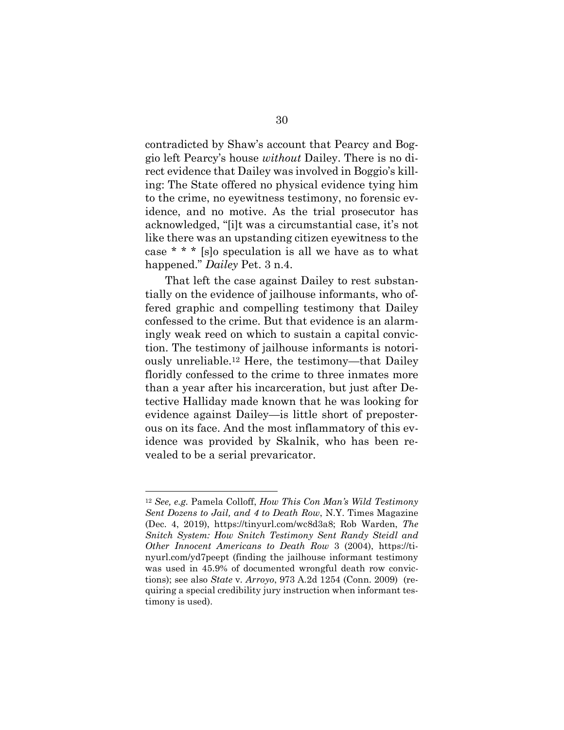contradicted by Shaw's account that Pearcy and Boggio left Pearcy's house *without* Dailey. There is no direct evidence that Dailey was involved in Boggio's killing: The State offered no physical evidence tying him to the crime, no eyewitness testimony, no forensic evidence, and no motive. As the trial prosecutor has acknowledged, "[i]t was a circumstantial case, it's not like there was an upstanding citizen eyewitness to the case * * * [s]o speculation is all we have as to what happened." *Dailey* Pet. 3 n.4.

That left the case against Dailey to rest substantially on the evidence of jailhouse informants, who offered graphic and compelling testimony that Dailey confessed to the crime. But that evidence is an alarmingly weak reed on which to sustain a capital conviction. The testimony of jailhouse informants is notoriously unreliable.[12] Here, the testimony—that Dailey floridly confessed to the crime to three inmates more than a year after his incarceration, but just after Detective Halliday made known that he was looking for evidence against Dailey—is little short of preposterous on its face. And the most inflammatory of this evidence was provided by Skalnik, who has been revealed to be a serial prevaricator.

---

[12] *See, e.g.* Pamela Colloff, *How This Con Man's Wild Testimony Sent Dozens to Jail, and 4 to Death Row*, N.Y. Times Magazine (Dec. 4, 2019), https://tinyurl.com/wc8d3a8; Rob Warden, *The Snitch System: How Snitch Testimony Sent Randy Steidl and Other Innocent Americans to Death Row* 3 (2004), https://tinyurl.com/yd7peept (finding the jailhouse informant testimony was used in 45.9% of documented wrongful death row convictions); see also *State* v. *Arroyo*, 973 A.2d 1254 (Conn. 2009) (requiring a special credibility jury instruction when informant testimony is used).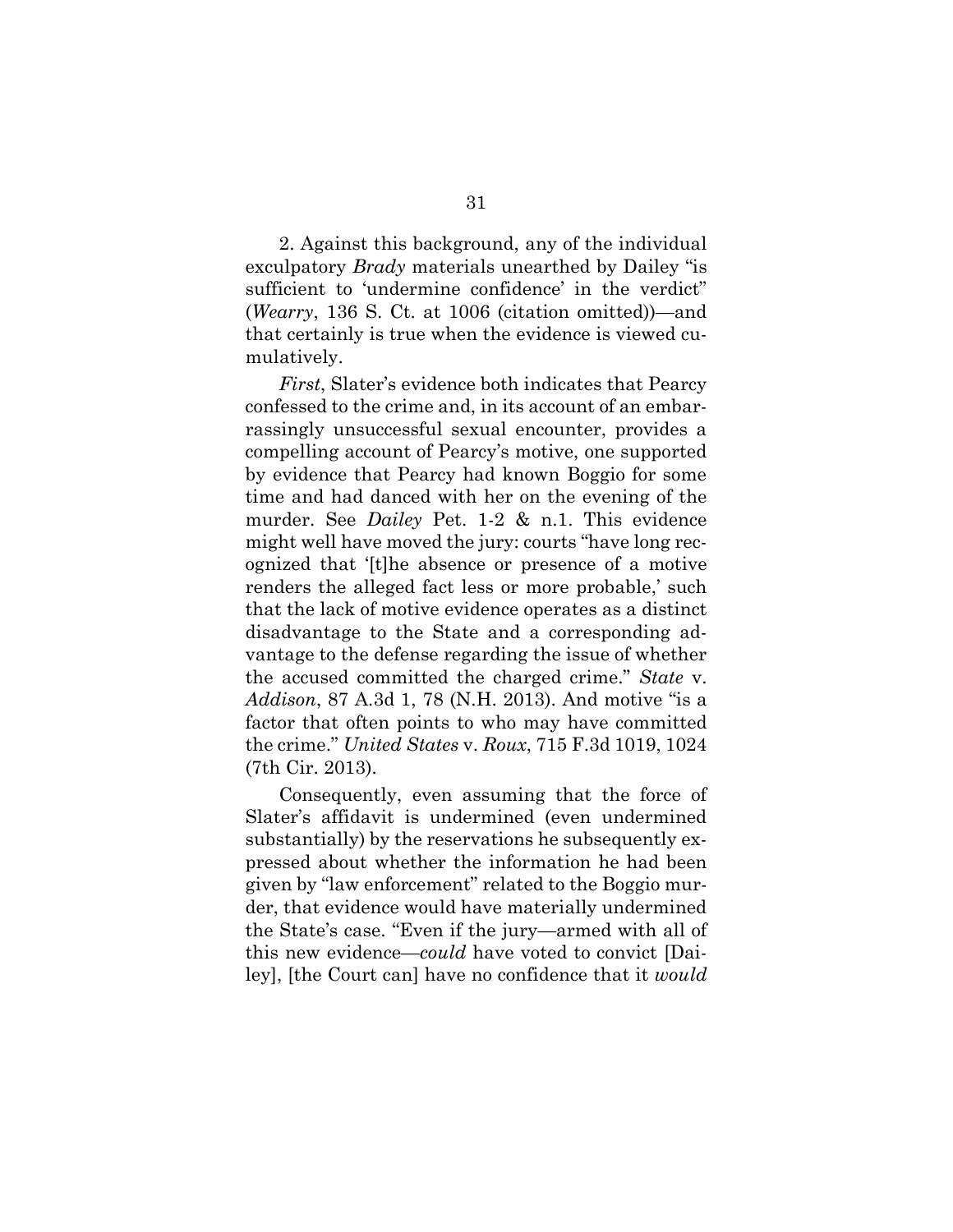2. Against this background, any of the individual exculpatory *Brady* materials unearthed by Dailey "is sufficient to 'undermine confidence' in the verdict" (*Wearry*, 136 S. Ct. at 1006 (citation omitted))—and that certainly is true when the evidence is viewed cumulatively.

*First*, Slater's evidence both indicates that Pearcy confessed to the crime and, in its account of an embarrassingly unsuccessful sexual encounter, provides a compelling account of Pearcy's motive, one supported by evidence that Pearcy had known Boggio for some time and had danced with her on the evening of the murder. See *Dailey* Pet. 1-2 & n.1. This evidence might well have moved the jury: courts "have long recognized that '[t]he absence or presence of a motive renders the alleged fact less or more probable,' such that the lack of motive evidence operates as a distinct disadvantage to the State and a corresponding advantage to the defense regarding the issue of whether the accused committed the charged crime." *State* v. *Addison*, 87 A.3d 1, 78 (N.H. 2013). And motive "is a factor that often points to who may have committed the crime." *United States* v. *Roux*, 715 F.3d 1019, 1024 (7th Cir. 2013).

Consequently, even assuming that the force of Slater's affidavit is undermined (even undermined substantially) by the reservations he subsequently expressed about whether the information he had been given by "law enforcement" related to the Boggio murder, that evidence would have materially undermined the State's case. "Even if the jury—armed with all of this new evidence—*could* have voted to convict [Dailey], [the Court can] have no confidence that it *would*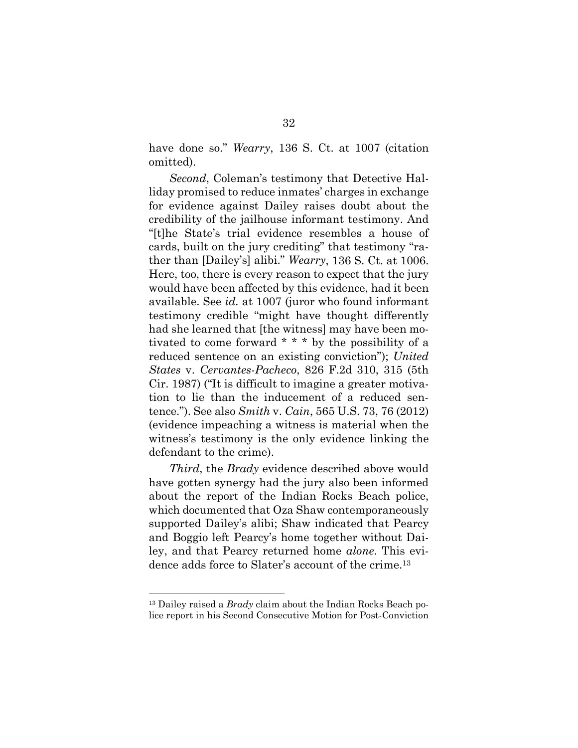have done so." *Wearry*, 136 S. Ct. at 1007 (citation omitted).

*Second*, Coleman's testimony that Detective Halliday promised to reduce inmates' charges in exchange for evidence against Dailey raises doubt about the credibility of the jailhouse informant testimony. And "[t]he State's trial evidence resembles a house of cards, built on the jury crediting" that testimony "rather than [Dailey's] alibi." *Wearry*, 136 S. Ct. at 1006. Here, too, there is every reason to expect that the jury would have been affected by this evidence, had it been available. See *id.* at 1007 (juror who found informant testimony credible "might have thought differently had she learned that [the witness] may have been motivated to come forward * * * by the possibility of a reduced sentence on an existing conviction"); *United States* v. *Cervantes-Pacheco*, 826 F.2d 310, 315 (5th Cir. 1987) ("It is difficult to imagine a greater motivation to lie than the inducement of a reduced sentence."). See also *Smith* v. *Cain*, 565 U.S. 73, 76 (2012) (evidence impeaching a witness is material when the witness's testimony is the only evidence linking the defendant to the crime).

*Third*, the *Brady* evidence described above would have gotten synergy had the jury also been informed about the report of the Indian Rocks Beach police, which documented that Oza Shaw contemporaneously supported Dailey's alibi; Shaw indicated that Pearcy and Boggio left Pearcy's home together without Dailey, and that Pearcy returned home *alone*. This evidence adds force to Slater's account of the crime.[13]

---

[13] Dailey raised a *Brady* claim about the Indian Rocks Beach police report in his Second Consecutive Motion for Post-Conviction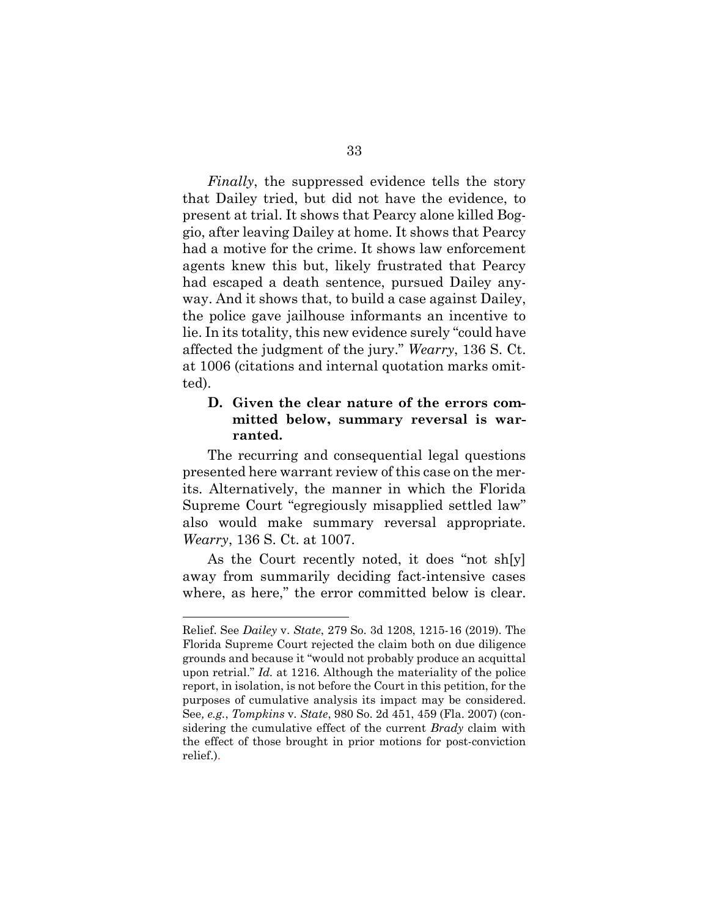*Finally*, the suppressed evidence tells the story that Dailey tried, but did not have the evidence, to present at trial. It shows that Pearcy alone killed Boggio, after leaving Dailey at home. It shows that Pearcy had a motive for the crime. It shows law enforcement agents knew this but, likely frustrated that Pearcy had escaped a death sentence, pursued Dailey anyway. And it shows that, to build a case against Dailey, the police gave jailhouse informants an incentive to lie. In its totality, this new evidence surely "could have affected the judgment of the jury." *Wearry*, 136 S. Ct. at 1006 (citations and internal quotation marks omitted).

### D. Given the clear nature of the errors committed below, summary reversal is warranted.

The recurring and consequential legal questions presented here warrant review of this case on the merits. Alternatively, the manner in which the Florida Supreme Court "egregiously misapplied settled law" also would make summary reversal appropriate. *Wearry*, 136 S. Ct. at 1007.

As the Court recently noted, it does "not sh[y] away from summarily deciding fact-intensive cases where, as here," the error committed below is clear.

---

Relief. See *Dailey* v. *State*, 279 So. 3d 1208, 1215-16 (2019). The Florida Supreme Court rejected the claim both on due diligence grounds and because it "would not probably produce an acquittal upon retrial." *Id.* at 1216. Although the materiality of the police report, in isolation, is not before the Court in this petition, for the purposes of cumulative analysis its impact may be considered. See*, e.g.*, *Tompkins* v. *State*, 980 So. 2d 451, 459 (Fla. 2007) (considering the cumulative effect of the current *Brady* claim with the effect of those brought in prior motions for post-conviction relief.).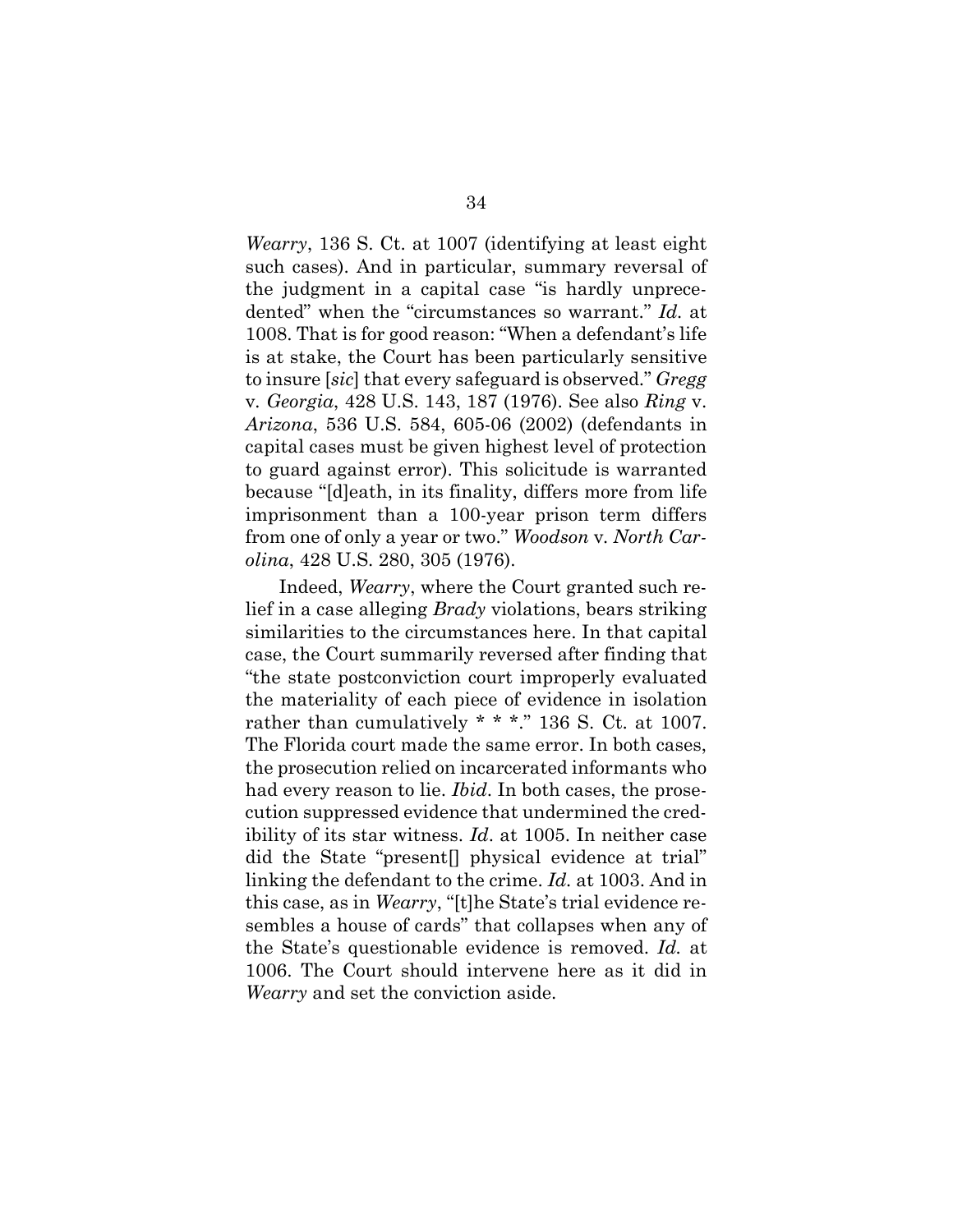*Wearry*, 136 S. Ct. at 1007 (identifying at least eight such cases). And in particular, summary reversal of the judgment in a capital case "is hardly unprecedented" when the "circumstances so warrant." *Id.* at 1008. That is for good reason: "When a defendant's life is at stake, the Court has been particularly sensitive to insure [*sic*] that every safeguard is observed." *Gregg* v. *Georgia*, 428 U.S. 143, 187 (1976). See also *Ring* v. *Arizona*, 536 U.S. 584, 605-06 (2002) (defendants in capital cases must be given highest level of protection to guard against error). This solicitude is warranted because "[d]eath, in its finality, differs more from life imprisonment than a 100-year prison term differs from one of only a year or two." *Woodson* v. *North Carolina*, 428 U.S. 280, 305 (1976).

Indeed, *Wearry*, where the Court granted such relief in a case alleging *Brady* violations, bears striking similarities to the circumstances here. In that capital case, the Court summarily reversed after finding that "the state postconviction court improperly evaluated the materiality of each piece of evidence in isolation rather than cumulatively * * *." 136 S. Ct. at 1007. The Florida court made the same error. In both cases, the prosecution relied on incarcerated informants who had every reason to lie. *Ibid*. In both cases, the prosecution suppressed evidence that undermined the credibility of its star witness. *Id*. at 1005. In neither case did the State "present[] physical evidence at trial" linking the defendant to the crime. *Id.* at 1003. And in this case, as in *Wearry*, "[t]he State's trial evidence resembles a house of cards" that collapses when any of the State's questionable evidence is removed. *Id.* at 1006. The Court should intervene here as it did in *Wearry* and set the conviction aside.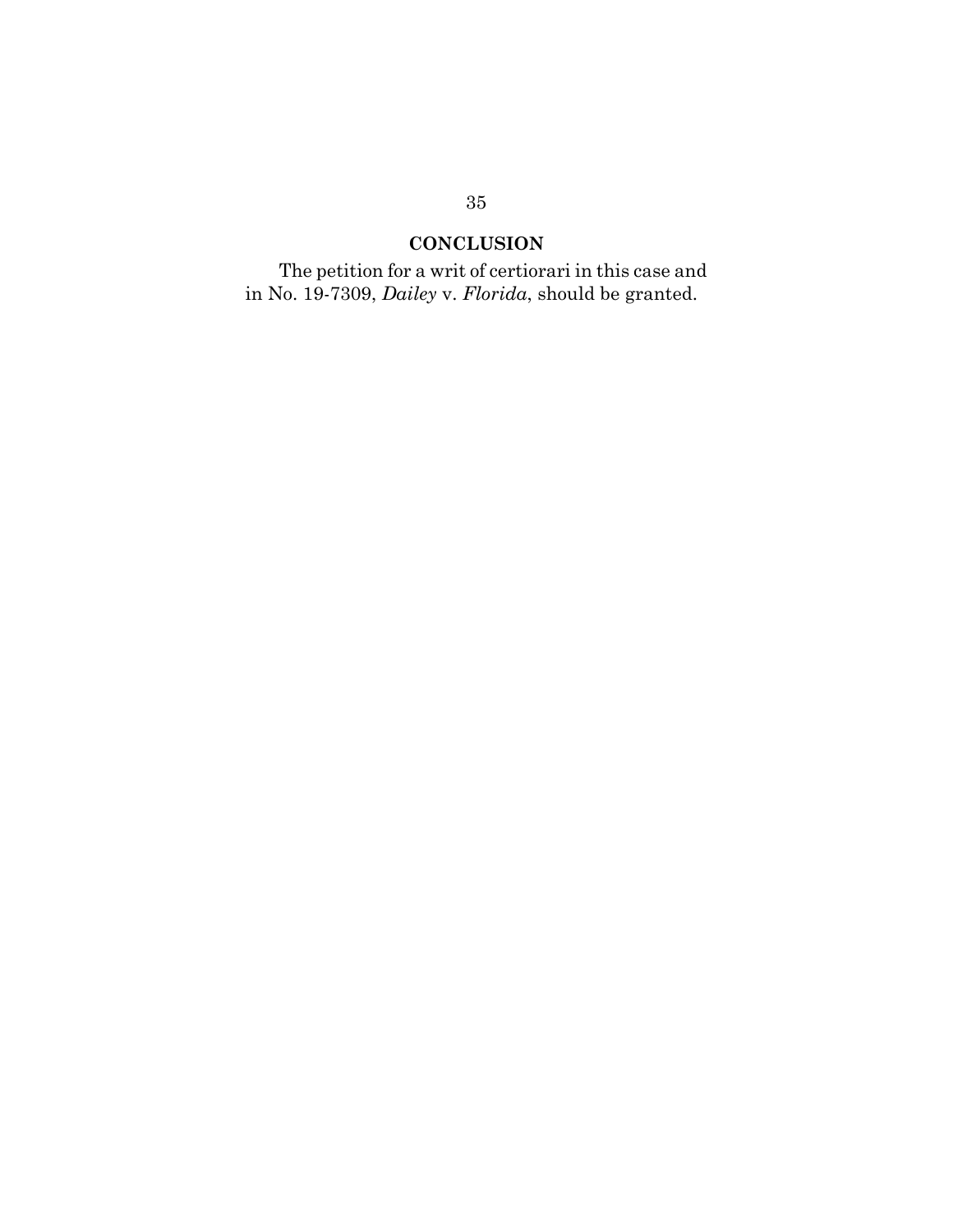## CONCLUSION

The petition for a writ of certiorari in this case and in No. 19-7309, *Dailey* v. *Florida*, should be granted.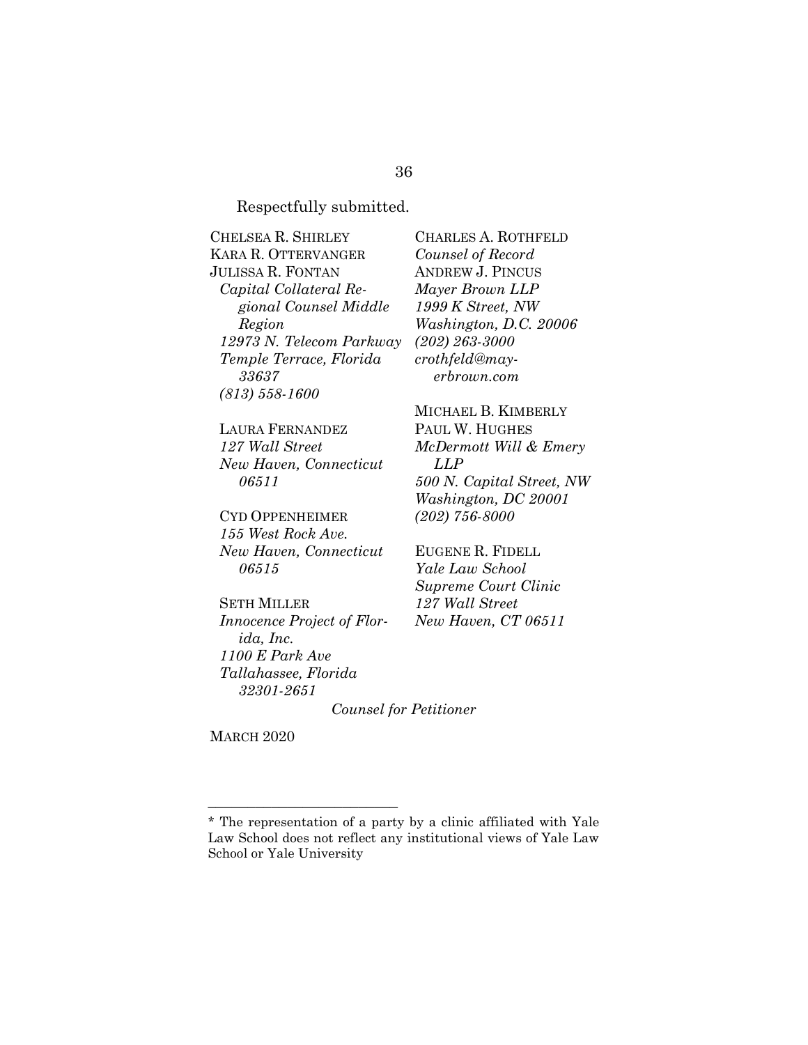Respectfully submitted.

CHELSEA R. SHIRLEY
KARA R. OTTERVANGER
JULISSA R. FONTAN
*Capital Collateral Regional Counsel Middle Region*
*12973 N. Telecom Parkway*
*Temple Terrace, Florida 33637*
*(813) 558-1600*

LAURA FERNANDEZ
*127 Wall Street*
*New Haven, Connecticut 06511*

CYD OPPENHEIMER
*155 West Rock Ave.*
*New Haven, Connecticut 06515*

SETH MILLER
*Innocence Project of Florida, Inc.*
*1100 E Park Ave*
*Tallahassee, Florida 32301-2651*

CHARLES A. ROTHFELD
*Counsel of Record*
ANDREW J. PINCUS
*Mayer Brown LLP*
*1999 K Street, NW*
*Washington, D.C. 20006*
*(202) 263-3000*
*crothfeld@mayerbrown.com*

MICHAEL B. KIMBERLY
PAUL W. HUGHES
*McDermott Will & Emery LLP*
*500 N. Capital Street, NW*
*Washington, DC 20001*
*(202) 756-8000*

EUGENE R. FIDELL
*Yale Law School Supreme Court Clinic*
*127 Wall Street*
*New Haven, CT 06511*

*Counsel for Petitioner*

MARCH 2020

---

* The representation of a party by a clinic affiliated with Yale Law School does not reflect any institutional views of Yale Law School or Yale University